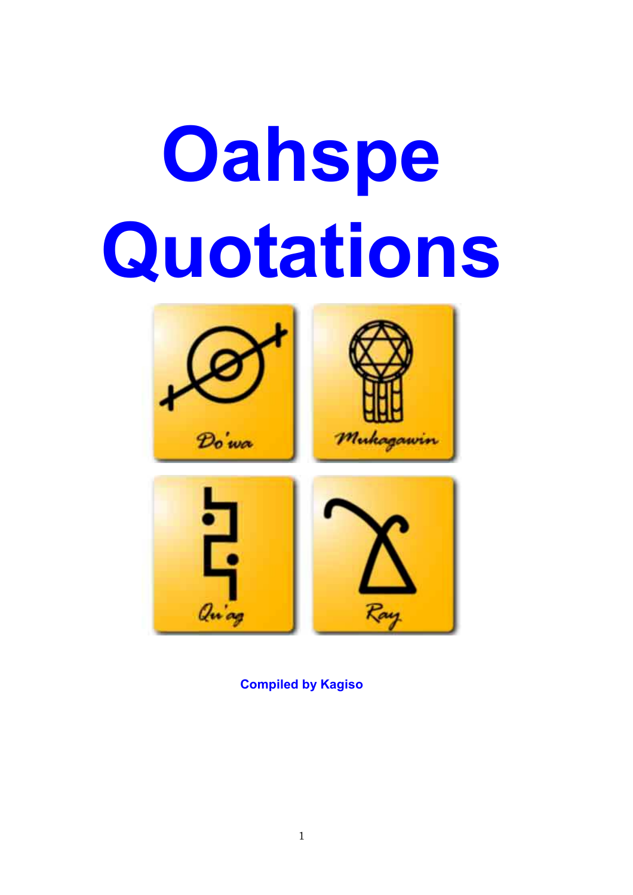# Oahspe Quotations

Do'wa

Mukagawin

Qu'ag

Ray

**Compiled by Kagiso**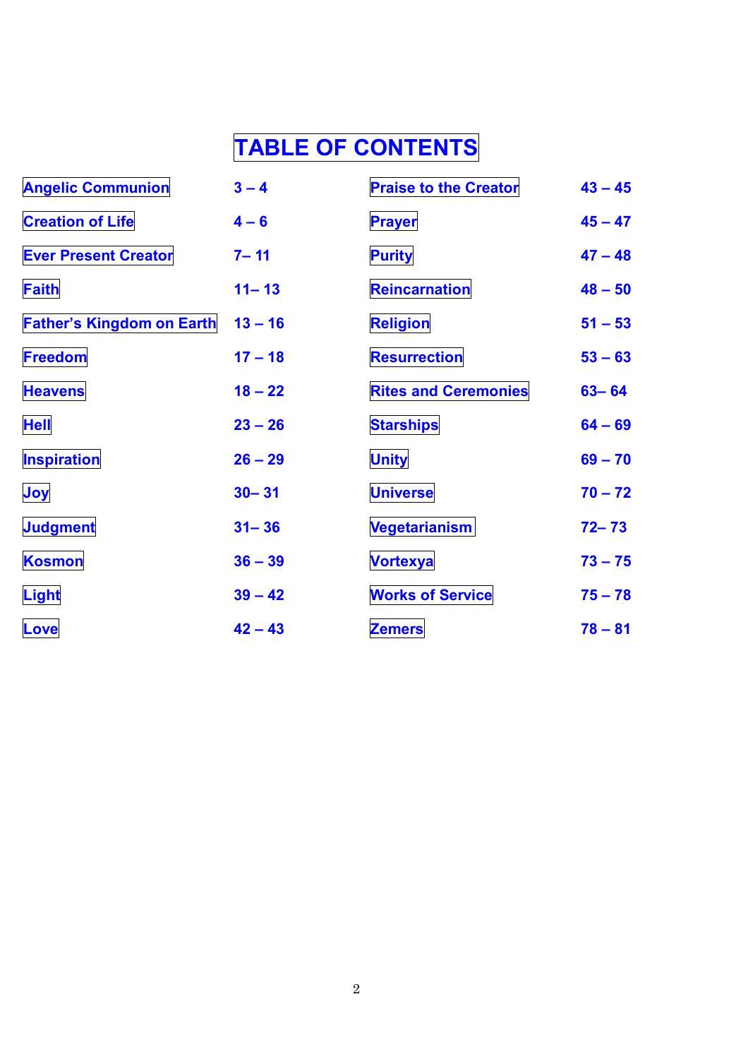# TABLE OF CONTENTS

| | | | |
|---|---|---|---|
| Angelic Communion | 3 – 4 | Praise to the Creator | 43 – 45 |
| Creation of Life | 4 – 6 | Prayer | 45 – 47 |
| Ever Present Creator | 7– 11 | Purity | 47 – 48 |
| Faith | 11– 13 | Reincarnation | 48 – 50 |
| Father’s Kingdom on Earth | 13 – 16 | Religion | 51 – 53 |
| Freedom | 17 – 18 | Resurrection | 53 – 63 |
| Heavens | 18 – 22 | Rites and Ceremonies | 63– 64 |
| Hell | 23 – 26 | Starships | 64 – 69 |
| Inspiration | 26 – 29 | Unity | 69 – 70 |
| Joy | 30– 31 | Universe | 70 – 72 |
| Judgment | 31– 36 | Vegetarianism | 72– 73 |
| Kosmon | 36 – 39 | Vortexya | 73 – 75 |
| Light | 39 – 42 | Works of Service | 75 – 78 |
| Love | 42 – 43 | Zemers | 78 – 81 |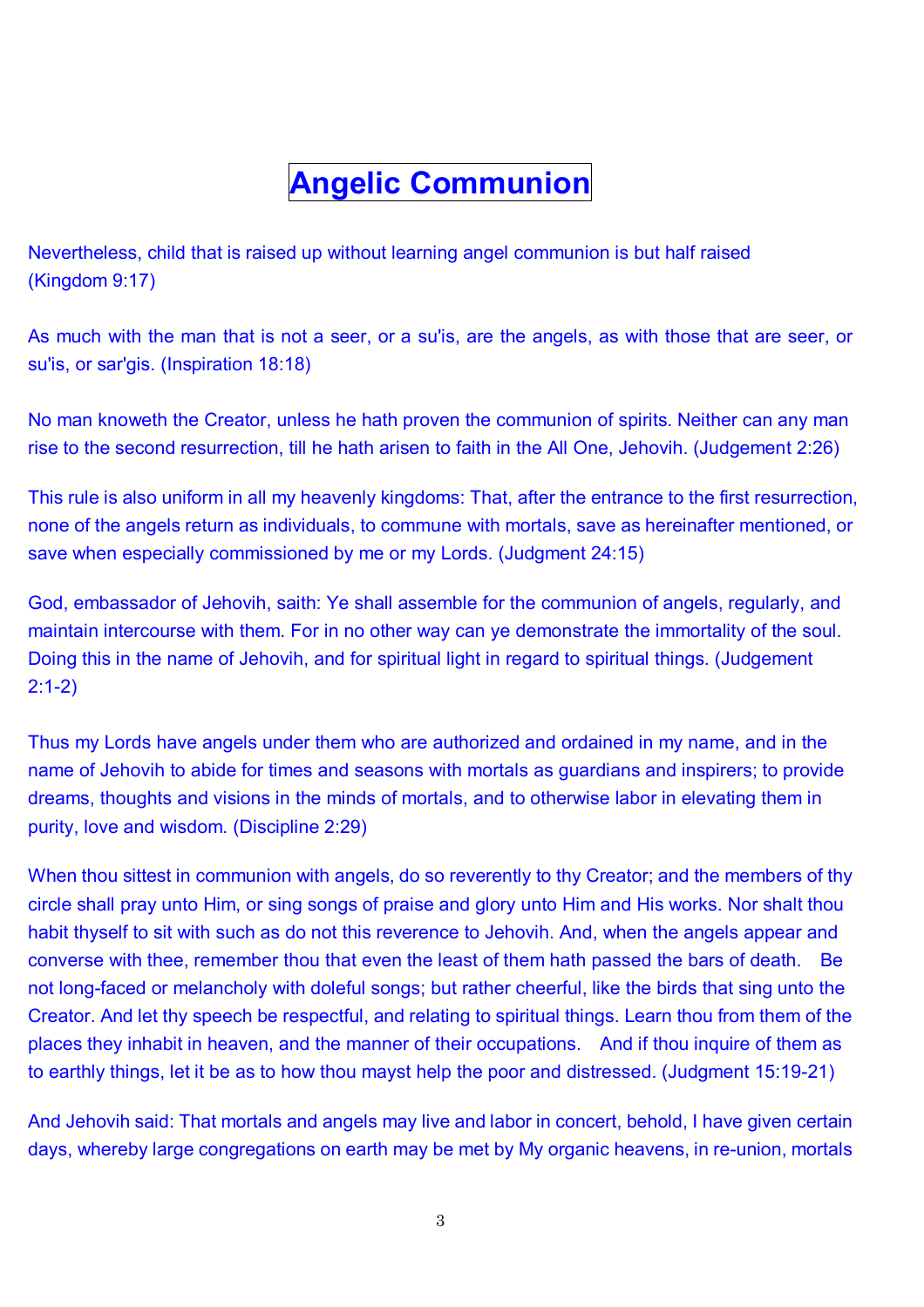# Angelic Communion

Nevertheless, child that is raised up without learning angel communion is but half raised (Kingdom 9:17)

As much with the man that is not a seer, or a su'is, are the angels, as with those that are seer, or su'is, or sar'gis. (Inspiration 18:18)

No man knoweth the Creator, unless he hath proven the communion of spirits. Neither can any man rise to the second resurrection, till he hath arisen to faith in the All One, Jehovih. (Judgement 2:26)

This rule is also uniform in all my heavenly kingdoms: That, after the entrance to the first resurrection, none of the angels return as individuals, to commune with mortals, save as hereinafter mentioned, or save when especially commissioned by me or my Lords. (Judgment 24:15)

God, embassador of Jehovih, saith: Ye shall assemble for the communion of angels, regularly, and maintain intercourse with them. For in no other way can ye demonstrate the immortality of the soul. Doing this in the name of Jehovih, and for spiritual light in regard to spiritual things. (Judgement 2:1-2)

Thus my Lords have angels under them who are authorized and ordained in my name, and in the name of Jehovih to abide for times and seasons with mortals as guardians and inspirers; to provide dreams, thoughts and visions in the minds of mortals, and to otherwise labor in elevating them in purity, love and wisdom. (Discipline 2:29)

When thou sittest in communion with angels, do so reverently to thy Creator; and the members of thy circle shall pray unto Him, or sing songs of praise and glory unto Him and His works. Nor shalt thou habit thyself to sit with such as do not this reverence to Jehovih. And, when the angels appear and converse with thee, remember thou that even the least of them hath passed the bars of death. Be not long-faced or melancholy with doleful songs; but rather cheerful, like the birds that sing unto the Creator. And let thy speech be respectful, and relating to spiritual things. Learn thou from them of the places they inhabit in heaven, and the manner of their occupations. And if thou inquire of them as to earthly things, let it be as to how thou mayst help the poor and distressed. (Judgment 15:19-21)

And Jehovih said: That mortals and angels may live and labor in concert, behold, I have given certain days, whereby large congregations on earth may be met by My organic heavens, in re-union, mortals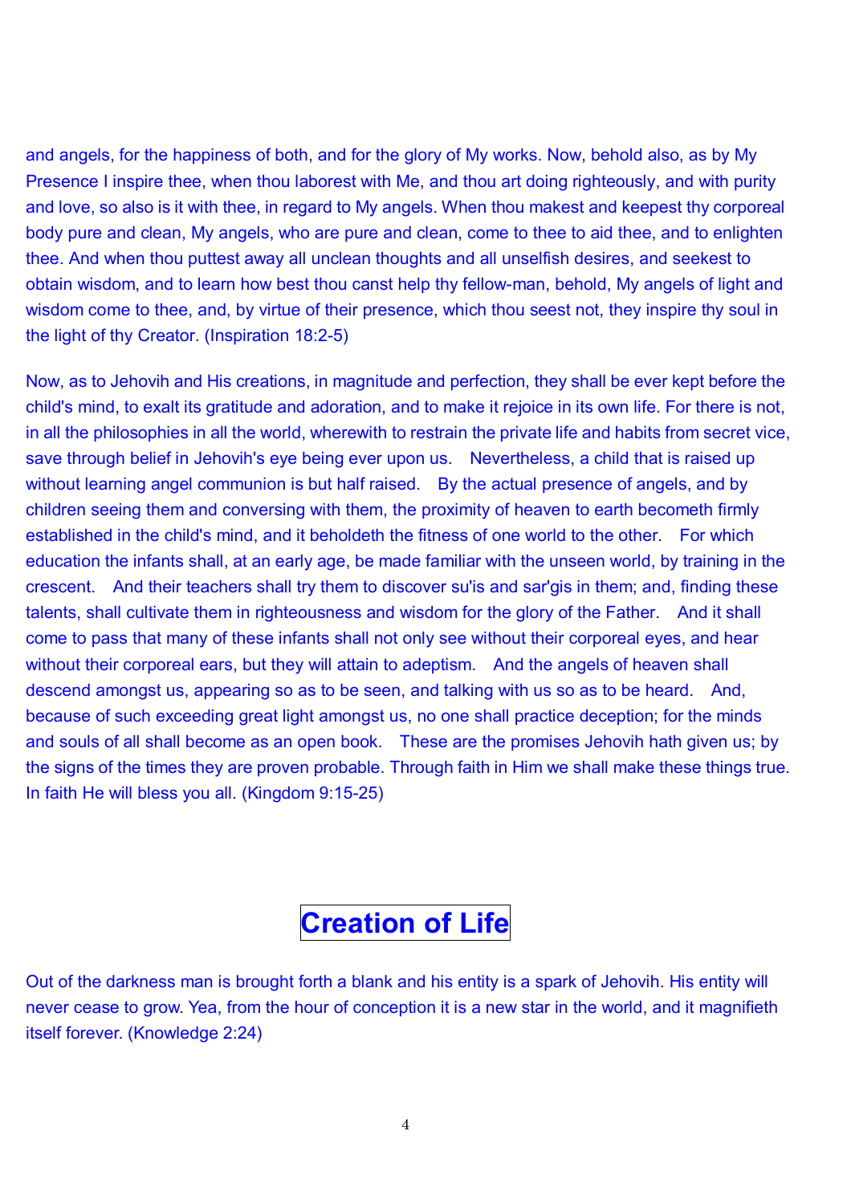and angels, for the happiness of both, and for the glory of My works. Now, behold also, as by My Presence I inspire thee, when thou laborest with Me, and thou art doing righteously, and with purity and love, so also is it with thee, in regard to My angels. When thou makest and keepest thy corporeal body pure and clean, My angels, who are pure and clean, come to thee to aid thee, and to enlighten thee. And when thou puttest away all unclean thoughts and all unselfish desires, and seekest to obtain wisdom, and to learn how best thou canst help thy fellow-man, behold, My angels of light and wisdom come to thee, and, by virtue of their presence, which thou seest not, they inspire thy soul in the light of thy Creator. (Inspiration 18:2-5)

Now, as to Jehovih and His creations, in magnitude and perfection, they shall be ever kept before the child's mind, to exalt its gratitude and adoration, and to make it rejoice in its own life. For there is not, in all the philosophies in all the world, wherewith to restrain the private life and habits from secret vice, save through belief in Jehovih's eye being ever upon us. Nevertheless, a child that is raised up without learning angel communion is but half raised. By the actual presence of angels, and by children seeing them and conversing with them, the proximity of heaven to earth becometh firmly established in the child's mind, and it beholdeth the fitness of one world to the other. For which education the infants shall, at an early age, be made familiar with the unseen world, by training in the crescent. And their teachers shall try them to discover su'is and sar'gis in them; and, finding these talents, shall cultivate them in righteousness and wisdom for the glory of the Father. And it shall come to pass that many of these infants shall not only see without their corporeal eyes, and hear without their corporeal ears, but they will attain to adeptism. And the angels of heaven shall descend amongst us, appearing so as to be seen, and talking with us so as to be heard. And, because of such exceeding great light amongst us, no one shall practice deception; for the minds and souls of all shall become as an open book. These are the promises Jehovih hath given us; by the signs of the times they are proven probable. Through faith in Him we shall make these things true. In faith He will bless you all. (Kingdom 9:15-25)

# Creation of Life

Out of the darkness man is brought forth a blank and his entity is a spark of Jehovih. His entity will never cease to grow. Yea, from the hour of conception it is a new star in the world, and it magnifieth itself forever. (Knowledge 2:24)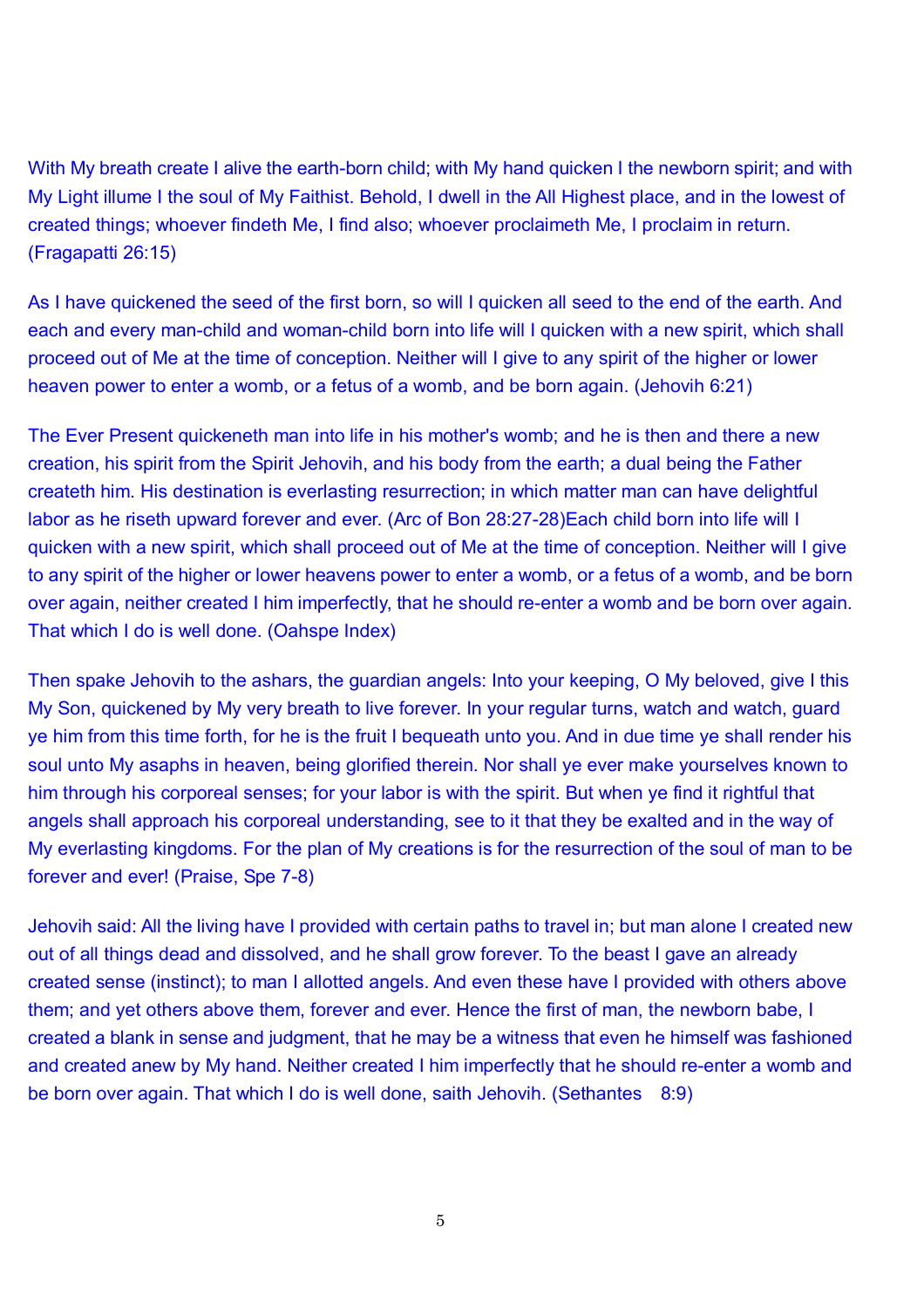With My breath create I alive the earth-born child; with My hand quicken I the newborn spirit; and with My Light illume I the soul of My Faithist. Behold, I dwell in the All Highest place, and in the lowest of created things; whoever findeth Me, I find also; whoever proclaimeth Me, I proclaim in return. (Fragapatti 26:15)

As I have quickened the seed of the first born, so will I quicken all seed to the end of the earth. And each and every man-child and woman-child born into life will I quicken with a new spirit, which shall proceed out of Me at the time of conception. Neither will I give to any spirit of the higher or lower heaven power to enter a womb, or a fetus of a womb, and be born again. (Jehovih 6:21)

The Ever Present quickeneth man into life in his mother's womb; and he is then and there a new creation, his spirit from the Spirit Jehovih, and his body from the earth; a dual being the Father createth him. His destination is everlasting resurrection; in which matter man can have delightful labor as he riseth upward forever and ever. (Arc of Bon 28:27-28)Each child born into life will I quicken with a new spirit, which shall proceed out of Me at the time of conception. Neither will I give to any spirit of the higher or lower heavens power to enter a womb, or a fetus of a womb, and be born over again, neither created I him imperfectly, that he should re-enter a womb and be born over again. That which I do is well done. (Oahspe Index)

Then spake Jehovih to the ashars, the guardian angels: Into your keeping, O My beloved, give I this My Son, quickened by My very breath to live forever. In your regular turns, watch and watch, guard ye him from this time forth, for he is the fruit I bequeath unto you. And in due time ye shall render his soul unto My asaphs in heaven, being glorified therein. Nor shall ye ever make yourselves known to him through his corporeal senses; for your labor is with the spirit. But when ye find it rightful that angels shall approach his corporeal understanding, see to it that they be exalted and in the way of My everlasting kingdoms. For the plan of My creations is for the resurrection of the soul of man to be forever and ever! (Praise, Spe 7-8)

Jehovih said: All the living have I provided with certain paths to travel in; but man alone I created new out of all things dead and dissolved, and he shall grow forever. To the beast I gave an already created sense (instinct); to man I allotted angels. And even these have I provided with others above them; and yet others above them, forever and ever. Hence the first of man, the newborn babe, I created a blank in sense and judgment, that he may be a witness that even he himself was fashioned and created anew by My hand. Neither created I him imperfectly that he should re-enter a womb and be born over again. That which I do is well done, saith Jehovih. (Sethantes 8:9)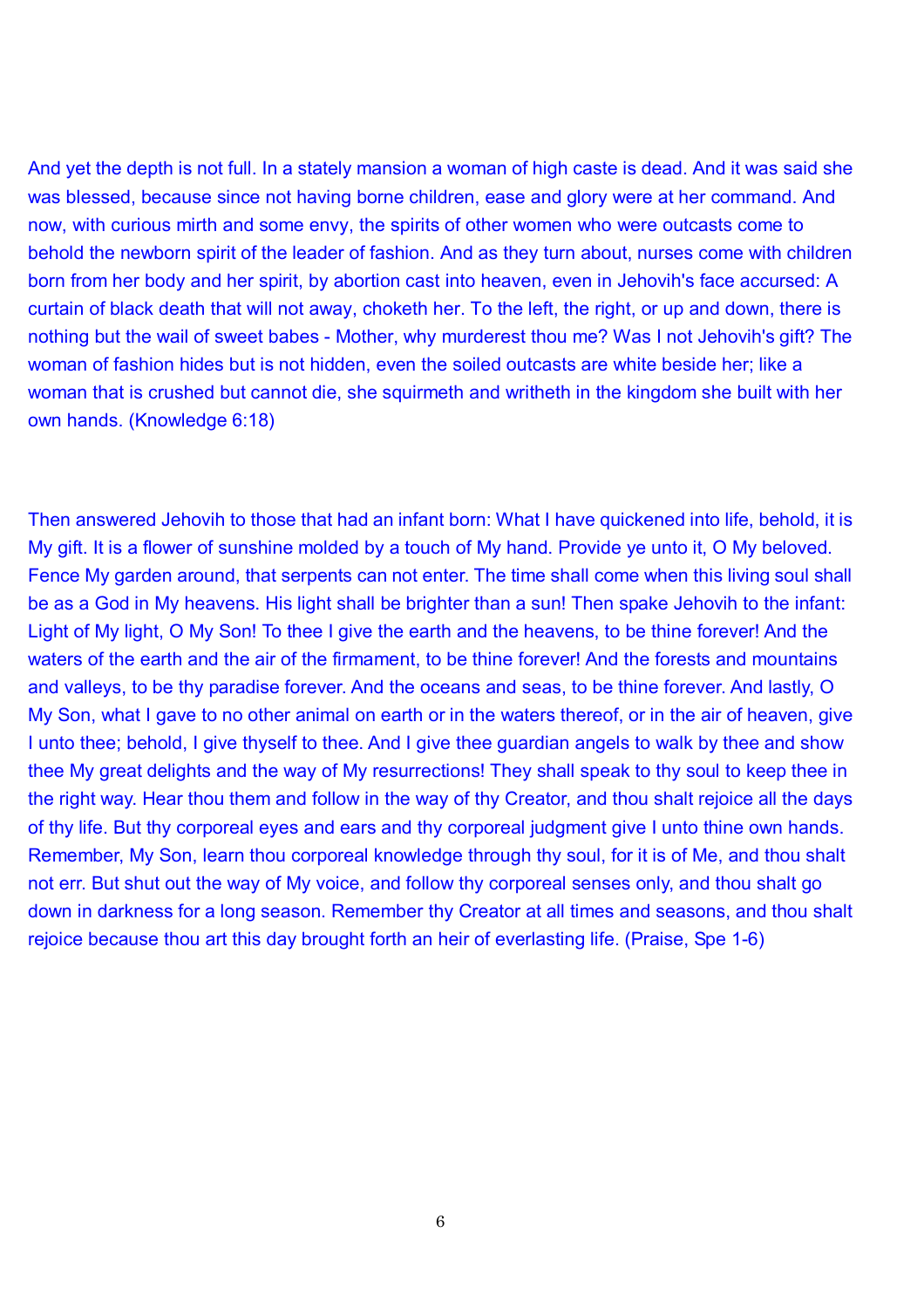And yet the depth is not full. In a stately mansion a woman of high caste is dead. And it was said she was blessed, because since not having borne children, ease and glory were at her command. And now, with curious mirth and some envy, the spirits of other women who were outcasts come to behold the newborn spirit of the leader of fashion. And as they turn about, nurses come with children born from her body and her spirit, by abortion cast into heaven, even in Jehovih's face accursed: A curtain of black death that will not away, choketh her. To the left, the right, or up and down, there is nothing but the wail of sweet babes - Mother, why murderest thou me? Was I not Jehovih's gift? The woman of fashion hides but is not hidden, even the soiled outcasts are white beside her; like a woman that is crushed but cannot die, she squirmeth and writheth in the kingdom she built with her own hands. (Knowledge 6:18)

Then answered Jehovih to those that had an infant born: What I have quickened into life, behold, it is My gift. It is a flower of sunshine molded by a touch of My hand. Provide ye unto it, O My beloved. Fence My garden around, that serpents can not enter. The time shall come when this living soul shall be as a God in My heavens. His light shall be brighter than a sun! Then spake Jehovih to the infant: Light of My light, O My Son! To thee I give the earth and the heavens, to be thine forever! And the waters of the earth and the air of the firmament, to be thine forever! And the forests and mountains and valleys, to be thy paradise forever. And the oceans and seas, to be thine forever. And lastly, O My Son, what I gave to no other animal on earth or in the waters thereof, or in the air of heaven, give I unto thee; behold, I give thyself to thee. And I give thee guardian angels to walk by thee and show thee My great delights and the way of My resurrections! They shall speak to thy soul to keep thee in the right way. Hear thou them and follow in the way of thy Creator, and thou shalt rejoice all the days of thy life. But thy corporeal eyes and ears and thy corporeal judgment give I unto thine own hands. Remember, My Son, learn thou corporeal knowledge through thy soul, for it is of Me, and thou shalt not err. But shut out the way of My voice, and follow thy corporeal senses only, and thou shalt go down in darkness for a long season. Remember thy Creator at all times and seasons, and thou shalt rejoice because thou art this day brought forth an heir of everlasting life. (Praise, Spe 1-6)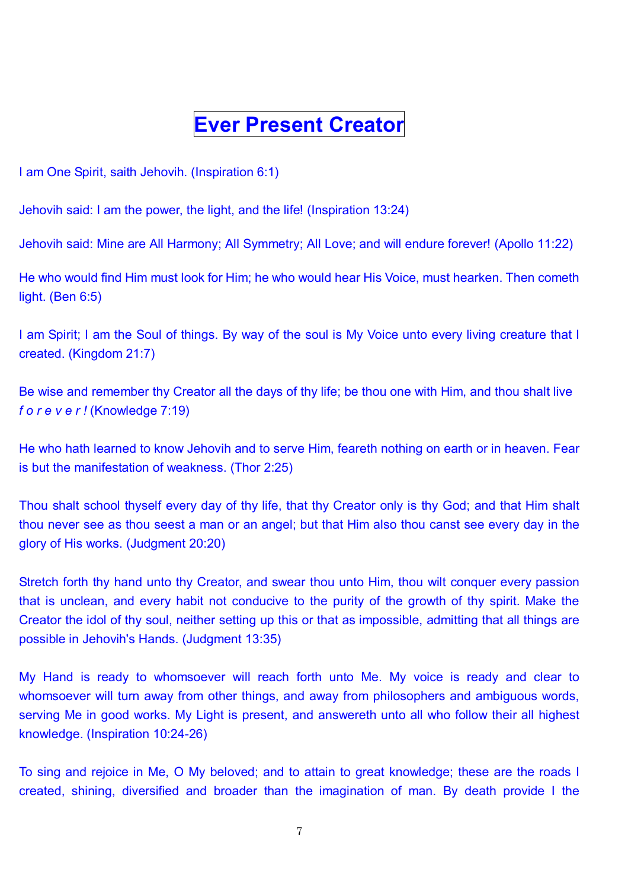# Ever Present Creator

I am One Spirit, saith Jehovih. (Inspiration 6:1)

Jehovih said: I am the power, the light, and the life! (Inspiration 13:24)

Jehovih said: Mine are All Harmony; All Symmetry; All Love; and will endure forever! (Apollo 11:22)

He who would find Him must look for Him; he who would hear His Voice, must hearken. Then cometh light. (Ben 6:5)

I am Spirit; I am the Soul of things. By way of the soul is My Voice unto every living creature that I created. (Kingdom 21:7)

Be wise and remember thy Creator all the days of thy life; be thou one with Him, and thou shalt live *f o r e v e r !* (Knowledge 7:19)

He who hath learned to know Jehovih and to serve Him, feareth nothing on earth or in heaven. Fear is but the manifestation of weakness. (Thor 2:25)

Thou shalt school thyself every day of thy life, that thy Creator only is thy God; and that Him shalt thou never see as thou seest a man or an angel; but that Him also thou canst see every day in the glory of His works. (Judgment 20:20)

Stretch forth thy hand unto thy Creator, and swear thou unto Him, thou wilt conquer every passion that is unclean, and every habit not conducive to the purity of the growth of thy spirit. Make the Creator the idol of thy soul, neither setting up this or that as impossible, admitting that all things are possible in Jehovih's Hands. (Judgment 13:35)

My Hand is ready to whomsoever will reach forth unto Me. My voice is ready and clear to whomsoever will turn away from other things, and away from philosophers and ambiguous words, serving Me in good works. My Light is present, and answereth unto all who follow their all highest knowledge. (Inspiration 10:24-26)

To sing and rejoice in Me, O My beloved; and to attain to great knowledge; these are the roads I created, shining, diversified and broader than the imagination of man. By death provide I the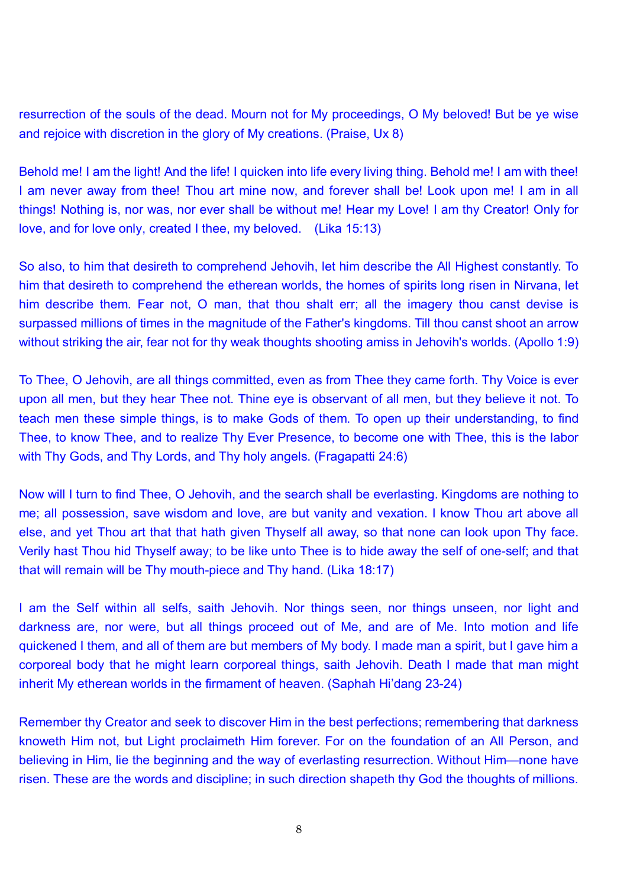resurrection of the souls of the dead. Mourn not for My proceedings, O My beloved! But be ye wise and rejoice with discretion in the glory of My creations. (Praise, Ux 8)

Behold me! I am the light! And the life! I quicken into life every living thing. Behold me! I am with thee! I am never away from thee! Thou art mine now, and forever shall be! Look upon me! I am in all things! Nothing is, nor was, nor ever shall be without me! Hear my Love! I am thy Creator! Only for love, and for love only, created I thee, my beloved. (Lika 15:13)

So also, to him that desireth to comprehend Jehovih, let him describe the All Highest constantly. To him that desireth to comprehend the etherean worlds, the homes of spirits long risen in Nirvana, let him describe them. Fear not, O man, that thou shalt err; all the imagery thou canst devise is surpassed millions of times in the magnitude of the Father's kingdoms. Till thou canst shoot an arrow without striking the air, fear not for thy weak thoughts shooting amiss in Jehovih's worlds. (Apollo 1:9)

To Thee, O Jehovih, are all things committed, even as from Thee they came forth. Thy Voice is ever upon all men, but they hear Thee not. Thine eye is observant of all men, but they believe it not. To teach men these simple things, is to make Gods of them. To open up their understanding, to find Thee, to know Thee, and to realize Thy Ever Presence, to become one with Thee, this is the labor with Thy Gods, and Thy Lords, and Thy holy angels. (Fragapatti 24:6)

Now will I turn to find Thee, O Jehovih, and the search shall be everlasting. Kingdoms are nothing to me; all possession, save wisdom and love, are but vanity and vexation. I know Thou art above all else, and yet Thou art that that hath given Thyself all away, so that none can look upon Thy face. Verily hast Thou hid Thyself away; to be like unto Thee is to hide away the self of one-self; and that that will remain will be Thy mouth-piece and Thy hand. (Lika 18:17)

I am the Self within all selfs, saith Jehovih. Nor things seen, nor things unseen, nor light and darkness are, nor were, but all things proceed out of Me, and are of Me. Into motion and life quickened I them, and all of them are but members of My body. I made man a spirit, but I gave him a corporeal body that he might learn corporeal things, saith Jehovih. Death I made that man might inherit My etherean worlds in the firmament of heaven. (Saphah Hi'dang 23-24)

Remember thy Creator and seek to discover Him in the best perfections; remembering that darkness knoweth Him not, but Light proclaimeth Him forever. For on the foundation of an All Person, and believing in Him, lie the beginning and the way of everlasting resurrection. Without Him—none have risen. These are the words and discipline; in such direction shapeth thy God the thoughts of millions.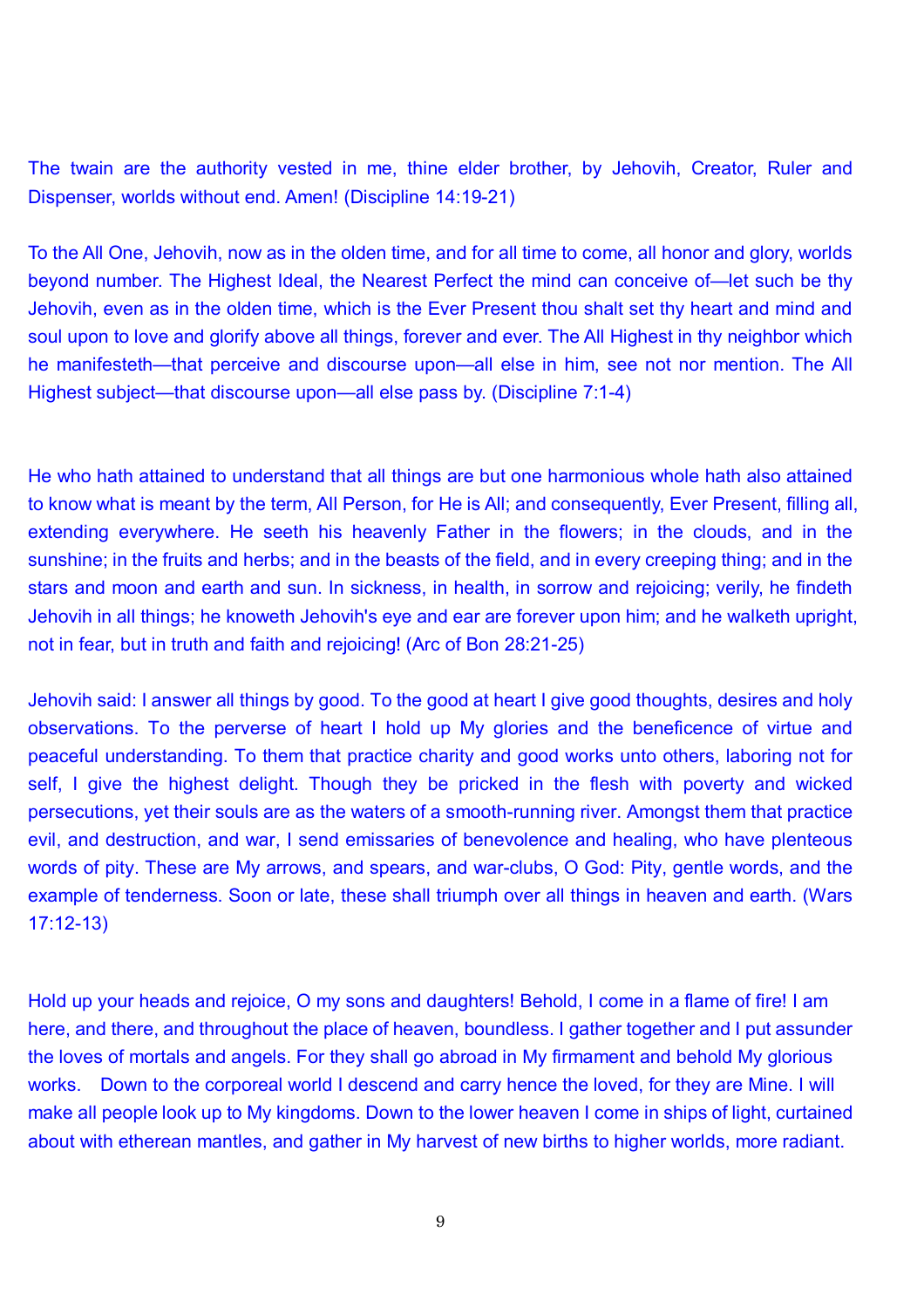The twain are the authority vested in me, thine elder brother, by Jehovih, Creator, Ruler and Dispenser, worlds without end. Amen! (Discipline 14:19-21)

To the All One, Jehovih, now as in the olden time, and for all time to come, all honor and glory, worlds beyond number. The Highest Ideal, the Nearest Perfect the mind can conceive of—let such be thy Jehovih, even as in the olden time, which is the Ever Present thou shalt set thy heart and mind and soul upon to love and glorify above all things, forever and ever. The All Highest in thy neighbor which he manifesteth—that perceive and discourse upon—all else in him, see not nor mention. The All Highest subject—that discourse upon—all else pass by. (Discipline 7:1-4)

He who hath attained to understand that all things are but one harmonious whole hath also attained to know what is meant by the term, All Person, for He is All; and consequently, Ever Present, filling all, extending everywhere. He seeth his heavenly Father in the flowers; in the clouds, and in the sunshine; in the fruits and herbs; and in the beasts of the field, and in every creeping thing; and in the stars and moon and earth and sun. In sickness, in health, in sorrow and rejoicing; verily, he findeth Jehovih in all things; he knoweth Jehovih's eye and ear are forever upon him; and he walketh upright, not in fear, but in truth and faith and rejoicing! (Arc of Bon 28:21-25)

Jehovih said: I answer all things by good. To the good at heart I give good thoughts, desires and holy observations. To the perverse of heart I hold up My glories and the beneficence of virtue and peaceful understanding. To them that practice charity and good works unto others, laboring not for self, I give the highest delight. Though they be pricked in the flesh with poverty and wicked persecutions, yet their souls are as the waters of a smooth-running river. Amongst them that practice evil, and destruction, and war, I send emissaries of benevolence and healing, who have plenteous words of pity. These are My arrows, and spears, and war-clubs, O God: Pity, gentle words, and the example of tenderness. Soon or late, these shall triumph over all things in heaven and earth. (Wars 17:12-13)

Hold up your heads and rejoice, O my sons and daughters! Behold, I come in a flame of fire! I am here, and there, and throughout the place of heaven, boundless. I gather together and I put assunder the loves of mortals and angels. For they shall go abroad in My firmament and behold My glorious works. Down to the corporeal world I descend and carry hence the loved, for they are Mine. I will make all people look up to My kingdoms. Down to the lower heaven I come in ships of light, curtained about with etherean mantles, and gather in My harvest of new births to higher worlds, more radiant.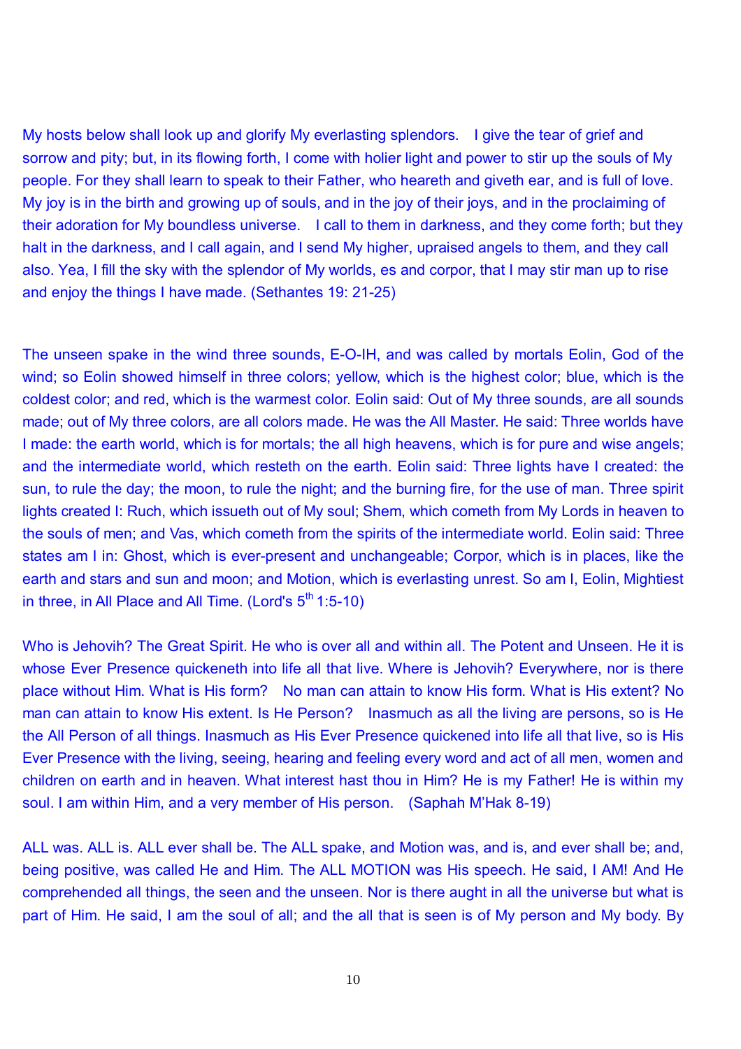My hosts below shall look up and glorify My everlasting splendors. I give the tear of grief and sorrow and pity; but, in its flowing forth, I come with holier light and power to stir up the souls of My people. For they shall learn to speak to their Father, who heareth and giveth ear, and is full of love. My joy is in the birth and growing up of souls, and in the joy of their joys, and in the proclaiming of their adoration for My boundless universe. I call to them in darkness, and they come forth; but they halt in the darkness, and I call again, and I send My higher, upraised angels to them, and they call also. Yea, I fill the sky with the splendor of My worlds, es and corpor, that I may stir man up to rise and enjoy the things I have made. (Sethantes 19: 21-25)

The unseen spake in the wind three sounds, E-O-IH, and was called by mortals Eolin, God of the wind; so Eolin showed himself in three colors; yellow, which is the highest color; blue, which is the coldest color; and red, which is the warmest color. Eolin said: Out of My three sounds, are all sounds made; out of My three colors, are all colors made. He was the All Master. He said: Three worlds have I made: the earth world, which is for mortals; the all high heavens, which is for pure and wise angels; and the intermediate world, which resteth on the earth. Eolin said: Three lights have I created: the sun, to rule the day; the moon, to rule the night; and the burning fire, for the use of man. Three spirit lights created I: Ruch, which issueth out of My soul; Shem, which cometh from My Lords in heaven to the souls of men; and Vas, which cometh from the spirits of the intermediate world. Eolin said: Three states am I in: Ghost, which is ever-present and unchangeable; Corpor, which is in places, like the earth and stars and sun and moon; and Motion, which is everlasting unrest. So am I, Eolin, Mightiest in three, in All Place and All Time. (Lord's 5th 1:5-10)

Who is Jehovih? The Great Spirit. He who is over all and within all. The Potent and Unseen. He it is whose Ever Presence quickeneth into life all that live. Where is Jehovih? Everywhere, nor is there place without Him. What is His form? No man can attain to know His form. What is His extent? No man can attain to know His extent. Is He Person? Inasmuch as all the living are persons, so is He the All Person of all things. Inasmuch as His Ever Presence quickened into life all that live, so is His Ever Presence with the living, seeing, hearing and feeling every word and act of all men, women and children on earth and in heaven. What interest hast thou in Him? He is my Father! He is within my soul. I am within Him, and a very member of His person. (Saphah M'Hak 8-19)

ALL was. ALL is. ALL ever shall be. The ALL spake, and Motion was, and is, and ever shall be; and, being positive, was called He and Him. The ALL MOTION was His speech. He said, I AM! And He comprehended all things, the seen and the unseen. Nor is there aught in all the universe but what is part of Him. He said, I am the soul of all; and the all that is seen is of My person and My body. By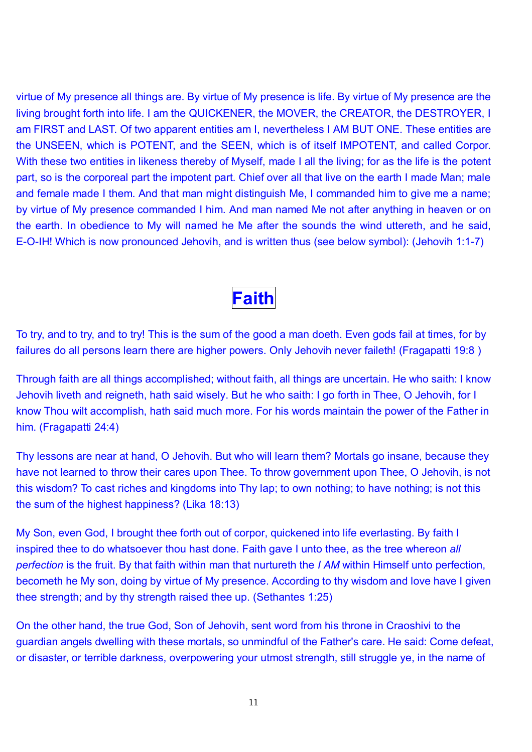virtue of My presence all things are. By virtue of My presence is life. By virtue of My presence are the living brought forth into life. I am the QUICKENER, the MOVER, the CREATOR, the DESTROYER, I am FIRST and LAST. Of two apparent entities am I, nevertheless I AM BUT ONE. These entities are the UNSEEN, which is POTENT, and the SEEN, which is of itself IMPOTENT, and called Corpor. With these two entities in likeness thereby of Myself, made I all the living; for as the life is the potent part, so is the corporeal part the impotent part. Chief over all that live on the earth I made Man; male and female made I them. And that man might distinguish Me, I commanded him to give me a name; by virtue of My presence commanded I him. And man named Me not after anything in heaven or on the earth. In obedience to My will named he Me after the sounds the wind uttereth, and he said, E-O-IH! Which is now pronounced Jehovih, and is written thus (see below symbol): (Jehovih 1:1-7)

# Faith

To try, and to try, and to try! This is the sum of the good a man doeth. Even gods fail at times, for by failures do all persons learn there are higher powers. Only Jehovih never faileth! (Fragapatti 19:8 )

Through faith are all things accomplished; without faith, all things are uncertain. He who saith: I know Jehovih liveth and reigneth, hath said wisely. But he who saith: I go forth in Thee, O Jehovih, for I know Thou wilt accomplish, hath said much more. For his words maintain the power of the Father in him. (Fragapatti 24:4)

Thy lessons are near at hand, O Jehovih. But who will learn them? Mortals go insane, because they have not learned to throw their cares upon Thee. To throw government upon Thee, O Jehovih, is not this wisdom? To cast riches and kingdoms into Thy lap; to own nothing; to have nothing; is not this the sum of the highest happiness? (Lika 18:13)

My Son, even God, I brought thee forth out of corpor, quickened into life everlasting. By faith I inspired thee to do whatsoever thou hast done. Faith gave I unto thee, as the tree whereon *all perfection* is the fruit. By that faith within man that nurtureth the *I AM* within Himself unto perfection, becometh he My son, doing by virtue of My presence. According to thy wisdom and love have I given thee strength; and by thy strength raised thee up. (Sethantes 1:25)

On the other hand, the true God, Son of Jehovih, sent word from his throne in Craoshivi to the guardian angels dwelling with these mortals, so unmindful of the Father's care. He said: Come defeat, or disaster, or terrible darkness, overpowering your utmost strength, still struggle ye, in the name of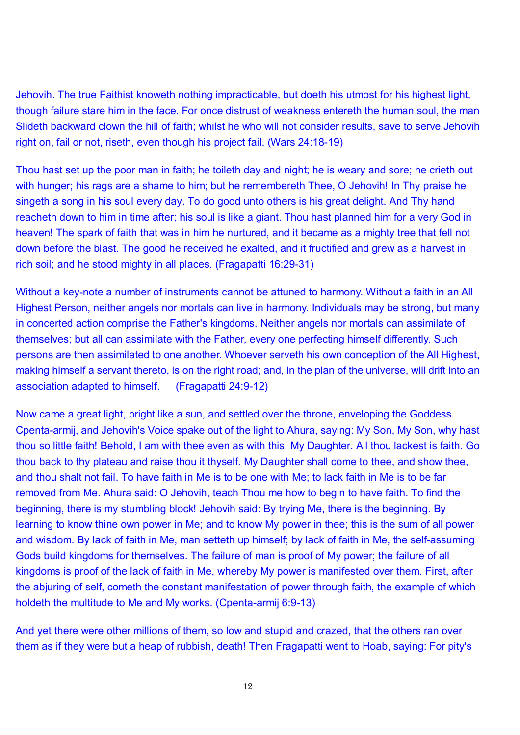Jehovih. The true Faithist knoweth nothing impracticable, but doeth his utmost for his highest light, though failure stare him in the face. For once distrust of weakness entereth the human soul, the man Slideth backward clown the hill of faith; whilst he who will not consider results, save to serve Jehovih right on, fail or not, riseth, even though his project fail. (Wars 24:18-19)

Thou hast set up the poor man in faith; he toileth day and night; he is weary and sore; he crieth out with hunger; his rags are a shame to him; but he remembereth Thee, O Jehovih! In Thy praise he singeth a song in his soul every day. To do good unto others is his great delight. And Thy hand reacheth down to him in time after; his soul is like a giant. Thou hast planned him for a very God in heaven! The spark of faith that was in him he nurtured, and it became as a mighty tree that fell not down before the blast. The good he received he exalted, and it fructified and grew as a harvest in rich soil; and he stood mighty in all places. (Fragapatti 16:29-31)

Without a key-note a number of instruments cannot be attuned to harmony. Without a faith in an All Highest Person, neither angels nor mortals can live in harmony. Individuals may be strong, but many in concerted action comprise the Father's kingdoms. Neither angels nor mortals can assimilate of themselves; but all can assimilate with the Father, every one perfecting himself differently. Such persons are then assimilated to one another. Whoever serveth his own conception of the All Highest, making himself a servant thereto, is on the right road; and, in the plan of the universe, will drift into an association adapted to himself. (Fragapatti 24:9-12)

Now came a great light, bright like a sun, and settled over the throne, enveloping the Goddess. Cpenta-armij, and Jehovih's Voice spake out of the light to Ahura, saying: My Son, My Son, why hast thou so little faith! Behold, I am with thee even as with this, My Daughter. All thou lackest is faith. Go thou back to thy plateau and raise thou it thyself. My Daughter shall come to thee, and show thee, and thou shalt not fail. To have faith in Me is to be one with Me; to lack faith in Me is to be far removed from Me. Ahura said: O Jehovih, teach Thou me how to begin to have faith. To find the beginning, there is my stumbling block! Jehovih said: By trying Me, there is the beginning. By learning to know thine own power in Me; and to know My power in thee; this is the sum of all power and wisdom. By lack of faith in Me, man setteth up himself; by lack of faith in Me, the self-assuming Gods build kingdoms for themselves. The failure of man is proof of My power; the failure of all kingdoms is proof of the lack of faith in Me, whereby My power is manifested over them. First, after the abjuring of self, cometh the constant manifestation of power through faith, the example of which holdeth the multitude to Me and My works. (Cpenta-armij 6:9-13)

And yet there were other millions of them, so low and stupid and crazed, that the others ran over them as if they were but a heap of rubbish, death! Then Fragapatti went to Hoab, saying: For pity's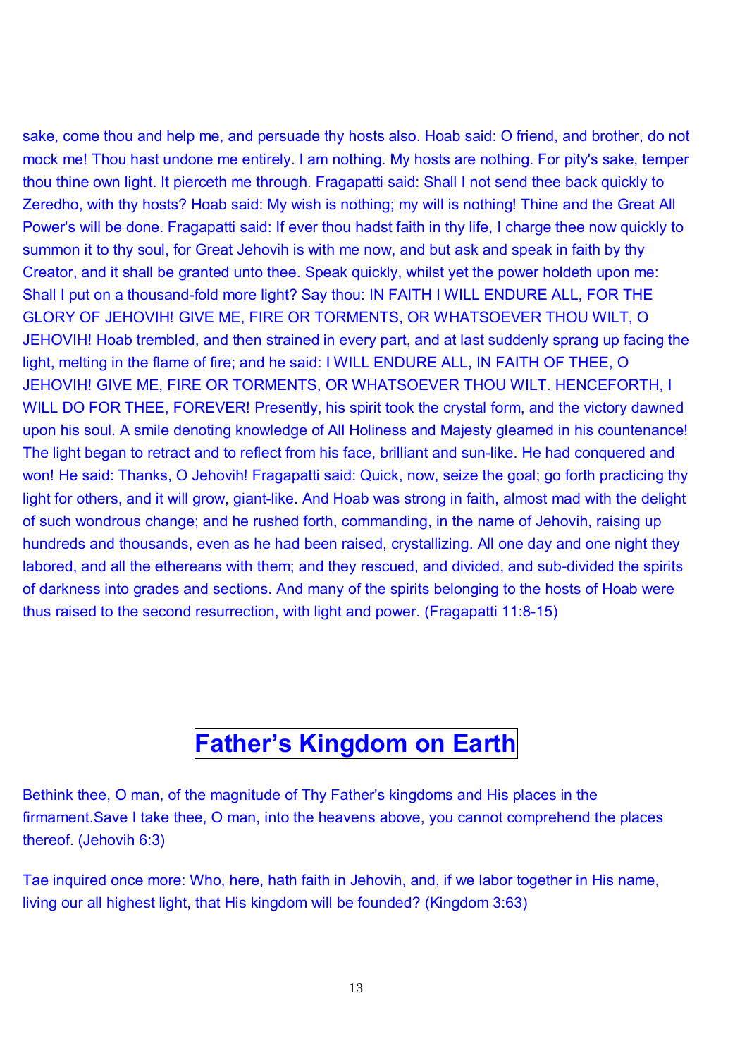sake, come thou and help me, and persuade thy hosts also. Hoab said: O friend, and brother, do not mock me! Thou hast undone me entirely. I am nothing. My hosts are nothing. For pity's sake, temper thou thine own light. It pierceth me through. Fragapatti said: Shall I not send thee back quickly to Zeredho, with thy hosts? Hoab said: My wish is nothing; my will is nothing! Thine and the Great All Power's will be done. Fragapatti said: If ever thou hadst faith in thy life, I charge thee now quickly to summon it to thy soul, for Great Jehovih is with me now, and but ask and speak in faith by thy Creator, and it shall be granted unto thee. Speak quickly, whilst yet the power holdeth upon me: Shall I put on a thousand-fold more light? Say thou: IN FAITH I WILL ENDURE ALL, FOR THE GLORY OF JEHOVIH! GIVE ME, FIRE OR TORMENTS, OR WHATSOEVER THOU WILT, O JEHOVIH! Hoab trembled, and then strained in every part, and at last suddenly sprang up facing the light, melting in the flame of fire; and he said: I WILL ENDURE ALL, IN FAITH OF THEE, O JEHOVIH! GIVE ME, FIRE OR TORMENTS, OR WHATSOEVER THOU WILT. HENCEFORTH, I WILL DO FOR THEE, FOREVER! Presently, his spirit took the crystal form, and the victory dawned upon his soul. A smile denoting knowledge of All Holiness and Majesty gleamed in his countenance! The light began to retract and to reflect from his face, brilliant and sun-like. He had conquered and won! He said: Thanks, O Jehovih! Fragapatti said: Quick, now, seize the goal; go forth practicing thy light for others, and it will grow, giant-like. And Hoab was strong in faith, almost mad with the delight of such wondrous change; and he rushed forth, commanding, in the name of Jehovih, raising up hundreds and thousands, even as he had been raised, crystallizing. All one day and one night they labored, and all the ethereans with them; and they rescued, and divided, and sub-divided the spirits of darkness into grades and sections. And many of the spirits belonging to the hosts of Hoab were thus raised to the second resurrection, with light and power. (Fragapatti 11:8-15)

# Father's Kingdom on Earth

Bethink thee, O man, of the magnitude of Thy Father's kingdoms and His places in the firmament.Save I take thee, O man, into the heavens above, you cannot comprehend the places thereof. (Jehovih 6:3)

Tae inquired once more: Who, here, hath faith in Jehovih, and, if we labor together in His name, living our all highest light, that His kingdom will be founded? (Kingdom 3:63)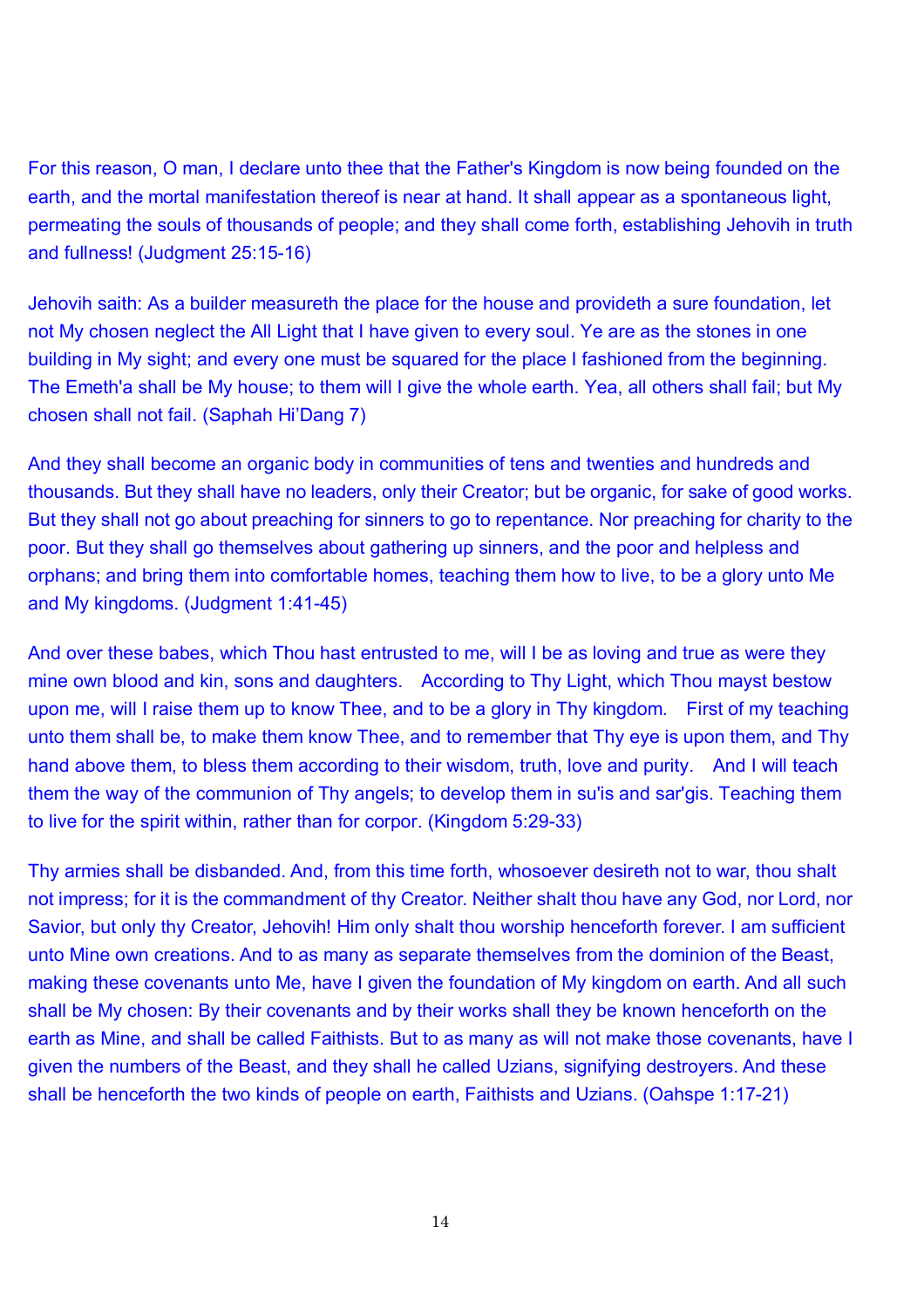For this reason, O man, I declare unto thee that the Father's Kingdom is now being founded on the earth, and the mortal manifestation thereof is near at hand. It shall appear as a spontaneous light, permeating the souls of thousands of people; and they shall come forth, establishing Jehovih in truth and fullness! (Judgment 25:15-16)

Jehovih saith: As a builder measureth the place for the house and provideth a sure foundation, let not My chosen neglect the All Light that I have given to every soul. Ye are as the stones in one building in My sight; and every one must be squared for the place I fashioned from the beginning. The Emeth'a shall be My house; to them will I give the whole earth. Yea, all others shall fail; but My chosen shall not fail. (Saphah Hi'Dang 7)

And they shall become an organic body in communities of tens and twenties and hundreds and thousands. But they shall have no leaders, only their Creator; but be organic, for sake of good works. But they shall not go about preaching for sinners to go to repentance. Nor preaching for charity to the poor. But they shall go themselves about gathering up sinners, and the poor and helpless and orphans; and bring them into comfortable homes, teaching them how to live, to be a glory unto Me and My kingdoms. (Judgment 1:41-45)

And over these babes, which Thou hast entrusted to me, will I be as loving and true as were they mine own blood and kin, sons and daughters. According to Thy Light, which Thou mayst bestow upon me, will I raise them up to know Thee, and to be a glory in Thy kingdom. First of my teaching unto them shall be, to make them know Thee, and to remember that Thy eye is upon them, and Thy hand above them, to bless them according to their wisdom, truth, love and purity. And I will teach them the way of the communion of Thy angels; to develop them in su'is and sar'gis. Teaching them to live for the spirit within, rather than for corpor. (Kingdom 5:29-33)

Thy armies shall be disbanded. And, from this time forth, whosoever desireth not to war, thou shalt not impress; for it is the commandment of thy Creator. Neither shalt thou have any God, nor Lord, nor Savior, but only thy Creator, Jehovih! Him only shalt thou worship henceforth forever. I am sufficient unto Mine own creations. And to as many as separate themselves from the dominion of the Beast, making these covenants unto Me, have I given the foundation of My kingdom on earth. And all such shall be My chosen: By their covenants and by their works shall they be known henceforth on the earth as Mine, and shall be called Faithists. But to as many as will not make those covenants, have I given the numbers of the Beast, and they shall he called Uzians, signifying destroyers. And these shall be henceforth the two kinds of people on earth, Faithists and Uzians. (Oahspe 1:17-21)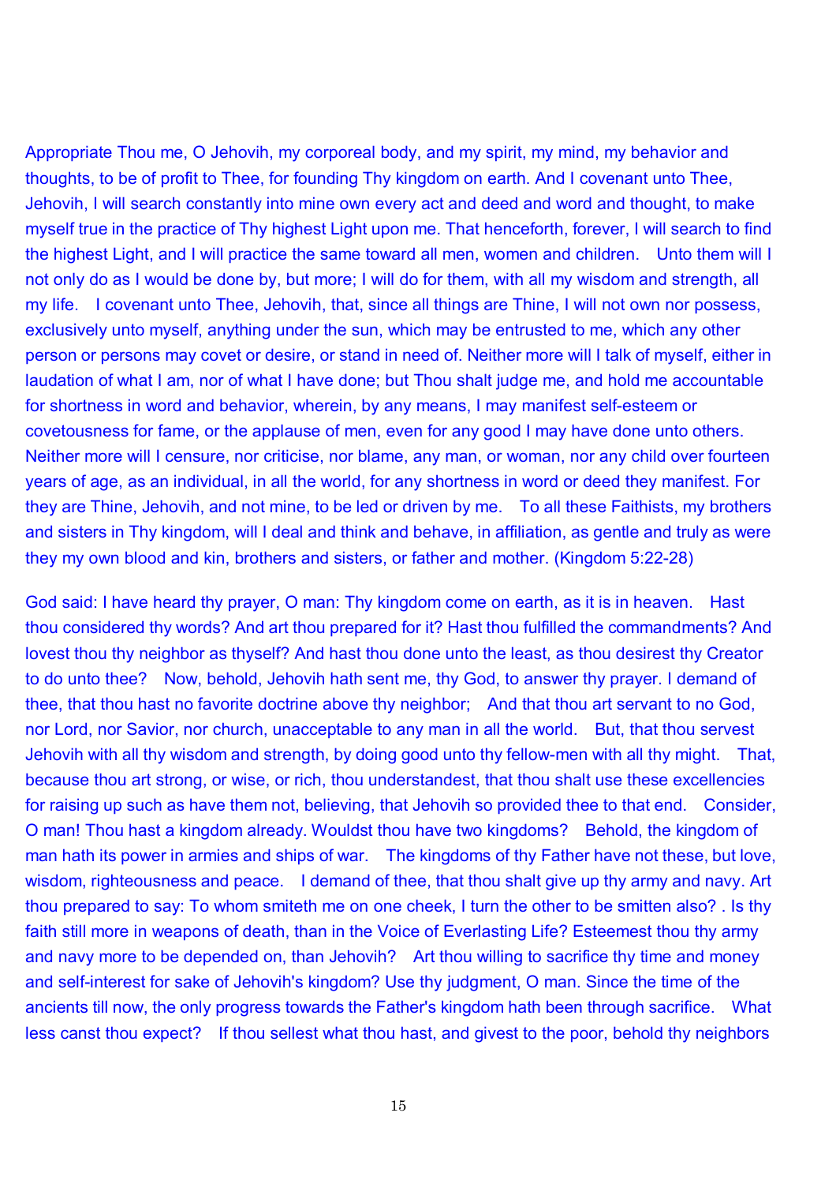Appropriate Thou me, O Jehovih, my corporeal body, and my spirit, my mind, my behavior and thoughts, to be of profit to Thee, for founding Thy kingdom on earth. And I covenant unto Thee, Jehovih, I will search constantly into mine own every act and deed and word and thought, to make myself true in the practice of Thy highest Light upon me. That henceforth, forever, I will search to find the highest Light, and I will practice the same toward all men, women and children. Unto them will I not only do as I would be done by, but more; I will do for them, with all my wisdom and strength, all my life. I covenant unto Thee, Jehovih, that, since all things are Thine, I will not own nor possess, exclusively unto myself, anything under the sun, which may be entrusted to me, which any other person or persons may covet or desire, or stand in need of. Neither more will I talk of myself, either in laudation of what I am, nor of what I have done; but Thou shalt judge me, and hold me accountable for shortness in word and behavior, wherein, by any means, I may manifest self-esteem or covetousness for fame, or the applause of men, even for any good I may have done unto others. Neither more will I censure, nor criticise, nor blame, any man, or woman, nor any child over fourteen years of age, as an individual, in all the world, for any shortness in word or deed they manifest. For they are Thine, Jehovih, and not mine, to be led or driven by me. To all these Faithists, my brothers and sisters in Thy kingdom, will I deal and think and behave, in affiliation, as gentle and truly as were they my own blood and kin, brothers and sisters, or father and mother. (Kingdom 5:22-28)

God said: I have heard thy prayer, O man: Thy kingdom come on earth, as it is in heaven. Hast thou considered thy words? And art thou prepared for it? Hast thou fulfilled the commandments? And lovest thou thy neighbor as thyself? And hast thou done unto the least, as thou desirest thy Creator to do unto thee? Now, behold, Jehovih hath sent me, thy God, to answer thy prayer. I demand of thee, that thou hast no favorite doctrine above thy neighbor; And that thou art servant to no God, nor Lord, nor Savior, nor church, unacceptable to any man in all the world. But, that thou servest Jehovih with all thy wisdom and strength, by doing good unto thy fellow-men with all thy might. That, because thou art strong, or wise, or rich, thou understandest, that thou shalt use these excellencies for raising up such as have them not, believing, that Jehovih so provided thee to that end. Consider, O man! Thou hast a kingdom already. Wouldst thou have two kingdoms? Behold, the kingdom of man hath its power in armies and ships of war. The kingdoms of thy Father have not these, but love, wisdom, righteousness and peace. I demand of thee, that thou shalt give up thy army and navy. Art thou prepared to say: To whom smiteth me on one cheek, I turn the other to be smitten also? . Is thy faith still more in weapons of death, than in the Voice of Everlasting Life? Esteemest thou thy army and navy more to be depended on, than Jehovih? Art thou willing to sacrifice thy time and money and self-interest for sake of Jehovih's kingdom? Use thy judgment, O man. Since the time of the ancients till now, the only progress towards the Father's kingdom hath been through sacrifice. What less canst thou expect? If thou sellest what thou hast, and givest to the poor, behold thy neighbors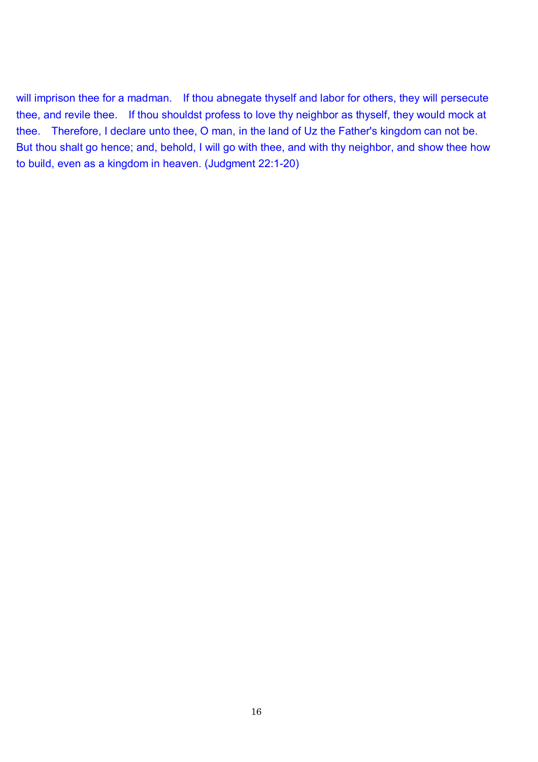will imprison thee for a madman. If thou abnegate thyself and labor for others, they will persecute thee, and revile thee. If thou shouldst profess to love thy neighbor as thyself, they would mock at thee. Therefore, I declare unto thee, O man, in the land of Uz the Father's kingdom can not be. But thou shalt go hence; and, behold, I will go with thee, and with thy neighbor, and show thee how to build, even as a kingdom in heaven. (Judgment 22:1-20)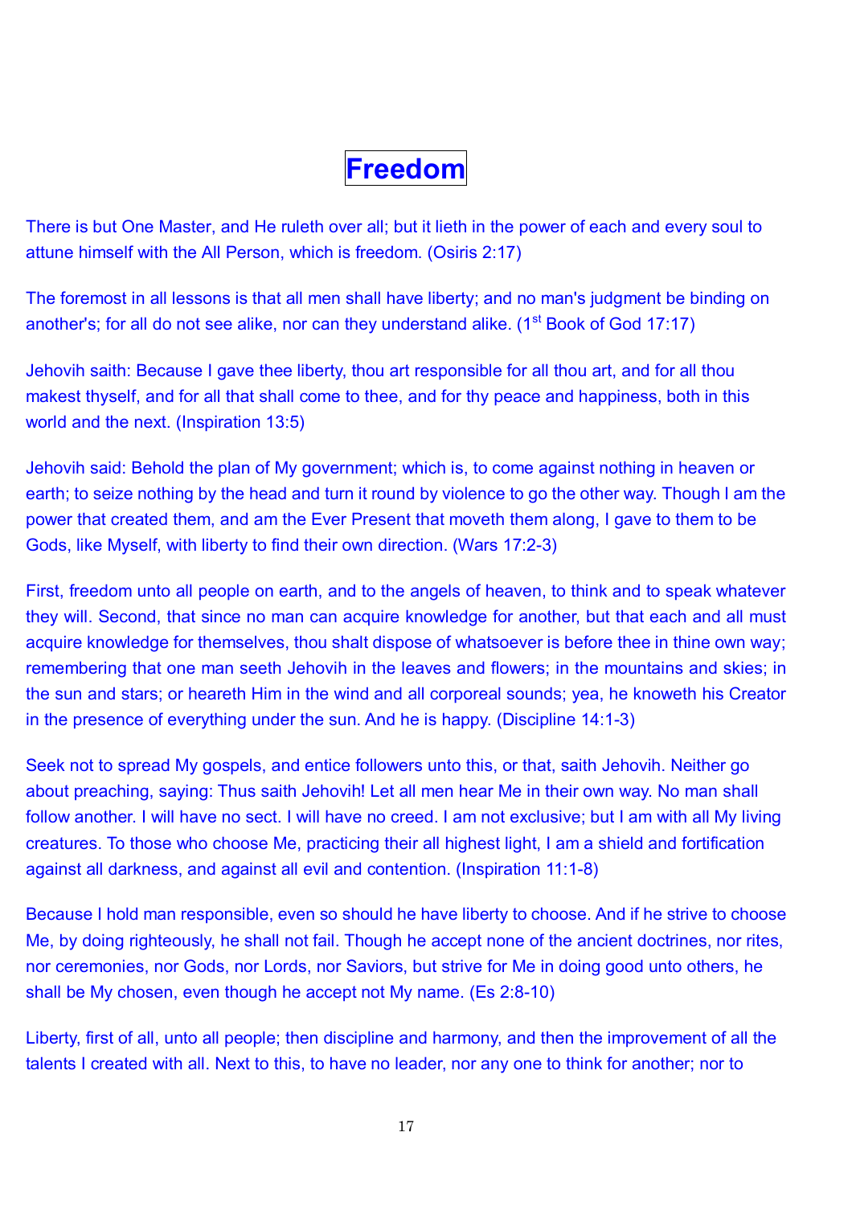# Freedom

There is but One Master, and He ruleth over all; but it lieth in the power of each and every soul to attune himself with the All Person, which is freedom. (Osiris 2:17)

The foremost in all lessons is that all men shall have liberty; and no man's judgment be binding on another's; for all do not see alike, nor can they understand alike. (1st Book of God 17:17)

Jehovih saith: Because I gave thee liberty, thou art responsible for all thou art, and for all thou makest thyself, and for all that shall come to thee, and for thy peace and happiness, both in this world and the next. (Inspiration 13:5)

Jehovih said: Behold the plan of My government; which is, to come against nothing in heaven or earth; to seize nothing by the head and turn it round by violence to go the other way. Though I am the power that created them, and am the Ever Present that moveth them along, I gave to them to be Gods, like Myself, with liberty to find their own direction. (Wars 17:2-3)

First, freedom unto all people on earth, and to the angels of heaven, to think and to speak whatever they will. Second, that since no man can acquire knowledge for another, but that each and all must acquire knowledge for themselves, thou shalt dispose of whatsoever is before thee in thine own way; remembering that one man seeth Jehovih in the leaves and flowers; in the mountains and skies; in the sun and stars; or heareth Him in the wind and all corporeal sounds; yea, he knoweth his Creator in the presence of everything under the sun. And he is happy. (Discipline 14:1-3)

Seek not to spread My gospels, and entice followers unto this, or that, saith Jehovih. Neither go about preaching, saying: Thus saith Jehovih! Let all men hear Me in their own way. No man shall follow another. I will have no sect. I will have no creed. I am not exclusive; but I am with all My living creatures. To those who choose Me, practicing their all highest light, I am a shield and fortification against all darkness, and against all evil and contention. (Inspiration 11:1-8)

Because I hold man responsible, even so should he have liberty to choose. And if he strive to choose Me, by doing righteously, he shall not fail. Though he accept none of the ancient doctrines, nor rites, nor ceremonies, nor Gods, nor Lords, nor Saviors, but strive for Me in doing good unto others, he shall be My chosen, even though he accept not My name. (Es 2:8-10)

Liberty, first of all, unto all people; then discipline and harmony, and then the improvement of all the talents I created with all. Next to this, to have no leader, nor any one to think for another; nor to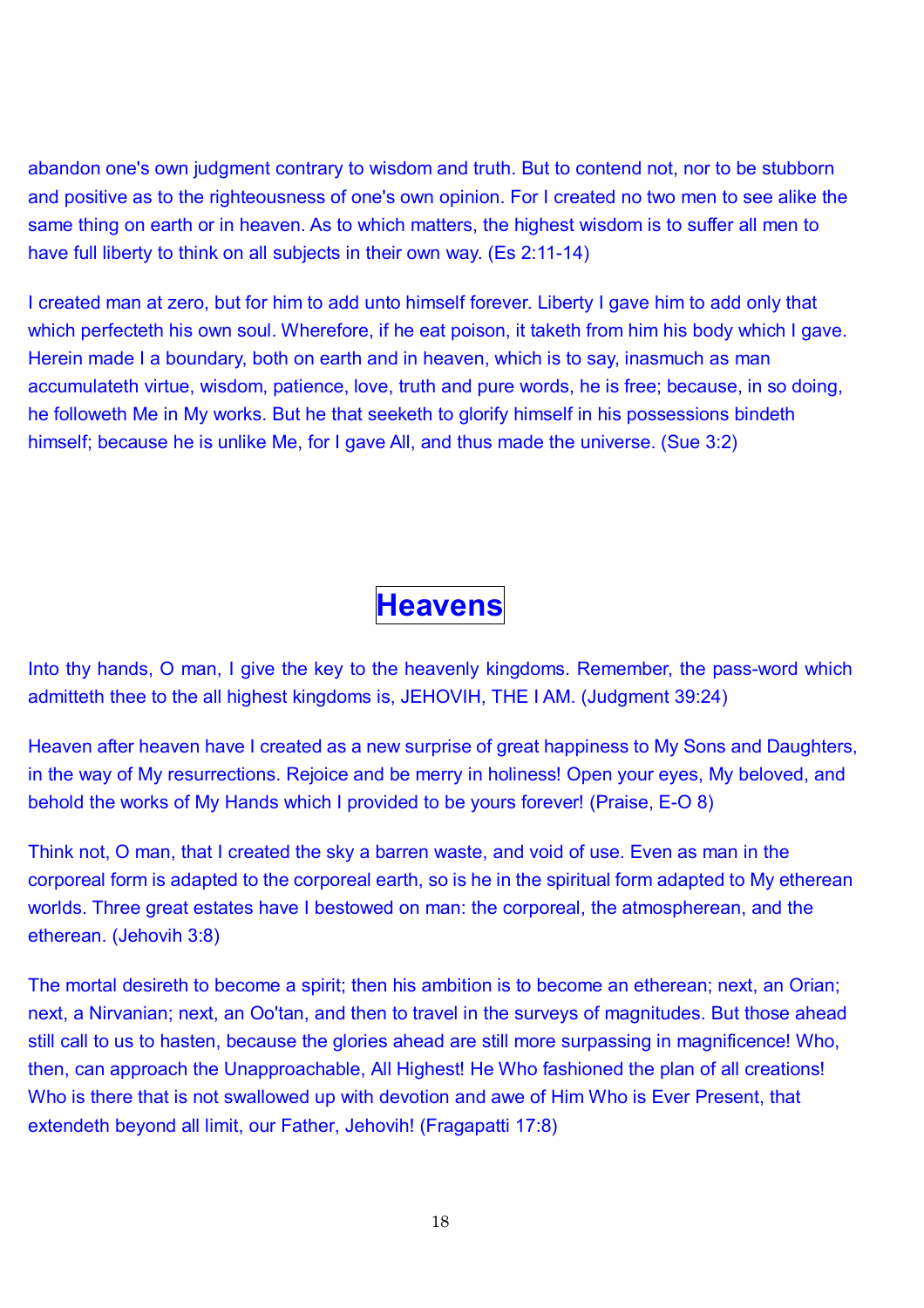abandon one's own judgment contrary to wisdom and truth. But to contend not, nor to be stubborn and positive as to the righteousness of one's own opinion. For I created no two men to see alike the same thing on earth or in heaven. As to which matters, the highest wisdom is to suffer all men to have full liberty to think on all subjects in their own way. (Es 2:11-14)

I created man at zero, but for him to add unto himself forever. Liberty I gave him to add only that which perfecteth his own soul. Wherefore, if he eat poison, it taketh from him his body which I gave. Herein made I a boundary, both on earth and in heaven, which is to say, inasmuch as man accumulateth virtue, wisdom, patience, love, truth and pure words, he is free; because, in so doing, he followeth Me in My works. But he that seeketh to glorify himself in his possessions bindeth himself; because he is unlike Me, for I gave All, and thus made the universe. (Sue 3:2)

# Heavens

Into thy hands, O man, I give the key to the heavenly kingdoms. Remember, the pass-word which admitteth thee to the all highest kingdoms is, JEHOVIH, THE I AM. (Judgment 39:24)

Heaven after heaven have I created as a new surprise of great happiness to My Sons and Daughters, in the way of My resurrections. Rejoice and be merry in holiness! Open your eyes, My beloved, and behold the works of My Hands which I provided to be yours forever! (Praise, E-O 8)

Think not, O man, that I created the sky a barren waste, and void of use. Even as man in the corporeal form is adapted to the corporeal earth, so is he in the spiritual form adapted to My etherean worlds. Three great estates have I bestowed on man: the corporeal, the atmospherean, and the etherean. (Jehovih 3:8)

The mortal desireth to become a spirit; then his ambition is to become an etherean; next, an Orian; next, a Nirvanian; next, an Oo'tan, and then to travel in the surveys of magnitudes. But those ahead still call to us to hasten, because the glories ahead are still more surpassing in magnificence! Who, then, can approach the Unapproachable, All Highest! He Who fashioned the plan of all creations! Who is there that is not swallowed up with devotion and awe of Him Who is Ever Present, that extendeth beyond all limit, our Father, Jehovih! (Fragapatti 17:8)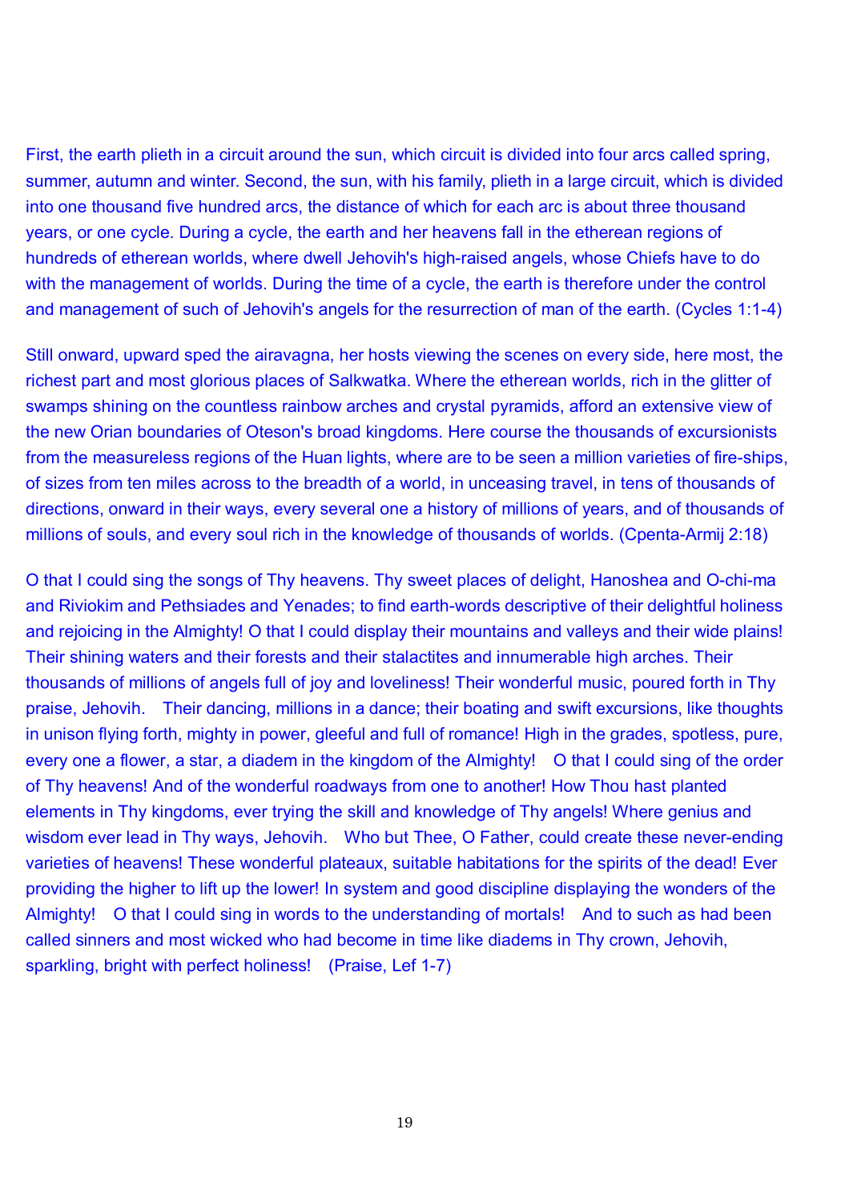First, the earth plieth in a circuit around the sun, which circuit is divided into four arcs called spring, summer, autumn and winter. Second, the sun, with his family, plieth in a large circuit, which is divided into one thousand five hundred arcs, the distance of which for each arc is about three thousand years, or one cycle. During a cycle, the earth and her heavens fall in the etherean regions of hundreds of etherean worlds, where dwell Jehovih's high-raised angels, whose Chiefs have to do with the management of worlds. During the time of a cycle, the earth is therefore under the control and management of such of Jehovih's angels for the resurrection of man of the earth. (Cycles 1:1-4)

Still onward, upward sped the airavagna, her hosts viewing the scenes on every side, here most, the richest part and most glorious places of Salkwatka. Where the etherean worlds, rich in the glitter of swamps shining on the countless rainbow arches and crystal pyramids, afford an extensive view of the new Orian boundaries of Oteson's broad kingdoms. Here course the thousands of excursionists from the measureless regions of the Huan lights, where are to be seen a million varieties of fire-ships, of sizes from ten miles across to the breadth of a world, in unceasing travel, in tens of thousands of directions, onward in their ways, every several one a history of millions of years, and of thousands of millions of souls, and every soul rich in the knowledge of thousands of worlds. (Cpenta-Armij 2:18)

O that I could sing the songs of Thy heavens. Thy sweet places of delight, Hanoshea and O-chi-ma and Riviokim and Pethsiades and Yenades; to find earth-words descriptive of their delightful holiness and rejoicing in the Almighty! O that I could display their mountains and valleys and their wide plains! Their shining waters and their forests and their stalactites and innumerable high arches. Their thousands of millions of angels full of joy and loveliness! Their wonderful music, poured forth in Thy praise, Jehovih. Their dancing, millions in a dance; their boating and swift excursions, like thoughts in unison flying forth, mighty in power, gleeful and full of romance! High in the grades, spotless, pure, every one a flower, a star, a diadem in the kingdom of the Almighty! O that I could sing of the order of Thy heavens! And of the wonderful roadways from one to another! How Thou hast planted elements in Thy kingdoms, ever trying the skill and knowledge of Thy angels! Where genius and wisdom ever lead in Thy ways, Jehovih. Who but Thee, O Father, could create these never-ending varieties of heavens! These wonderful plateaux, suitable habitations for the spirits of the dead! Ever providing the higher to lift up the lower! In system and good discipline displaying the wonders of the Almighty! O that I could sing in words to the understanding of mortals! And to such as had been called sinners and most wicked who had become in time like diadems in Thy crown, Jehovih, sparkling, bright with perfect holiness! (Praise, Lef 1-7)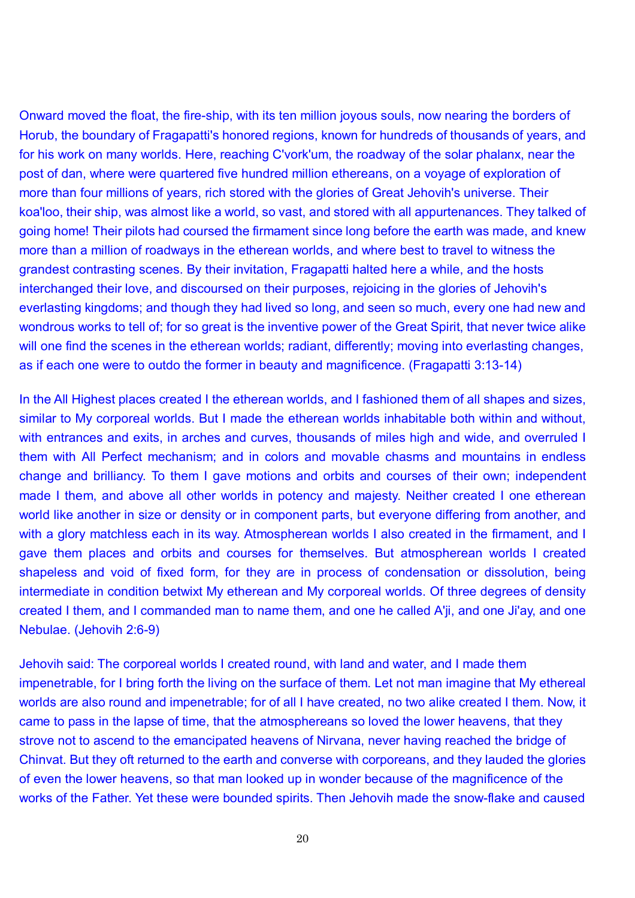Onward moved the float, the fire-ship, with its ten million joyous souls, now nearing the borders of Horub, the boundary of Fragapatti's honored regions, known for hundreds of thousands of years, and for his work on many worlds. Here, reaching C'vork'um, the roadway of the solar phalanx, near the post of dan, where were quartered five hundred million ethereans, on a voyage of exploration of more than four millions of years, rich stored with the glories of Great Jehovih's universe. Their koa'loo, their ship, was almost like a world, so vast, and stored with all appurtenances. They talked of going home! Their pilots had coursed the firmament since long before the earth was made, and knew more than a million of roadways in the etherean worlds, and where best to travel to witness the grandest contrasting scenes. By their invitation, Fragapatti halted here a while, and the hosts interchanged their love, and discoursed on their purposes, rejoicing in the glories of Jehovih's everlasting kingdoms; and though they had lived so long, and seen so much, every one had new and wondrous works to tell of; for so great is the inventive power of the Great Spirit, that never twice alike will one find the scenes in the etherean worlds; radiant, differently; moving into everlasting changes, as if each one were to outdo the former in beauty and magnificence. (Fragapatti 3:13-14)

In the All Highest places created I the etherean worlds, and I fashioned them of all shapes and sizes, similar to My corporeal worlds. But I made the etherean worlds inhabitable both within and without, with entrances and exits, in arches and curves, thousands of miles high and wide, and overruled I them with All Perfect mechanism; and in colors and movable chasms and mountains in endless change and brilliancy. To them I gave motions and orbits and courses of their own; independent made I them, and above all other worlds in potency and majesty. Neither created I one etherean world like another in size or density or in component parts, but everyone differing from another, and with a glory matchless each in its way. Atmospherean worlds I also created in the firmament, and I gave them places and orbits and courses for themselves. But atmospherean worlds I created shapeless and void of fixed form, for they are in process of condensation or dissolution, being intermediate in condition betwixt My etherean and My corporeal worlds. Of three degrees of density created I them, and I commanded man to name them, and one he called A'ji, and one Ji'ay, and one Nebulae. (Jehovih 2:6-9)

Jehovih said: The corporeal worlds I created round, with land and water, and I made them impenetrable, for I bring forth the living on the surface of them. Let not man imagine that My ethereal worlds are also round and impenetrable; for of all I have created, no two alike created I them. Now, it came to pass in the lapse of time, that the atmosphereans so loved the lower heavens, that they strove not to ascend to the emancipated heavens of Nirvana, never having reached the bridge of Chinvat. But they oft returned to the earth and converse with corporeans, and they lauded the glories of even the lower heavens, so that man looked up in wonder because of the magnificence of the works of the Father. Yet these were bounded spirits. Then Jehovih made the snow-flake and caused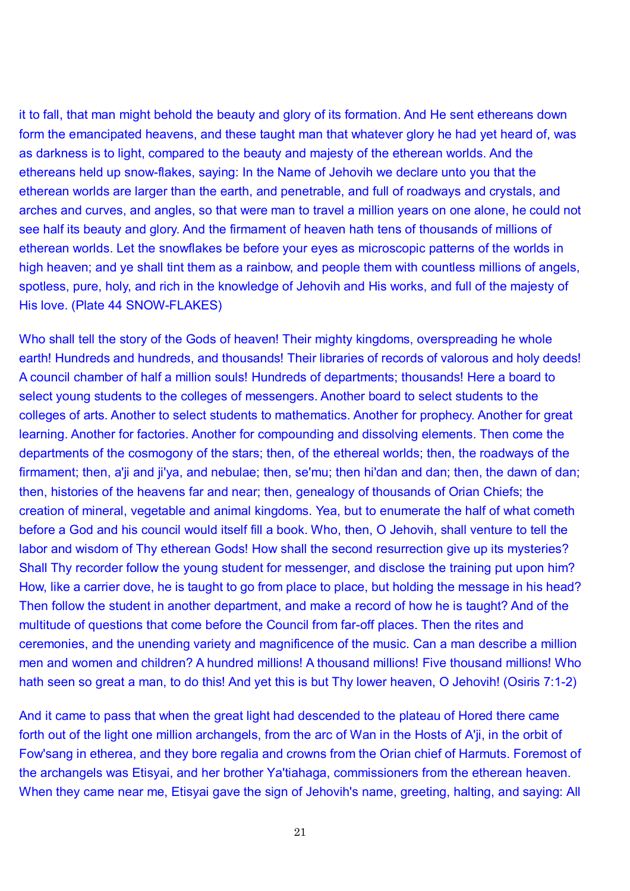it to fall, that man might behold the beauty and glory of its formation. And He sent ethereans down form the emancipated heavens, and these taught man that whatever glory he had yet heard of, was as darkness is to light, compared to the beauty and majesty of the etherean worlds. And the ethereans held up snow-flakes, saying: In the Name of Jehovih we declare unto you that the etherean worlds are larger than the earth, and penetrable, and full of roadways and crystals, and arches and curves, and angles, so that were man to travel a million years on one alone, he could not see half its beauty and glory. And the firmament of heaven hath tens of thousands of millions of etherean worlds. Let the snowflakes be before your eyes as microscopic patterns of the worlds in high heaven; and ye shall tint them as a rainbow, and people them with countless millions of angels, spotless, pure, holy, and rich in the knowledge of Jehovih and His works, and full of the majesty of His love. (Plate 44 SNOW-FLAKES)

Who shall tell the story of the Gods of heaven! Their mighty kingdoms, overspreading he whole earth! Hundreds and hundreds, and thousands! Their libraries of records of valorous and holy deeds! A council chamber of half a million souls! Hundreds of departments; thousands! Here a board to select young students to the colleges of messengers. Another board to select students to the colleges of arts. Another to select students to mathematics. Another for prophecy. Another for great learning. Another for factories. Another for compounding and dissolving elements. Then come the departments of the cosmogony of the stars; then, of the ethereal worlds; then, the roadways of the firmament; then, a'ji and ji'ya, and nebulae; then, se'mu; then hi'dan and dan; then, the dawn of dan; then, histories of the heavens far and near; then, genealogy of thousands of Orian Chiefs; the creation of mineral, vegetable and animal kingdoms. Yea, but to enumerate the half of what cometh before a God and his council would itself fill a book. Who, then, O Jehovih, shall venture to tell the labor and wisdom of Thy etherean Gods! How shall the second resurrection give up its mysteries? Shall Thy recorder follow the young student for messenger, and disclose the training put upon him? How, like a carrier dove, he is taught to go from place to place, but holding the message in his head? Then follow the student in another department, and make a record of how he is taught? And of the multitude of questions that come before the Council from far-off places. Then the rites and ceremonies, and the unending variety and magnificence of the music. Can a man describe a million men and women and children? A hundred millions! A thousand millions! Five thousand millions! Who hath seen so great a man, to do this! And yet this is but Thy lower heaven, O Jehovih! (Osiris 7:1-2)

And it came to pass that when the great light had descended to the plateau of Hored there came forth out of the light one million archangels, from the arc of Wan in the Hosts of A'ji, in the orbit of Fow'sang in etherea, and they bore regalia and crowns from the Orian chief of Harmuts. Foremost of the archangels was Etisyai, and her brother Ya'tiahaga, commissioners from the etherean heaven. When they came near me, Etisyai gave the sign of Jehovih's name, greeting, halting, and saying: All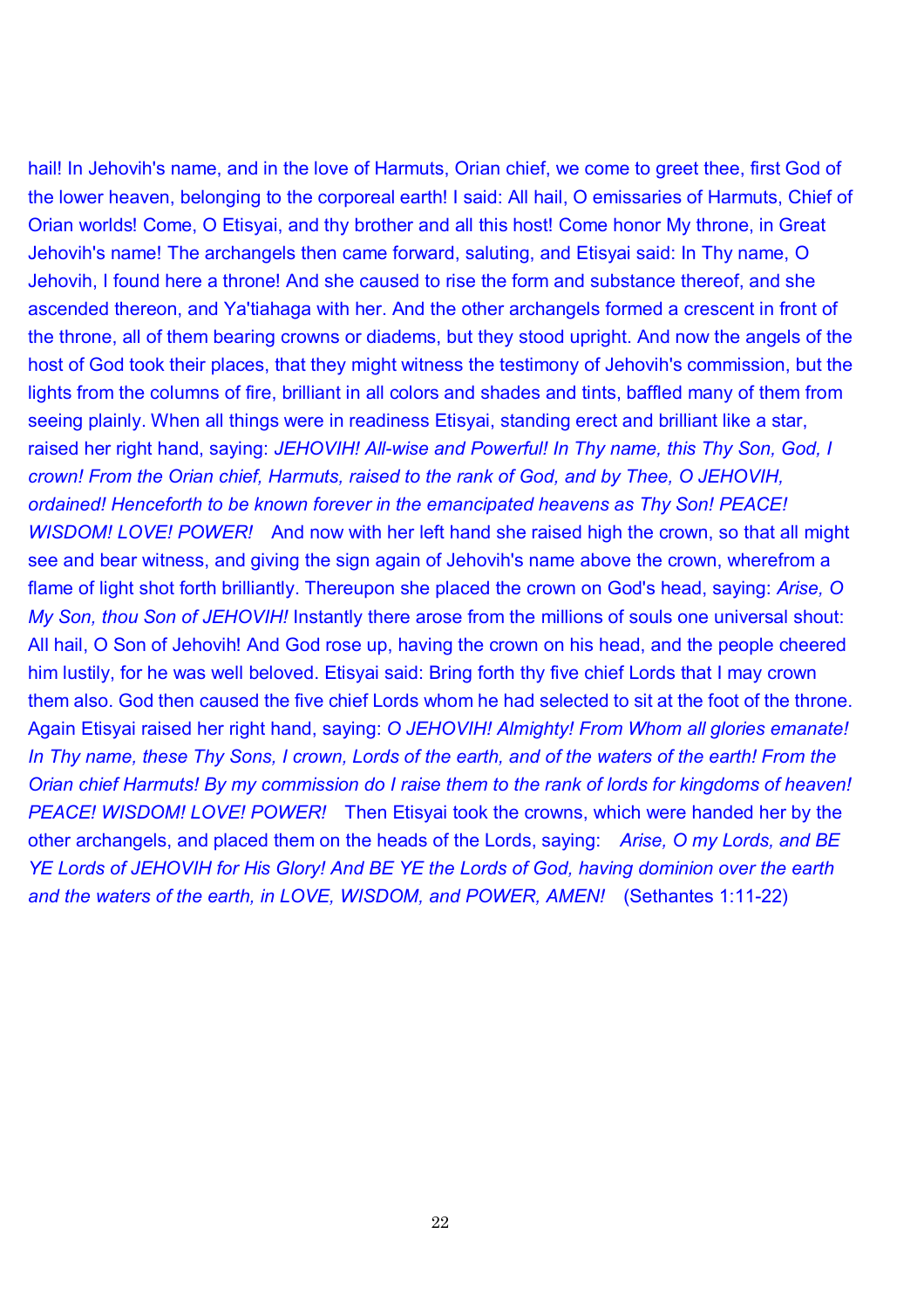hail! In Jehovih's name, and in the love of Harmuts, Orian chief, we come to greet thee, first God of the lower heaven, belonging to the corporeal earth! I said: All hail, O emissaries of Harmuts, Chief of Orian worlds! Come, O Etisyai, and thy brother and all this host! Come honor My throne, in Great Jehovih's name! The archangels then came forward, saluting, and Etisyai said: In Thy name, O Jehovih, I found here a throne! And she caused to rise the form and substance thereof, and she ascended thereon, and Ya'tiahaga with her. And the other archangels formed a crescent in front of the throne, all of them bearing crowns or diadems, but they stood upright. And now the angels of the host of God took their places, that they might witness the testimony of Jehovih's commission, but the lights from the columns of fire, brilliant in all colors and shades and tints, baffled many of them from seeing plainly. When all things were in readiness Etisyai, standing erect and brilliant like a star, raised her right hand, saying: *JEHOVIH! All-wise and Powerful! In Thy name, this Thy Son, God, I crown! From the Orian chief, Harmuts, raised to the rank of God, and by Thee, O JEHOVIH, ordained! Henceforth to be known forever in the emancipated heavens as Thy Son! PEACE! WISDOM! LOVE! POWER!* And now with her left hand she raised high the crown, so that all might see and bear witness, and giving the sign again of Jehovih's name above the crown, wherefrom a flame of light shot forth brilliantly. Thereupon she placed the crown on God's head, saying: *Arise, O My Son, thou Son of JEHOVIH!* Instantly there arose from the millions of souls one universal shout: All hail, O Son of Jehovih! And God rose up, having the crown on his head, and the people cheered him lustily, for he was well beloved. Etisyai said: Bring forth thy five chief Lords that I may crown them also. God then caused the five chief Lords whom he had selected to sit at the foot of the throne. Again Etisyai raised her right hand, saying: *O JEHOVIH! Almighty! From Whom all glories emanate! In Thy name, these Thy Sons, I crown, Lords of the earth, and of the waters of the earth! From the Orian chief Harmuts! By my commission do I raise them to the rank of lords for kingdoms of heaven! PEACE! WISDOM! LOVE! POWER!* Then Etisyai took the crowns, which were handed her by the other archangels, and placed them on the heads of the Lords, saying: *Arise, O my Lords, and BE YE Lords of JEHOVIH for His Glory! And BE YE the Lords of God, having dominion over the earth and the waters of the earth, in LOVE, WISDOM, and POWER, AMEN!* (Sethantes 1:11-22)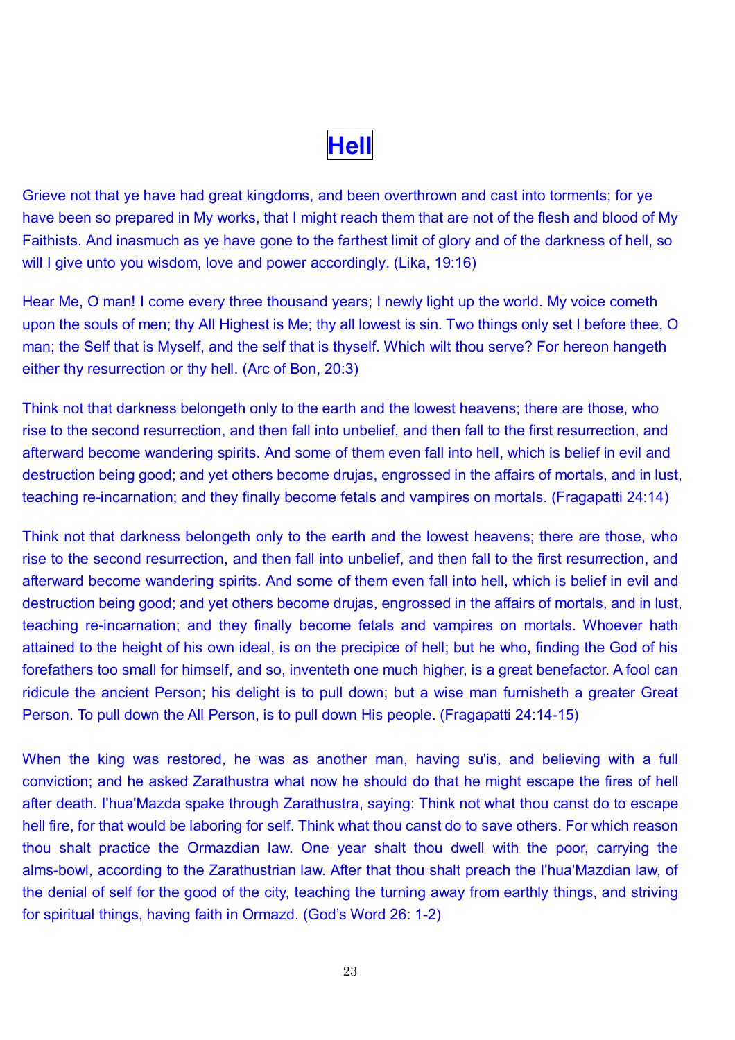# Hell

Grieve not that ye have had great kingdoms, and been overthrown and cast into torments; for ye have been so prepared in My works, that I might reach them that are not of the flesh and blood of My Faithists. And inasmuch as ye have gone to the farthest limit of glory and of the darkness of hell, so will I give unto you wisdom, love and power accordingly. (Lika, 19:16)

Hear Me, O man! I come every three thousand years; I newly light up the world. My voice cometh upon the souls of men; thy All Highest is Me; thy all lowest is sin. Two things only set I before thee, O man; the Self that is Myself, and the self that is thyself. Which wilt thou serve? For hereon hangeth either thy resurrection or thy hell. (Arc of Bon, 20:3)

Think not that darkness belongeth only to the earth and the lowest heavens; there are those, who rise to the second resurrection, and then fall into unbelief, and then fall to the first resurrection, and afterward become wandering spirits. And some of them even fall into hell, which is belief in evil and destruction being good; and yet others become drujas, engrossed in the affairs of mortals, and in lust, teaching re-incarnation; and they finally become fetals and vampires on mortals. (Fragapatti 24:14)

Think not that darkness belongeth only to the earth and the lowest heavens; there are those, who rise to the second resurrection, and then fall into unbelief, and then fall to the first resurrection, and afterward become wandering spirits. And some of them even fall into hell, which is belief in evil and destruction being good; and yet others become drujas, engrossed in the affairs of mortals, and in lust, teaching re-incarnation; and they finally become fetals and vampires on mortals. Whoever hath attained to the height of his own ideal, is on the precipice of hell; but he who, finding the God of his forefathers too small for himself, and so, inventeth one much higher, is a great benefactor. A fool can ridicule the ancient Person; his delight is to pull down; but a wise man furnisheth a greater Great Person. To pull down the All Person, is to pull down His people. (Fragapatti 24:14-15)

When the king was restored, he was as another man, having su'is, and believing with a full conviction; and he asked Zarathustra what now he should do that he might escape the fires of hell after death. I'hua'Mazda spake through Zarathustra, saying: Think not what thou canst do to escape hell fire, for that would be laboring for self. Think what thou canst do to save others. For which reason thou shalt practice the Ormazdian law. One year shalt thou dwell with the poor, carrying the alms-bowl, according to the Zarathustrian law. After that thou shalt preach the I'hua'Mazdian law, of the denial of self for the good of the city, teaching the turning away from earthly things, and striving for spiritual things, having faith in Ormazd. (God's Word 26: 1-2)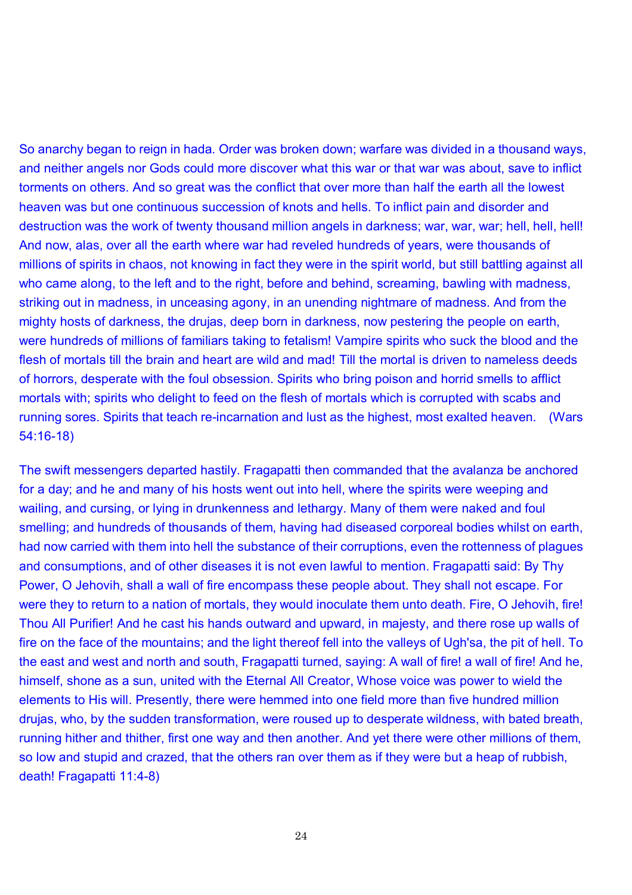So anarchy began to reign in hada. Order was broken down; warfare was divided in a thousand ways, and neither angels nor Gods could more discover what this war or that war was about, save to inflict torments on others. And so great was the conflict that over more than half the earth all the lowest heaven was but one continuous succession of knots and hells. To inflict pain and disorder and destruction was the work of twenty thousand million angels in darkness; war, war, war; hell, hell, hell! And now, alas, over all the earth where war had reveled hundreds of years, were thousands of millions of spirits in chaos, not knowing in fact they were in the spirit world, but still battling against all who came along, to the left and to the right, before and behind, screaming, bawling with madness, striking out in madness, in unceasing agony, in an unending nightmare of madness. And from the mighty hosts of darkness, the drujas, deep born in darkness, now pestering the people on earth, were hundreds of millions of familiars taking to fetalism! Vampire spirits who suck the blood and the flesh of mortals till the brain and heart are wild and mad! Till the mortal is driven to nameless deeds of horrors, desperate with the foul obsession. Spirits who bring poison and horrid smells to afflict mortals with; spirits who delight to feed on the flesh of mortals which is corrupted with scabs and running sores. Spirits that teach re-incarnation and lust as the highest, most exalted heaven. (Wars 54:16-18)

The swift messengers departed hastily. Fragapatti then commanded that the avalanza be anchored for a day; and he and many of his hosts went out into hell, where the spirits were weeping and wailing, and cursing, or lying in drunkenness and lethargy. Many of them were naked and foul smelling; and hundreds of thousands of them, having had diseased corporeal bodies whilst on earth, had now carried with them into hell the substance of their corruptions, even the rottenness of plagues and consumptions, and of other diseases it is not even lawful to mention. Fragapatti said: By Thy Power, O Jehovih, shall a wall of fire encompass these people about. They shall not escape. For were they to return to a nation of mortals, they would inoculate them unto death. Fire, O Jehovih, fire! Thou All Purifier! And he cast his hands outward and upward, in majesty, and there rose up walls of fire on the face of the mountains; and the light thereof fell into the valleys of Ugh'sa, the pit of hell. To the east and west and north and south, Fragapatti turned, saying: A wall of fire! a wall of fire! And he, himself, shone as a sun, united with the Eternal All Creator, Whose voice was power to wield the elements to His will. Presently, there were hemmed into one field more than five hundred million drujas, who, by the sudden transformation, were roused up to desperate wildness, with bated breath, running hither and thither, first one way and then another. And yet there were other millions of them, so low and stupid and crazed, that the others ran over them as if they were but a heap of rubbish, death! Fragapatti 11:4-8)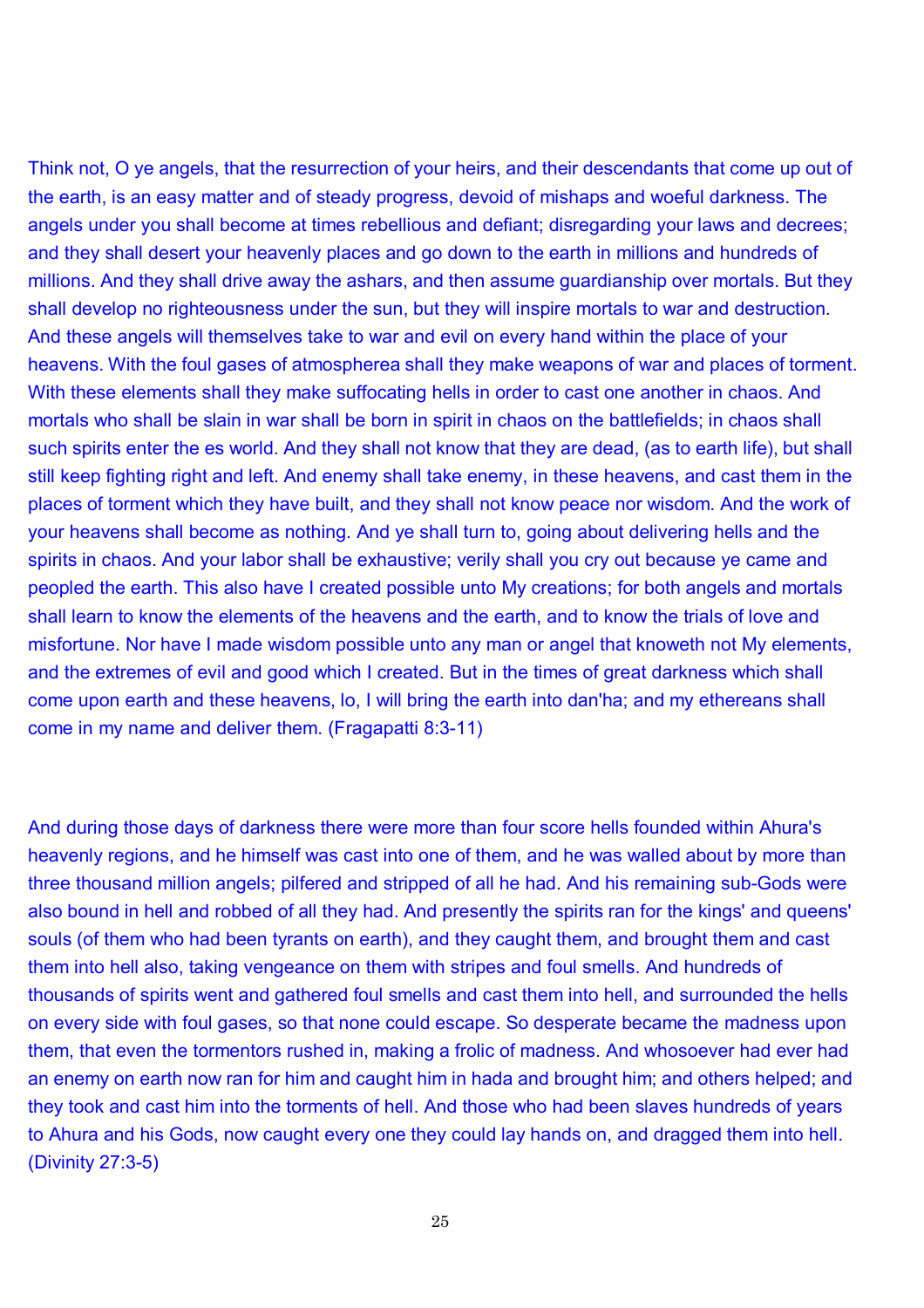Think not, O ye angels, that the resurrection of your heirs, and their descendants that come up out of the earth, is an easy matter and of steady progress, devoid of mishaps and woeful darkness. The angels under you shall become at times rebellious and defiant; disregarding your laws and decrees; and they shall desert your heavenly places and go down to the earth in millions and hundreds of millions. And they shall drive away the ashars, and then assume guardianship over mortals. But they shall develop no righteousness under the sun, but they will inspire mortals to war and destruction. And these angels will themselves take to war and evil on every hand within the place of your heavens. With the foul gases of atmospherea shall they make weapons of war and places of torment. With these elements shall they make suffocating hells in order to cast one another in chaos. And mortals who shall be slain in war shall be born in spirit in chaos on the battlefields; in chaos shall such spirits enter the es world. And they shall not know that they are dead, (as to earth life), but shall still keep fighting right and left. And enemy shall take enemy, in these heavens, and cast them in the places of torment which they have built, and they shall not know peace nor wisdom. And the work of your heavens shall become as nothing. And ye shall turn to, going about delivering hells and the spirits in chaos. And your labor shall be exhaustive; verily shall you cry out because ye came and peopled the earth. This also have I created possible unto My creations; for both angels and mortals shall learn to know the elements of the heavens and the earth, and to know the trials of love and misfortune. Nor have I made wisdom possible unto any man or angel that knoweth not My elements, and the extremes of evil and good which I created. But in the times of great darkness which shall come upon earth and these heavens, lo, I will bring the earth into dan'ha; and my ethereans shall come in my name and deliver them. (Fragapatti 8:3-11)

And during those days of darkness there were more than four score hells founded within Ahura's heavenly regions, and he himself was cast into one of them, and he was walled about by more than three thousand million angels; pilfered and stripped of all he had. And his remaining sub-Gods were also bound in hell and robbed of all they had. And presently the spirits ran for the kings' and queens' souls (of them who had been tyrants on earth), and they caught them, and brought them and cast them into hell also, taking vengeance on them with stripes and foul smells. And hundreds of thousands of spirits went and gathered foul smells and cast them into hell, and surrounded the hells on every side with foul gases, so that none could escape. So desperate became the madness upon them, that even the tormentors rushed in, making a frolic of madness. And whosoever had ever had an enemy on earth now ran for him and caught him in hada and brought him; and others helped; and they took and cast him into the torments of hell. And those who had been slaves hundreds of years to Ahura and his Gods, now caught every one they could lay hands on, and dragged them into hell. (Divinity 27:3-5)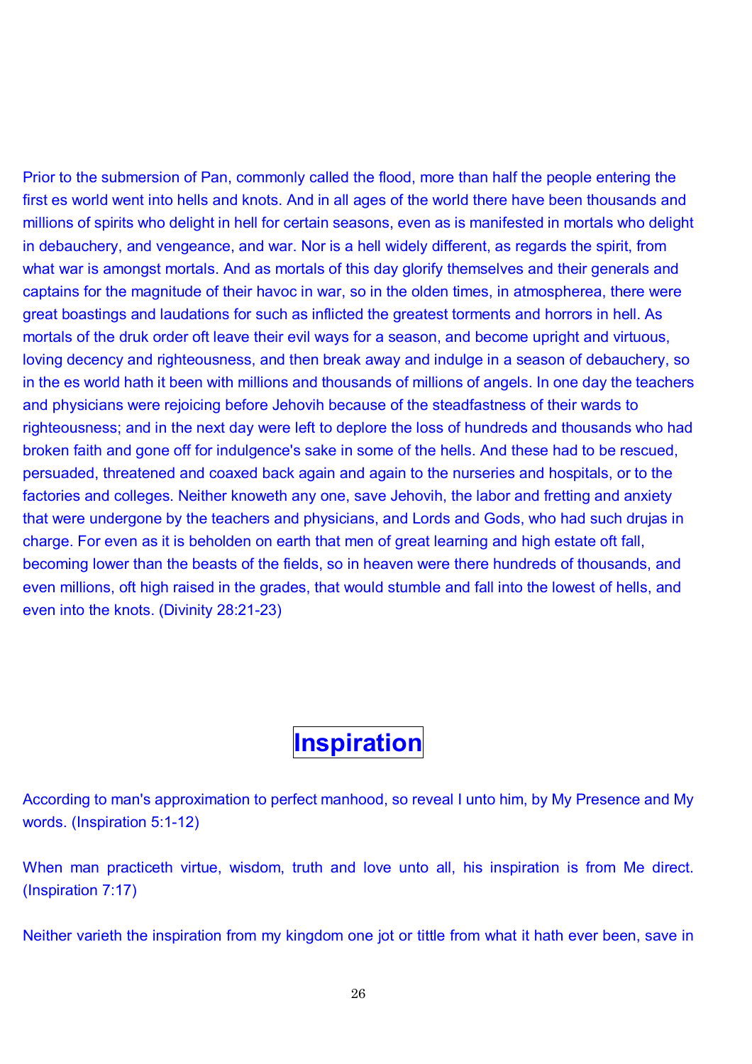Prior to the submersion of Pan, commonly called the flood, more than half the people entering the first es world went into hells and knots. And in all ages of the world there have been thousands and millions of spirits who delight in hell for certain seasons, even as is manifested in mortals who delight in debauchery, and vengeance, and war. Nor is a hell widely different, as regards the spirit, from what war is amongst mortals. And as mortals of this day glorify themselves and their generals and captains for the magnitude of their havoc in war, so in the olden times, in atmospherea, there were great boastings and laudations for such as inflicted the greatest torments and horrors in hell. As mortals of the druk order oft leave their evil ways for a season, and become upright and virtuous, loving decency and righteousness, and then break away and indulge in a season of debauchery, so in the es world hath it been with millions and thousands of millions of angels. In one day the teachers and physicians were rejoicing before Jehovih because of the steadfastness of their wards to righteousness; and in the next day were left to deplore the loss of hundreds and thousands who had broken faith and gone off for indulgence's sake in some of the hells. And these had to be rescued, persuaded, threatened and coaxed back again and again to the nurseries and hospitals, or to the factories and colleges. Neither knoweth any one, save Jehovih, the labor and fretting and anxiety that were undergone by the teachers and physicians, and Lords and Gods, who had such drujas in charge. For even as it is beholden on earth that men of great learning and high estate oft fall, becoming lower than the beasts of the fields, so in heaven were there hundreds of thousands, and even millions, oft high raised in the grades, that would stumble and fall into the lowest of hells, and even into the knots. (Divinity 28:21-23)

# Inspiration

According to man's approximation to perfect manhood, so reveal I unto him, by My Presence and My words. (Inspiration 5:1-12)

When man practiceth virtue, wisdom, truth and love unto all, his inspiration is from Me direct. (Inspiration 7:17)

Neither varieth the inspiration from my kingdom one jot or tittle from what it hath ever been, save in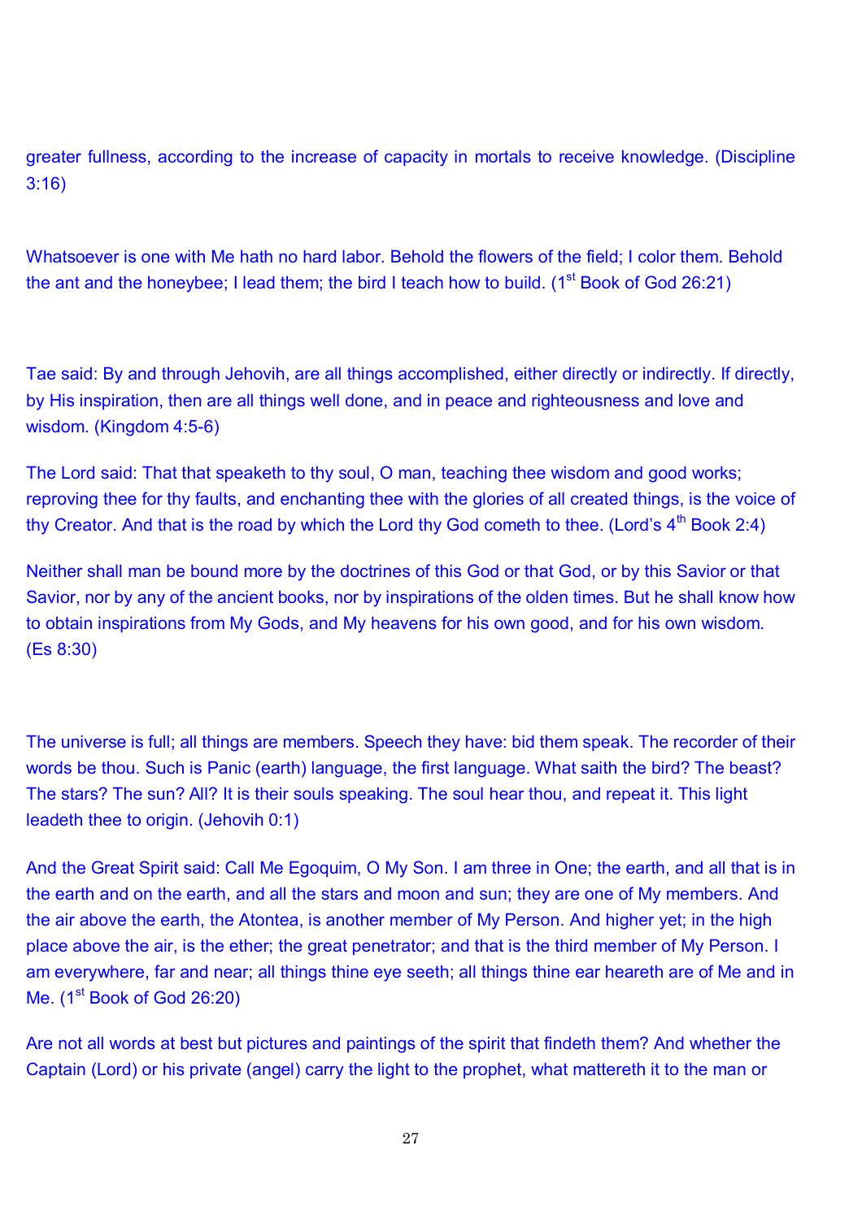greater fullness, according to the increase of capacity in mortals to receive knowledge. (Discipline 3:16)

Whatsoever is one with Me hath no hard labor. Behold the flowers of the field; I color them. Behold the ant and the honeybee; I lead them; the bird I teach how to build. (1st Book of God 26:21)

Tae said: By and through Jehovih, are all things accomplished, either directly or indirectly. If directly, by His inspiration, then are all things well done, and in peace and righteousness and love and wisdom. (Kingdom 4:5-6)

The Lord said: That that speaketh to thy soul, O man, teaching thee wisdom and good works; reproving thee for thy faults, and enchanting thee with the glories of all created things, is the voice of thy Creator. And that is the road by which the Lord thy God cometh to thee. (Lord's 4th Book 2:4)

Neither shall man be bound more by the doctrines of this God or that God, or by this Savior or that Savior, nor by any of the ancient books, nor by inspirations of the olden times. But he shall know how to obtain inspirations from My Gods, and My heavens for his own good, and for his own wisdom. (Es 8:30)

The universe is full; all things are members. Speech they have: bid them speak. The recorder of their words be thou. Such is Panic (earth) language, the first language. What saith the bird? The beast? The stars? The sun? All? It is their souls speaking. The soul hear thou, and repeat it. This light leadeth thee to origin. (Jehovih 0:1)

And the Great Spirit said: Call Me Egoquim, O My Son. I am three in One; the earth, and all that is in the earth and on the earth, and all the stars and moon and sun; they are one of My members. And the air above the earth, the Atontea, is another member of My Person. And higher yet; in the high place above the air, is the ether; the great penetrator; and that is the third member of My Person. I am everywhere, far and near; all things thine eye seeth; all things thine ear heareth are of Me and in Me. (1st Book of God 26:20)

Are not all words at best but pictures and paintings of the spirit that findeth them? And whether the Captain (Lord) or his private (angel) carry the light to the prophet, what mattereth it to the man or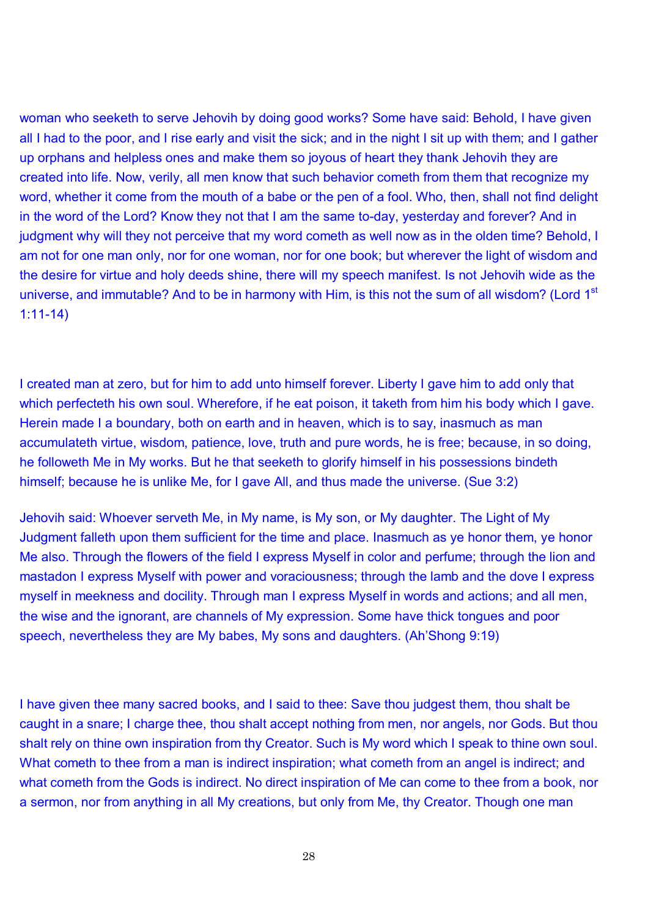woman who seeketh to serve Jehovih by doing good works? Some have said: Behold, I have given all I had to the poor, and I rise early and visit the sick; and in the night I sit up with them; and I gather up orphans and helpless ones and make them so joyous of heart they thank Jehovih they are created into life. Now, verily, all men know that such behavior cometh from them that recognize my word, whether it come from the mouth of a babe or the pen of a fool. Who, then, shall not find delight in the word of the Lord? Know they not that I am the same to-day, yesterday and forever? And in judgment why will they not perceive that my word cometh as well now as in the olden time? Behold, I am not for one man only, nor for one woman, nor for one book; but wherever the light of wisdom and the desire for virtue and holy deeds shine, there will my speech manifest. Is not Jehovih wide as the universe, and immutable? And to be in harmony with Him, is this not the sum of all wisdom? (Lord 1st 1:11-14)

I created man at zero, but for him to add unto himself forever. Liberty I gave him to add only that which perfecteth his own soul. Wherefore, if he eat poison, it taketh from him his body which I gave. Herein made I a boundary, both on earth and in heaven, which is to say, inasmuch as man accumulateth virtue, wisdom, patience, love, truth and pure words, he is free; because, in so doing, he followeth Me in My works. But he that seeketh to glorify himself in his possessions bindeth himself; because he is unlike Me, for I gave All, and thus made the universe. (Sue 3:2)

Jehovih said: Whoever serveth Me, in My name, is My son, or My daughter. The Light of My Judgment falleth upon them sufficient for the time and place. Inasmuch as ye honor them, ye honor Me also. Through the flowers of the field I express Myself in color and perfume; through the lion and mastadon I express Myself with power and voraciousness; through the lamb and the dove I express myself in meekness and docility. Through man I express Myself in words and actions; and all men, the wise and the ignorant, are channels of My expression. Some have thick tongues and poor speech, nevertheless they are My babes, My sons and daughters. (Ah'Shong 9:19)

I have given thee many sacred books, and I said to thee: Save thou judgest them, thou shalt be caught in a snare; I charge thee, thou shalt accept nothing from men, nor angels, nor Gods. But thou shalt rely on thine own inspiration from thy Creator. Such is My word which I speak to thine own soul. What cometh to thee from a man is indirect inspiration; what cometh from an angel is indirect; and what cometh from the Gods is indirect. No direct inspiration of Me can come to thee from a book, nor a sermon, nor from anything in all My creations, but only from Me, thy Creator. Though one man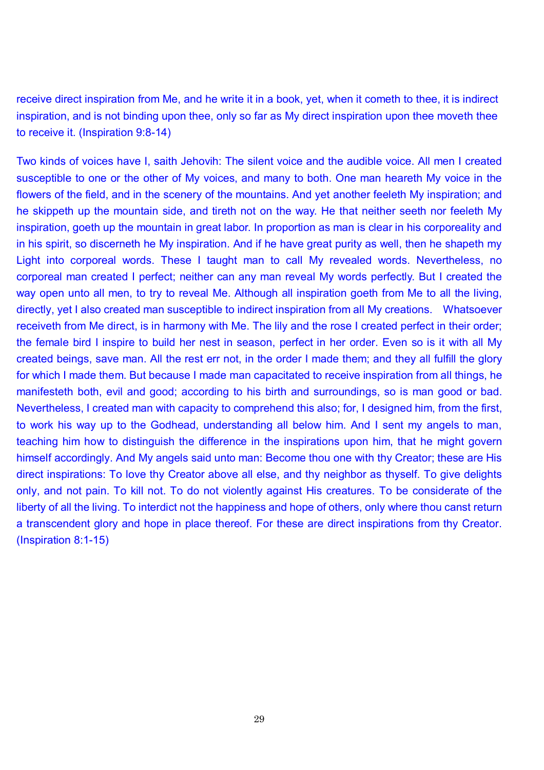receive direct inspiration from Me, and he write it in a book, yet, when it cometh to thee, it is indirect inspiration, and is not binding upon thee, only so far as My direct inspiration upon thee moveth thee to receive it. (Inspiration 9:8-14)

Two kinds of voices have I, saith Jehovih: The silent voice and the audible voice. All men I created susceptible to one or the other of My voices, and many to both. One man heareth My voice in the flowers of the field, and in the scenery of the mountains. And yet another feeleth My inspiration; and he skippeth up the mountain side, and tireth not on the way. He that neither seeth nor feeleth My inspiration, goeth up the mountain in great labor. In proportion as man is clear in his corporeality and in his spirit, so discerneth he My inspiration. And if he have great purity as well, then he shapeth my Light into corporeal words. These I taught man to call My revealed words. Nevertheless, no corporeal man created I perfect; neither can any man reveal My words perfectly. But I created the way open unto all men, to try to reveal Me. Although all inspiration goeth from Me to all the living, directly, yet I also created man susceptible to indirect inspiration from all My creations. Whatsoever receiveth from Me direct, is in harmony with Me. The lily and the rose I created perfect in their order; the female bird I inspire to build her nest in season, perfect in her order. Even so is it with all My created beings, save man. All the rest err not, in the order I made them; and they all fulfill the glory for which I made them. But because I made man capacitated to receive inspiration from all things, he manifesteth both, evil and good; according to his birth and surroundings, so is man good or bad. Nevertheless, I created man with capacity to comprehend this also; for, I designed him, from the first, to work his way up to the Godhead, understanding all below him. And I sent my angels to man, teaching him how to distinguish the difference in the inspirations upon him, that he might govern himself accordingly. And My angels said unto man: Become thou one with thy Creator; these are His direct inspirations: To love thy Creator above all else, and thy neighbor as thyself. To give delights only, and not pain. To kill not. To do not violently against His creatures. To be considerate of the liberty of all the living. To interdict not the happiness and hope of others, only where thou canst return a transcendent glory and hope in place thereof. For these are direct inspirations from thy Creator. (Inspiration 8:1-15)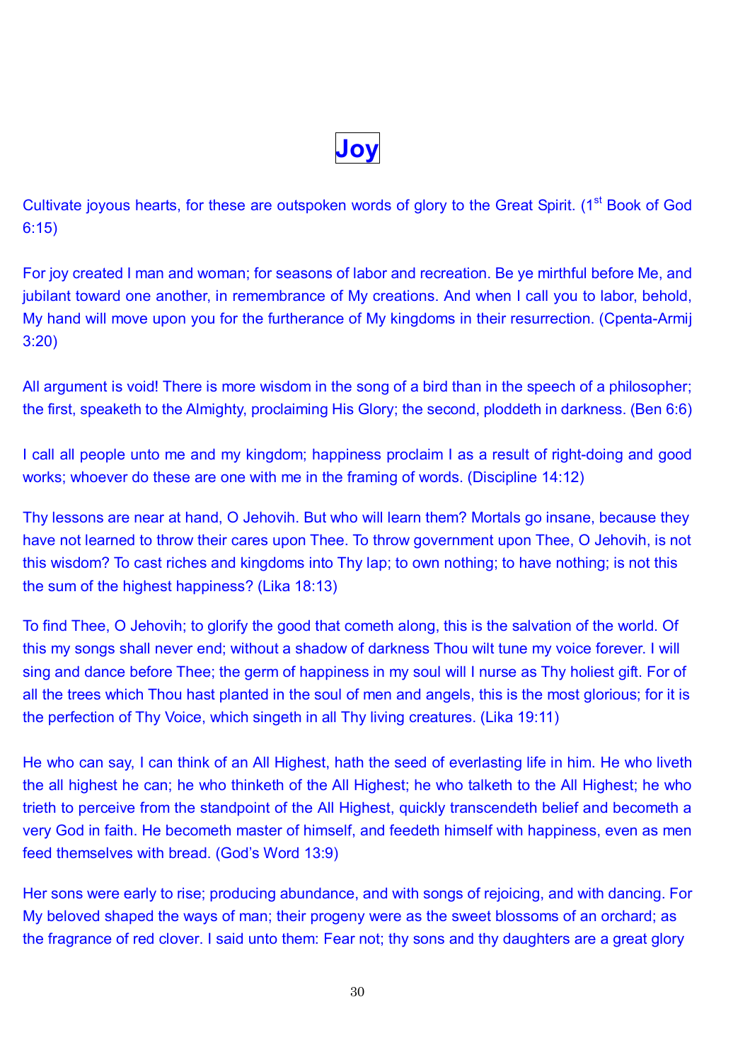# Joy

Cultivate joyous hearts, for these are outspoken words of glory to the Great Spirit. (1st Book of God 6:15)

For joy created I man and woman; for seasons of labor and recreation. Be ye mirthful before Me, and jubilant toward one another, in remembrance of My creations. And when I call you to labor, behold, My hand will move upon you for the furtherance of My kingdoms in their resurrection. (Cpenta-Armij 3:20)

All argument is void! There is more wisdom in the song of a bird than in the speech of a philosopher; the first, speaketh to the Almighty, proclaiming His Glory; the second, ploddeth in darkness. (Ben 6:6)

I call all people unto me and my kingdom; happiness proclaim I as a result of right-doing and good works; whoever do these are one with me in the framing of words. (Discipline 14:12)

Thy lessons are near at hand, O Jehovih. But who will learn them? Mortals go insane, because they have not learned to throw their cares upon Thee. To throw government upon Thee, O Jehovih, is not this wisdom? To cast riches and kingdoms into Thy lap; to own nothing; to have nothing; is not this the sum of the highest happiness? (Lika 18:13)

To find Thee, O Jehovih; to glorify the good that cometh along, this is the salvation of the world. Of this my songs shall never end; without a shadow of darkness Thou wilt tune my voice forever. I will sing and dance before Thee; the germ of happiness in my soul will I nurse as Thy holiest gift. For of all the trees which Thou hast planted in the soul of men and angels, this is the most glorious; for it is the perfection of Thy Voice, which singeth in all Thy living creatures. (Lika 19:11)

He who can say, I can think of an All Highest, hath the seed of everlasting life in him. He who liveth the all highest he can; he who thinketh of the All Highest; he who talketh to the All Highest; he who trieth to perceive from the standpoint of the All Highest, quickly transcendeth belief and becometh a very God in faith. He becometh master of himself, and feedeth himself with happiness, even as men feed themselves with bread. (God's Word 13:9)

Her sons were early to rise; producing abundance, and with songs of rejoicing, and with dancing. For My beloved shaped the ways of man; their progeny were as the sweet blossoms of an orchard; as the fragrance of red clover. I said unto them: Fear not; thy sons and thy daughters are a great glory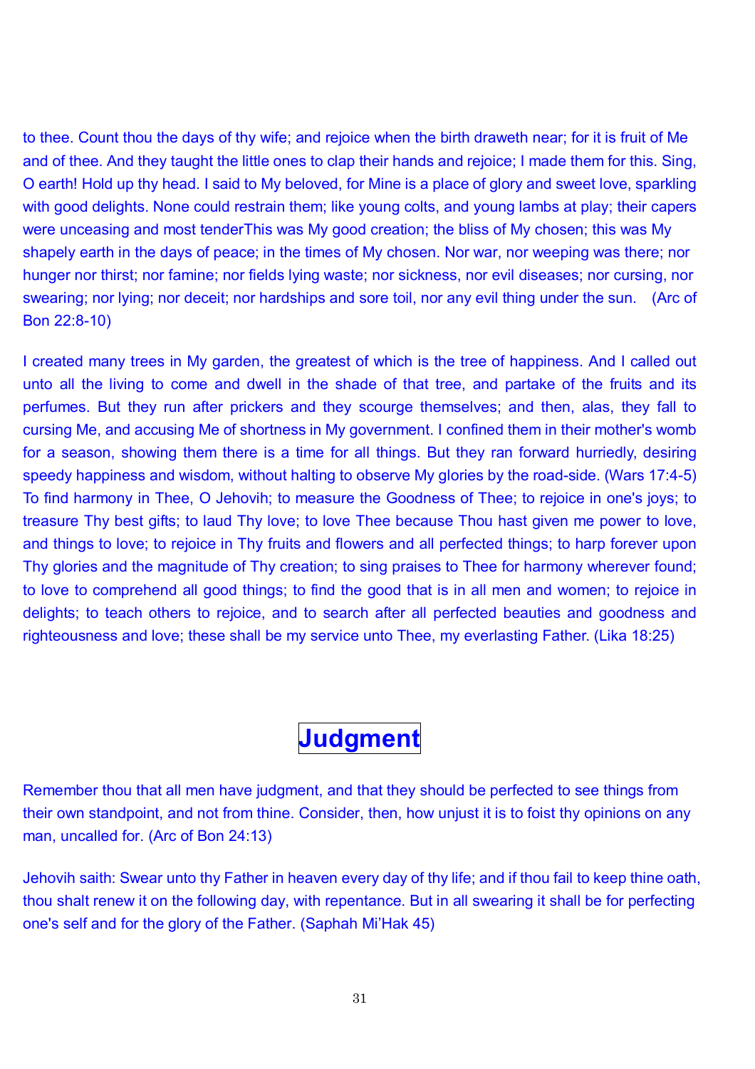to thee. Count thou the days of thy wife; and rejoice when the birth draweth near; for it is fruit of Me and of thee. And they taught the little ones to clap their hands and rejoice; I made them for this. Sing, O earth! Hold up thy head. I said to My beloved, for Mine is a place of glory and sweet love, sparkling with good delights. None could restrain them; like young colts, and young lambs at play; their capers were unceasing and most tenderThis was My good creation; the bliss of My chosen; this was My shapely earth in the days of peace; in the times of My chosen. Nor war, nor weeping was there; nor hunger nor thirst; nor famine; nor fields lying waste; nor sickness, nor evil diseases; nor cursing, nor swearing; nor lying; nor deceit; nor hardships and sore toil, nor any evil thing under the sun. (Arc of Bon 22:8-10)

I created many trees in My garden, the greatest of which is the tree of happiness. And I called out unto all the living to come and dwell in the shade of that tree, and partake of the fruits and its perfumes. But they run after prickers and they scourge themselves; and then, alas, they fall to cursing Me, and accusing Me of shortness in My government. I confined them in their mother's womb for a season, showing them there is a time for all things. But they ran forward hurriedly, desiring speedy happiness and wisdom, without halting to observe My glories by the road-side. (Wars 17:4-5) To find harmony in Thee, O Jehovih; to measure the Goodness of Thee; to rejoice in one's joys; to treasure Thy best gifts; to laud Thy love; to love Thee because Thou hast given me power to love, and things to love; to rejoice in Thy fruits and flowers and all perfected things; to harp forever upon Thy glories and the magnitude of Thy creation; to sing praises to Thee for harmony wherever found; to love to comprehend all good things; to find the good that is in all men and women; to rejoice in delights; to teach others to rejoice, and to search after all perfected beauties and goodness and righteousness and love; these shall be my service unto Thee, my everlasting Father. (Lika 18:25)

# Judgment

Remember thou that all men have judgment, and that they should be perfected to see things from their own standpoint, and not from thine. Consider, then, how unjust it is to foist thy opinions on any man, uncalled for. (Arc of Bon 24:13)

Jehovih saith: Swear unto thy Father in heaven every day of thy life; and if thou fail to keep thine oath, thou shalt renew it on the following day, with repentance. But in all swearing it shall be for perfecting one's self and for the glory of the Father. (Saphah Mi'Hak 45)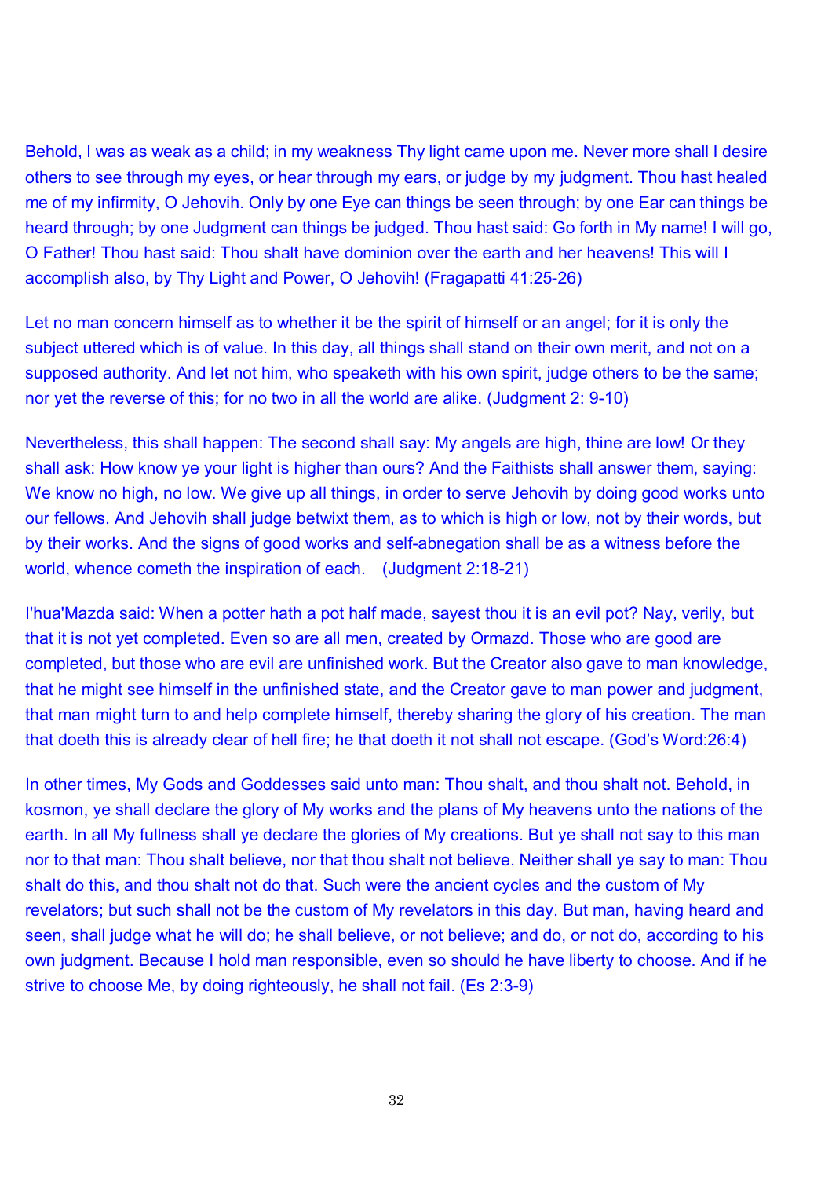Behold, I was as weak as a child; in my weakness Thy light came upon me. Never more shall I desire others to see through my eyes, or hear through my ears, or judge by my judgment. Thou hast healed me of my infirmity, O Jehovih. Only by one Eye can things be seen through; by one Ear can things be heard through; by one Judgment can things be judged. Thou hast said: Go forth in My name! I will go, O Father! Thou hast said: Thou shalt have dominion over the earth and her heavens! This will I accomplish also, by Thy Light and Power, O Jehovih! (Fragapatti 41:25-26)

Let no man concern himself as to whether it be the spirit of himself or an angel; for it is only the subject uttered which is of value. In this day, all things shall stand on their own merit, and not on a supposed authority. And let not him, who speaketh with his own spirit, judge others to be the same; nor yet the reverse of this; for no two in all the world are alike. (Judgment 2: 9-10)

Nevertheless, this shall happen: The second shall say: My angels are high, thine are low! Or they shall ask: How know ye your light is higher than ours? And the Faithists shall answer them, saying: We know no high, no low. We give up all things, in order to serve Jehovih by doing good works unto our fellows. And Jehovih shall judge betwixt them, as to which is high or low, not by their words, but by their works. And the signs of good works and self-abnegation shall be as a witness before the world, whence cometh the inspiration of each. (Judgment 2:18-21)

I'hua'Mazda said: When a potter hath a pot half made, sayest thou it is an evil pot? Nay, verily, but that it is not yet completed. Even so are all men, created by Ormazd. Those who are good are completed, but those who are evil are unfinished work. But the Creator also gave to man knowledge, that he might see himself in the unfinished state, and the Creator gave to man power and judgment, that man might turn to and help complete himself, thereby sharing the glory of his creation. The man that doeth this is already clear of hell fire; he that doeth it not shall not escape. (God's Word:26:4)

In other times, My Gods and Goddesses said unto man: Thou shalt, and thou shalt not. Behold, in kosmon, ye shall declare the glory of My works and the plans of My heavens unto the nations of the earth. In all My fullness shall ye declare the glories of My creations. But ye shall not say to this man nor to that man: Thou shalt believe, nor that thou shalt not believe. Neither shall ye say to man: Thou shalt do this, and thou shalt not do that. Such were the ancient cycles and the custom of My revelators; but such shall not be the custom of My revelators in this day. But man, having heard and seen, shall judge what he will do; he shall believe, or not believe; and do, or not do, according to his own judgment. Because I hold man responsible, even so should he have liberty to choose. And if he strive to choose Me, by doing righteously, he shall not fail. (Es 2:3-9)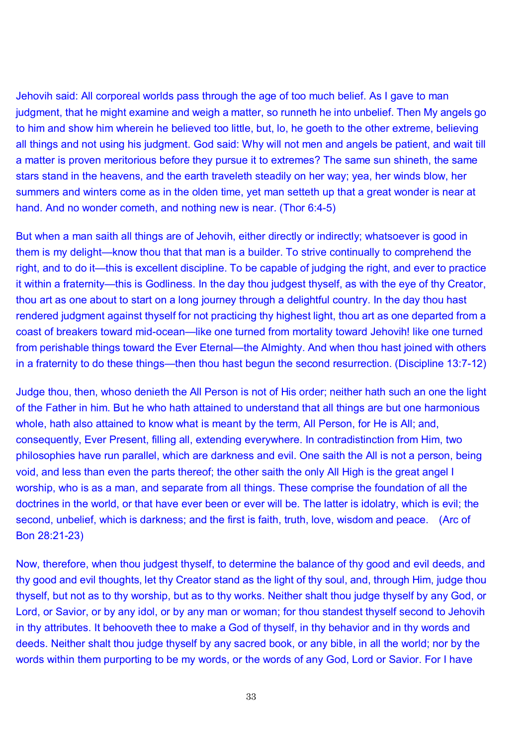Jehovih said: All corporeal worlds pass through the age of too much belief. As I gave to man judgment, that he might examine and weigh a matter, so runneth he into unbelief. Then My angels go to him and show him wherein he believed too little, but, lo, he goeth to the other extreme, believing all things and not using his judgment. God said: Why will not men and angels be patient, and wait till a matter is proven meritorious before they pursue it to extremes? The same sun shineth, the same stars stand in the heavens, and the earth traveleth steadily on her way; yea, her winds blow, her summers and winters come as in the olden time, yet man setteth up that a great wonder is near at hand. And no wonder cometh, and nothing new is near. (Thor 6:4-5)

But when a man saith all things are of Jehovih, either directly or indirectly; whatsoever is good in them is my delight—know thou that that man is a builder. To strive continually to comprehend the right, and to do it—this is excellent discipline. To be capable of judging the right, and ever to practice it within a fraternity—this is Godliness. In the day thou judgest thyself, as with the eye of thy Creator, thou art as one about to start on a long journey through a delightful country. In the day thou hast rendered judgment against thyself for not practicing thy highest light, thou art as one departed from a coast of breakers toward mid-ocean—like one turned from mortality toward Jehovih! like one turned from perishable things toward the Ever Eternal—the Almighty. And when thou hast joined with others in a fraternity to do these things—then thou hast begun the second resurrection. (Discipline 13:7-12)

Judge thou, then, whoso denieth the All Person is not of His order; neither hath such an one the light of the Father in him. But he who hath attained to understand that all things are but one harmonious whole, hath also attained to know what is meant by the term, All Person, for He is All; and, consequently, Ever Present, filling all, extending everywhere. In contradistinction from Him, two philosophies have run parallel, which are darkness and evil. One saith the All is not a person, being void, and less than even the parts thereof; the other saith the only All High is the great angel I worship, who is as a man, and separate from all things. These comprise the foundation of all the doctrines in the world, or that have ever been or ever will be. The latter is idolatry, which is evil; the second, unbelief, which is darkness; and the first is faith, truth, love, wisdom and peace. (Arc of Bon 28:21-23)

Now, therefore, when thou judgest thyself, to determine the balance of thy good and evil deeds, and thy good and evil thoughts, let thy Creator stand as the light of thy soul, and, through Him, judge thou thyself, but not as to thy worship, but as to thy works. Neither shalt thou judge thyself by any God, or Lord, or Savior, or by any idol, or by any man or woman; for thou standest thyself second to Jehovih in thy attributes. It behooveth thee to make a God of thyself, in thy behavior and in thy words and deeds. Neither shalt thou judge thyself by any sacred book, or any bible, in all the world; nor by the words within them purporting to be my words, or the words of any God, Lord or Savior. For I have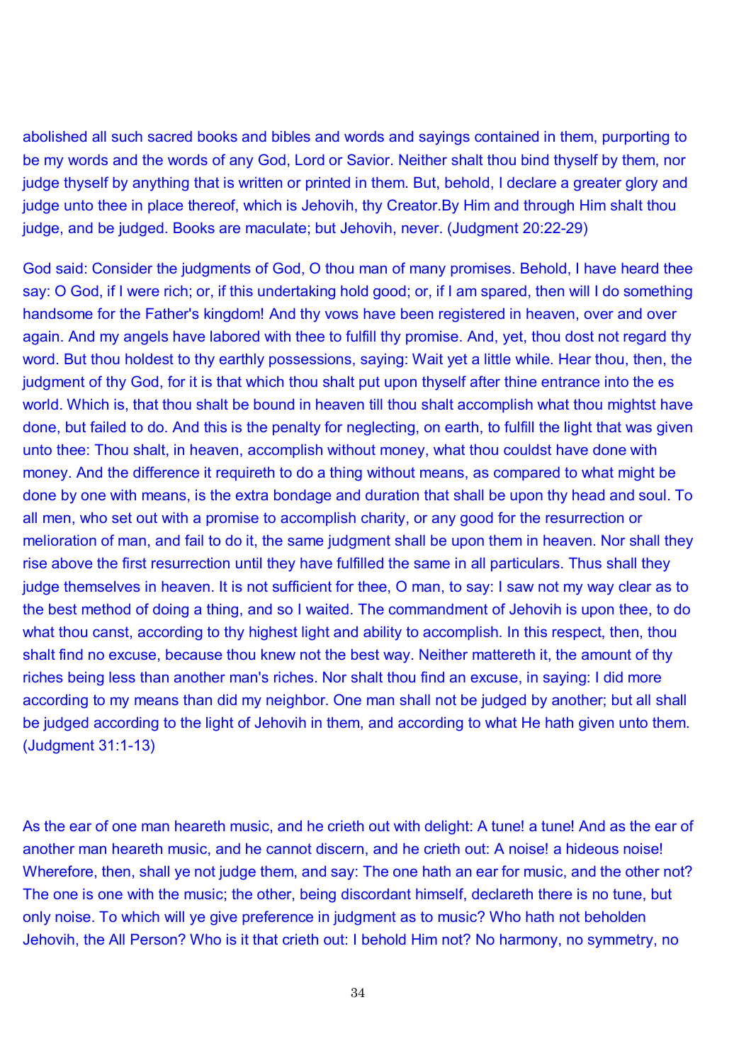abolished all such sacred books and bibles and words and sayings contained in them, purporting to be my words and the words of any God, Lord or Savior. Neither shalt thou bind thyself by them, nor judge thyself by anything that is written or printed in them. But, behold, I declare a greater glory and judge unto thee in place thereof, which is Jehovih, thy Creator.By Him and through Him shalt thou judge, and be judged. Books are maculate; but Jehovih, never. (Judgment 20:22-29)

God said: Consider the judgments of God, O thou man of many promises. Behold, I have heard thee say: O God, if I were rich; or, if this undertaking hold good; or, if I am spared, then will I do something handsome for the Father's kingdom! And thy vows have been registered in heaven, over and over again. And my angels have labored with thee to fulfill thy promise. And, yet, thou dost not regard thy word. But thou holdest to thy earthly possessions, saying: Wait yet a little while. Hear thou, then, the judgment of thy God, for it is that which thou shalt put upon thyself after thine entrance into the es world. Which is, that thou shalt be bound in heaven till thou shalt accomplish what thou mightst have done, but failed to do. And this is the penalty for neglecting, on earth, to fulfill the light that was given unto thee: Thou shalt, in heaven, accomplish without money, what thou couldst have done with money. And the difference it requireth to do a thing without means, as compared to what might be done by one with means, is the extra bondage and duration that shall be upon thy head and soul. To all men, who set out with a promise to accomplish charity, or any good for the resurrection or melioration of man, and fail to do it, the same judgment shall be upon them in heaven. Nor shall they rise above the first resurrection until they have fulfilled the same in all particulars. Thus shall they judge themselves in heaven. It is not sufficient for thee, O man, to say: I saw not my way clear as to the best method of doing a thing, and so I waited. The commandment of Jehovih is upon thee, to do what thou canst, according to thy highest light and ability to accomplish. In this respect, then, thou shalt find no excuse, because thou knew not the best way. Neither mattereth it, the amount of thy riches being less than another man's riches. Nor shalt thou find an excuse, in saying: I did more according to my means than did my neighbor. One man shall not be judged by another; but all shall be judged according to the light of Jehovih in them, and according to what He hath given unto them. (Judgment 31:1-13)

As the ear of one man heareth music, and he crieth out with delight: A tune! a tune! And as the ear of another man heareth music, and he cannot discern, and he crieth out: A noise! a hideous noise! Wherefore, then, shall ye not judge them, and say: The one hath an ear for music, and the other not? The one is one with the music; the other, being discordant himself, declareth there is no tune, but only noise. To which will ye give preference in judgment as to music? Who hath not beholden Jehovih, the All Person? Who is it that crieth out: I behold Him not? No harmony, no symmetry, no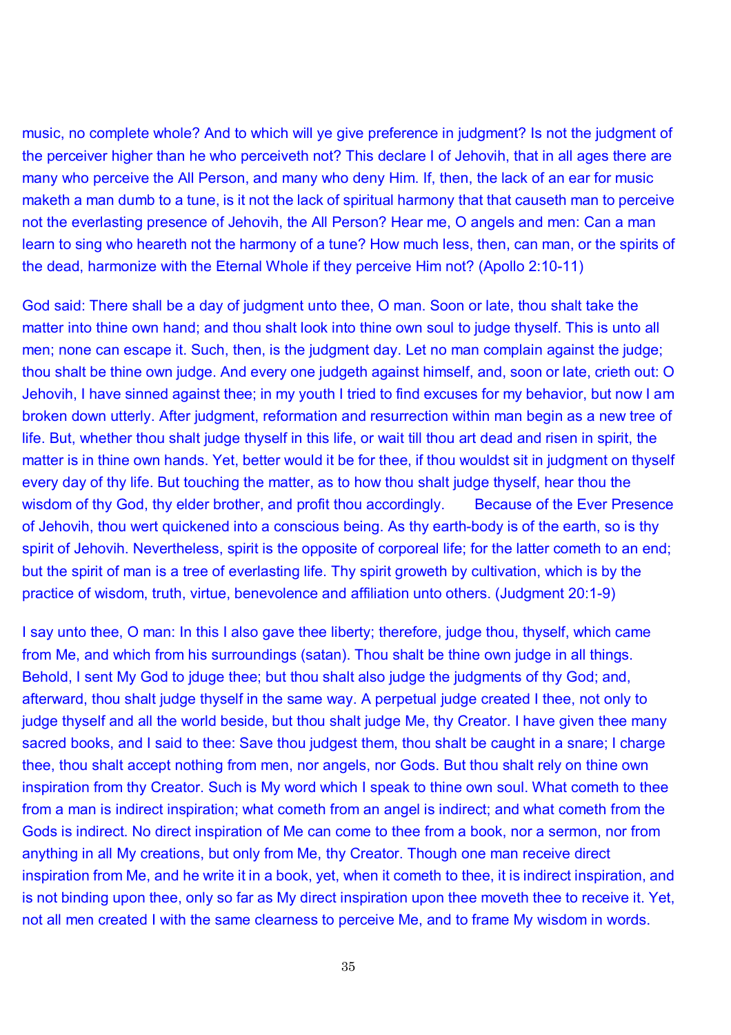music, no complete whole? And to which will ye give preference in judgment? Is not the judgment of the perceiver higher than he who perceiveth not? This declare I of Jehovih, that in all ages there are many who perceive the All Person, and many who deny Him. If, then, the lack of an ear for music maketh a man dumb to a tune, is it not the lack of spiritual harmony that that causeth man to perceive not the everlasting presence of Jehovih, the All Person? Hear me, O angels and men: Can a man learn to sing who heareth not the harmony of a tune? How much less, then, can man, or the spirits of the dead, harmonize with the Eternal Whole if they perceive Him not? (Apollo 2:10-11)

God said: There shall be a day of judgment unto thee, O man. Soon or late, thou shalt take the matter into thine own hand; and thou shalt look into thine own soul to judge thyself. This is unto all men; none can escape it. Such, then, is the judgment day. Let no man complain against the judge; thou shalt be thine own judge. And every one judgeth against himself, and, soon or late, crieth out: O Jehovih, I have sinned against thee; in my youth I tried to find excuses for my behavior, but now I am broken down utterly. After judgment, reformation and resurrection within man begin as a new tree of life. But, whether thou shalt judge thyself in this life, or wait till thou art dead and risen in spirit, the matter is in thine own hands. Yet, better would it be for thee, if thou wouldst sit in judgment on thyself every day of thy life. But touching the matter, as to how thou shalt judge thyself, hear thou the wisdom of thy God, thy elder brother, and profit thou accordingly. Because of the Ever Presence of Jehovih, thou wert quickened into a conscious being. As thy earth-body is of the earth, so is thy spirit of Jehovih. Nevertheless, spirit is the opposite of corporeal life; for the latter cometh to an end; but the spirit of man is a tree of everlasting life. Thy spirit groweth by cultivation, which is by the practice of wisdom, truth, virtue, benevolence and affiliation unto others. (Judgment 20:1-9)

I say unto thee, O man: In this I also gave thee liberty; therefore, judge thou, thyself, which came from Me, and which from his surroundings (satan). Thou shalt be thine own judge in all things. Behold, I sent My God to jduge thee; but thou shalt also judge the judgments of thy God; and, afterward, thou shalt judge thyself in the same way. A perpetual judge created I thee, not only to judge thyself and all the world beside, but thou shalt judge Me, thy Creator. I have given thee many sacred books, and I said to thee: Save thou judgest them, thou shalt be caught in a snare; I charge thee, thou shalt accept nothing from men, nor angels, nor Gods. But thou shalt rely on thine own inspiration from thy Creator. Such is My word which I speak to thine own soul. What cometh to thee from a man is indirect inspiration; what cometh from an angel is indirect; and what cometh from the Gods is indirect. No direct inspiration of Me can come to thee from a book, nor a sermon, nor from anything in all My creations, but only from Me, thy Creator. Though one man receive direct inspiration from Me, and he write it in a book, yet, when it cometh to thee, it is indirect inspiration, and is not binding upon thee, only so far as My direct inspiration upon thee moveth thee to receive it. Yet, not all men created I with the same clearness to perceive Me, and to frame My wisdom in words.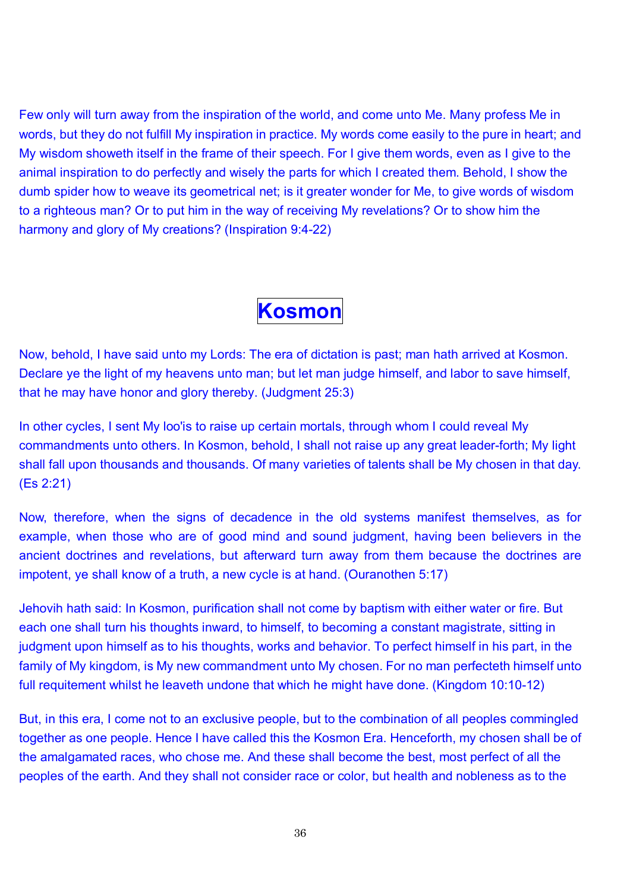Few only will turn away from the inspiration of the world, and come unto Me. Many profess Me in words, but they do not fulfill My inspiration in practice. My words come easily to the pure in heart; and My wisdom showeth itself in the frame of their speech. For I give them words, even as I give to the animal inspiration to do perfectly and wisely the parts for which I created them. Behold, I show the dumb spider how to weave its geometrical net; is it greater wonder for Me, to give words of wisdom to a righteous man? Or to put him in the way of receiving My revelations? Or to show him the harmony and glory of My creations? (Inspiration 9:4-22)

# Kosmon

Now, behold, I have said unto my Lords: The era of dictation is past; man hath arrived at Kosmon. Declare ye the light of my heavens unto man; but let man judge himself, and labor to save himself, that he may have honor and glory thereby. (Judgment 25:3)

In other cycles, I sent My loo'is to raise up certain mortals, through whom I could reveal My commandments unto others. In Kosmon, behold, I shall not raise up any great leader-forth; My light shall fall upon thousands and thousands. Of many varieties of talents shall be My chosen in that day. (Es 2:21)

Now, therefore, when the signs of decadence in the old systems manifest themselves, as for example, when those who are of good mind and sound judgment, having been believers in the ancient doctrines and revelations, but afterward turn away from them because the doctrines are impotent, ye shall know of a truth, a new cycle is at hand. (Ouranothen 5:17)

Jehovih hath said: In Kosmon, purification shall not come by baptism with either water or fire. But each one shall turn his thoughts inward, to himself, to becoming a constant magistrate, sitting in judgment upon himself as to his thoughts, works and behavior. To perfect himself in his part, in the family of My kingdom, is My new commandment unto My chosen. For no man perfecteth himself unto full requitement whilst he leaveth undone that which he might have done. (Kingdom 10:10-12)

But, in this era, I come not to an exclusive people, but to the combination of all peoples commingled together as one people. Hence I have called this the Kosmon Era. Henceforth, my chosen shall be of the amalgamated races, who chose me. And these shall become the best, most perfect of all the peoples of the earth. And they shall not consider race or color, but health and nobleness as to the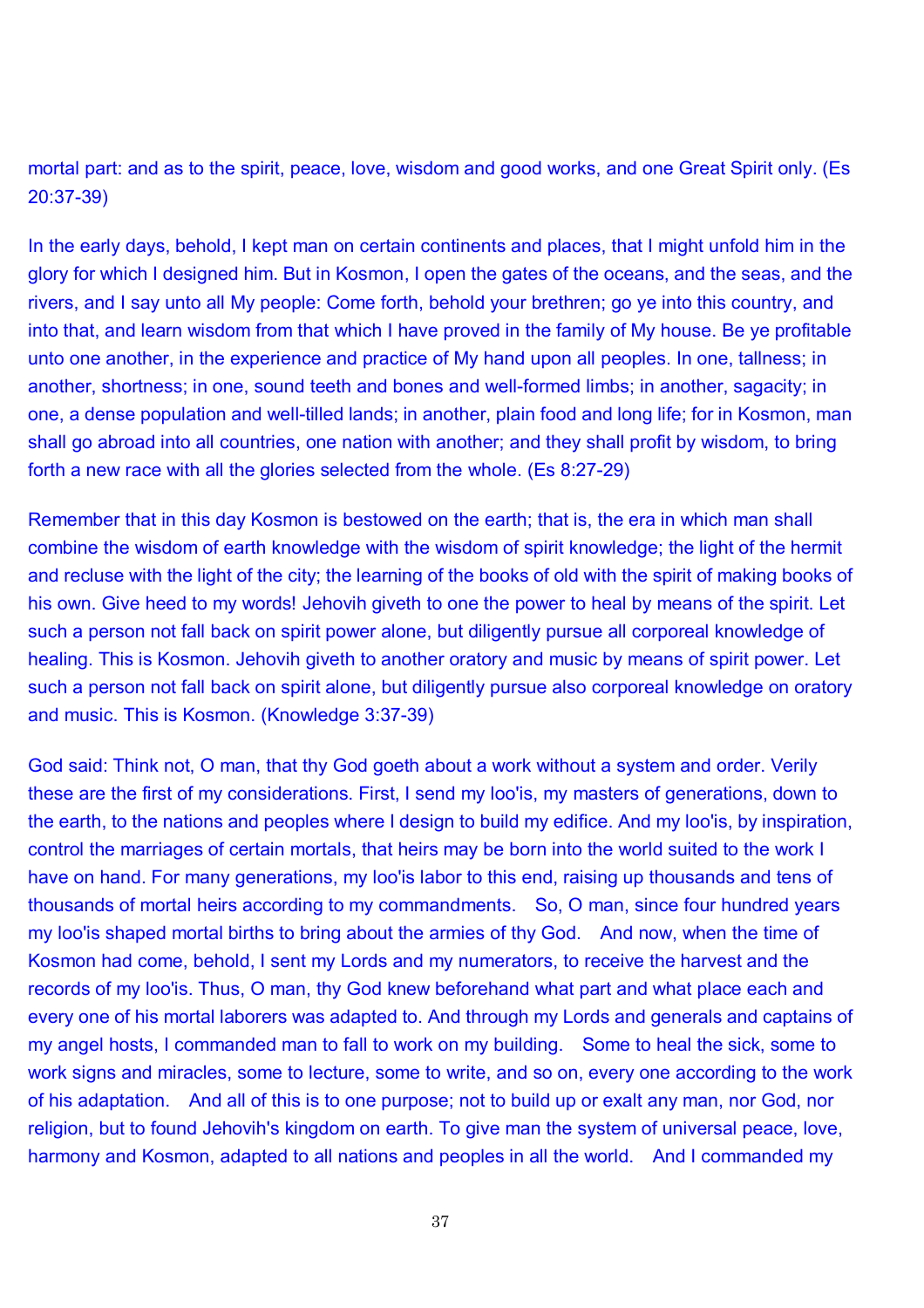mortal part: and as to the spirit, peace, love, wisdom and good works, and one Great Spirit only. (Es 20:37-39)

In the early days, behold, I kept man on certain continents and places, that I might unfold him in the glory for which I designed him. But in Kosmon, I open the gates of the oceans, and the seas, and the rivers, and I say unto all My people: Come forth, behold your brethren; go ye into this country, and into that, and learn wisdom from that which I have proved in the family of My house. Be ye profitable unto one another, in the experience and practice of My hand upon all peoples. In one, tallness; in another, shortness; in one, sound teeth and bones and well-formed limbs; in another, sagacity; in one, a dense population and well-tilled lands; in another, plain food and long life; for in Kosmon, man shall go abroad into all countries, one nation with another; and they shall profit by wisdom, to bring forth a new race with all the glories selected from the whole. (Es 8:27-29)

Remember that in this day Kosmon is bestowed on the earth; that is, the era in which man shall combine the wisdom of earth knowledge with the wisdom of spirit knowledge; the light of the hermit and recluse with the light of the city; the learning of the books of old with the spirit of making books of his own. Give heed to my words! Jehovih giveth to one the power to heal by means of the spirit. Let such a person not fall back on spirit power alone, but diligently pursue all corporeal knowledge of healing. This is Kosmon. Jehovih giveth to another oratory and music by means of spirit power. Let such a person not fall back on spirit alone, but diligently pursue also corporeal knowledge on oratory and music. This is Kosmon. (Knowledge 3:37-39)

God said: Think not, O man, that thy God goeth about a work without a system and order. Verily these are the first of my considerations. First, I send my loo'is, my masters of generations, down to the earth, to the nations and peoples where I design to build my edifice. And my loo'is, by inspiration, control the marriages of certain mortals, that heirs may be born into the world suited to the work I have on hand. For many generations, my loo'is labor to this end, raising up thousands and tens of thousands of mortal heirs according to my commandments. So, O man, since four hundred years my loo'is shaped mortal births to bring about the armies of thy God. And now, when the time of Kosmon had come, behold, I sent my Lords and my numerators, to receive the harvest and the records of my loo'is. Thus, O man, thy God knew beforehand what part and what place each and every one of his mortal laborers was adapted to. And through my Lords and generals and captains of my angel hosts, I commanded man to fall to work on my building. Some to heal the sick, some to work signs and miracles, some to lecture, some to write, and so on, every one according to the work of his adaptation. And all of this is to one purpose; not to build up or exalt any man, nor God, nor religion, but to found Jehovih's kingdom on earth. To give man the system of universal peace, love, harmony and Kosmon, adapted to all nations and peoples in all the world. And I commanded my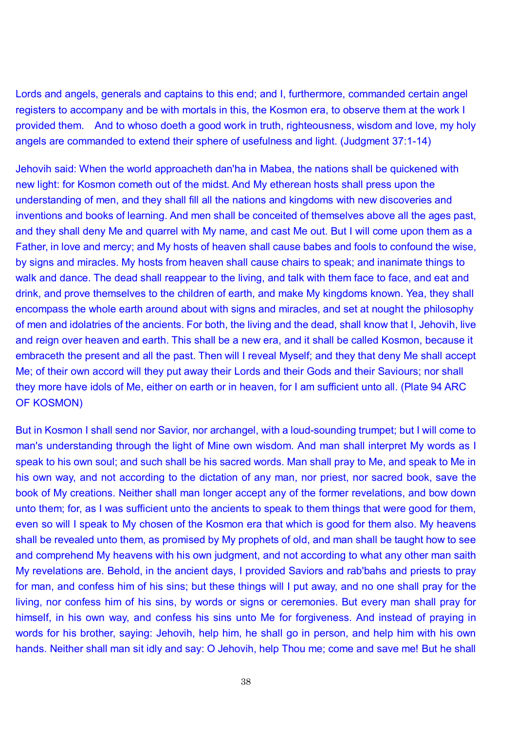Lords and angels, generals and captains to this end; and I, furthermore, commanded certain angel registers to accompany and be with mortals in this, the Kosmon era, to observe them at the work I provided them. And to whoso doeth a good work in truth, righteousness, wisdom and love, my holy angels are commanded to extend their sphere of usefulness and light. (Judgment 37:1-14)

Jehovih said: When the world approacheth dan'ha in Mabea, the nations shall be quickened with new light: for Kosmon cometh out of the midst. And My etherean hosts shall press upon the understanding of men, and they shall fill all the nations and kingdoms with new discoveries and inventions and books of learning. And men shall be conceited of themselves above all the ages past, and they shall deny Me and quarrel with My name, and cast Me out. But I will come upon them as a Father, in love and mercy; and My hosts of heaven shall cause babes and fools to confound the wise, by signs and miracles. My hosts from heaven shall cause chairs to speak; and inanimate things to walk and dance. The dead shall reappear to the living, and talk with them face to face, and eat and drink, and prove themselves to the children of earth, and make My kingdoms known. Yea, they shall encompass the whole earth around about with signs and miracles, and set at nought the philosophy of men and idolatries of the ancients. For both, the living and the dead, shall know that I, Jehovih, live and reign over heaven and earth. This shall be a new era, and it shall be called Kosmon, because it embraceth the present and all the past. Then will I reveal Myself; and they that deny Me shall accept Me; of their own accord will they put away their Lords and their Gods and their Saviours; nor shall they more have idols of Me, either on earth or in heaven, for I am sufficient unto all. (Plate 94 ARC OF KOSMON)

But in Kosmon I shall send nor Savior, nor archangel, with a loud-sounding trumpet; but I will come to man's understanding through the light of Mine own wisdom. And man shall interpret My words as I speak to his own soul; and such shall be his sacred words. Man shall pray to Me, and speak to Me in his own way, and not according to the dictation of any man, nor priest, nor sacred book, save the book of My creations. Neither shall man longer accept any of the former revelations, and bow down unto them; for, as I was sufficient unto the ancients to speak to them things that were good for them, even so will I speak to My chosen of the Kosmon era that which is good for them also. My heavens shall be revealed unto them, as promised by My prophets of old, and man shall be taught how to see and comprehend My heavens with his own judgment, and not according to what any other man saith My revelations are. Behold, in the ancient days, I provided Saviors and rab'bahs and priests to pray for man, and confess him of his sins; but these things will I put away, and no one shall pray for the living, nor confess him of his sins, by words or signs or ceremonies. But every man shall pray for himself, in his own way, and confess his sins unto Me for forgiveness. And instead of praying in words for his brother, saying: Jehovih, help him, he shall go in person, and help him with his own hands. Neither shall man sit idly and say: O Jehovih, help Thou me; come and save me! But he shall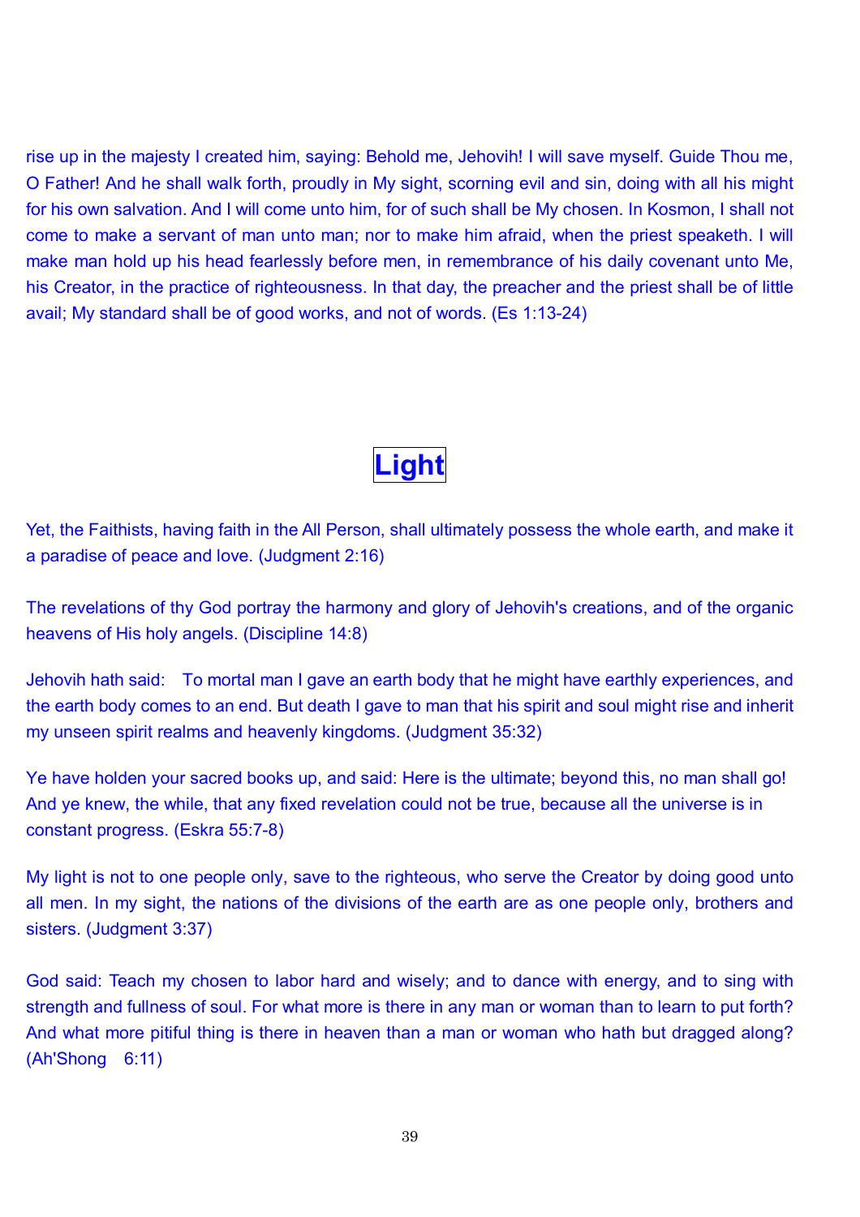rise up in the majesty I created him, saying: Behold me, Jehovih! I will save myself. Guide Thou me, O Father! And he shall walk forth, proudly in My sight, scorning evil and sin, doing with all his might for his own salvation. And I will come unto him, for of such shall be My chosen. In Kosmon, I shall not come to make a servant of man unto man; nor to make him afraid, when the priest speaketh. I will make man hold up his head fearlessly before men, in remembrance of his daily covenant unto Me, his Creator, in the practice of righteousness. In that day, the preacher and the priest shall be of little avail; My standard shall be of good works, and not of words. (Es 1:13-24)

# Light

Yet, the Faithists, having faith in the All Person, shall ultimately possess the whole earth, and make it a paradise of peace and love. (Judgment 2:16)

The revelations of thy God portray the harmony and glory of Jehovih's creations, and of the organic heavens of His holy angels. (Discipline 14:8)

Jehovih hath said: To mortal man I gave an earth body that he might have earthly experiences, and the earth body comes to an end. But death I gave to man that his spirit and soul might rise and inherit my unseen spirit realms and heavenly kingdoms. (Judgment 35:32)

Ye have holden your sacred books up, and said: Here is the ultimate; beyond this, no man shall go! And ye knew, the while, that any fixed revelation could not be true, because all the universe is in constant progress. (Eskra 55:7-8)

My light is not to one people only, save to the righteous, who serve the Creator by doing good unto all men. In my sight, the nations of the divisions of the earth are as one people only, brothers and sisters. (Judgment 3:37)

God said: Teach my chosen to labor hard and wisely; and to dance with energy, and to sing with strength and fullness of soul. For what more is there in any man or woman than to learn to put forth? And what more pitiful thing is there in heaven than a man or woman who hath but dragged along? (Ah'Shong 6:11)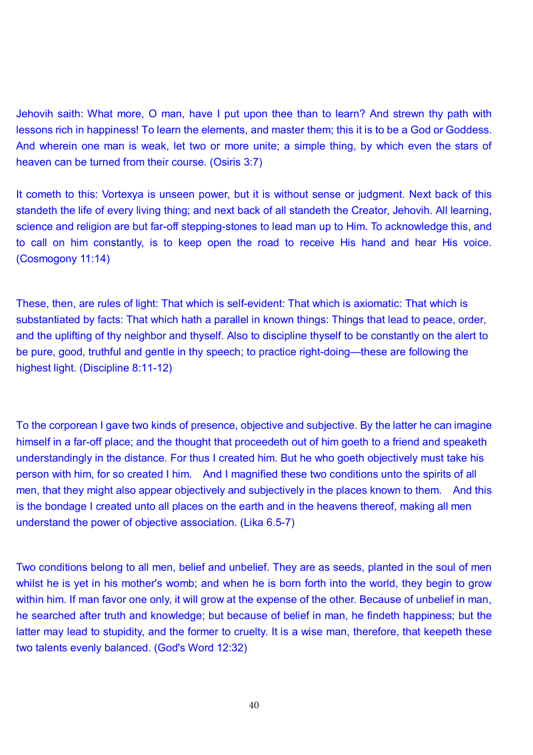Jehovih saith: What more, O man, have I put upon thee than to learn? And strewn thy path with lessons rich in happiness! To learn the elements, and master them; this it is to be a God or Goddess. And wherein one man is weak, let two or more unite; a simple thing, by which even the stars of heaven can be turned from their course. (Osiris 3:7)

It cometh to this: Vortexya is unseen power, but it is without sense or judgment. Next back of this standeth the life of every living thing; and next back of all standeth the Creator, Jehovih. All learning, science and religion are but far-off stepping-stones to lead man up to Him. To acknowledge this, and to call on him constantly, is to keep open the road to receive His hand and hear His voice. (Cosmogony 11:14)

These, then, are rules of light: That which is self-evident: That which is axiomatic: That which is substantiated by facts: That which hath a parallel in known things: Things that lead to peace, order, and the uplifting of thy neighbor and thyself. Also to discipline thyself to be constantly on the alert to be pure, good, truthful and gentle in thy speech; to practice right-doing—these are following the highest light. (Discipline 8:11-12)

To the corporean I gave two kinds of presence, objective and subjective. By the latter he can imagine himself in a far-off place; and the thought that proceedeth out of him goeth to a friend and speaketh understandingly in the distance. For thus I created him. But he who goeth objectively must take his person with him, for so created I him. And I magnified these two conditions unto the spirits of all men, that they might also appear objectively and subjectively in the places known to them. And this is the bondage I created unto all places on the earth and in the heavens thereof, making all men understand the power of objective association. (Lika 6.5-7)

Two conditions belong to all men, belief and unbelief. They are as seeds, planted in the soul of men whilst he is yet in his mother's womb; and when he is born forth into the world, they begin to grow within him. If man favor one only, it will grow at the expense of the other. Because of unbelief in man, he searched after truth and knowledge; but because of belief in man, he findeth happiness; but the latter may lead to stupidity, and the former to cruelty. It is a wise man, therefore, that keepeth these two talents evenly balanced. (God's Word 12:32)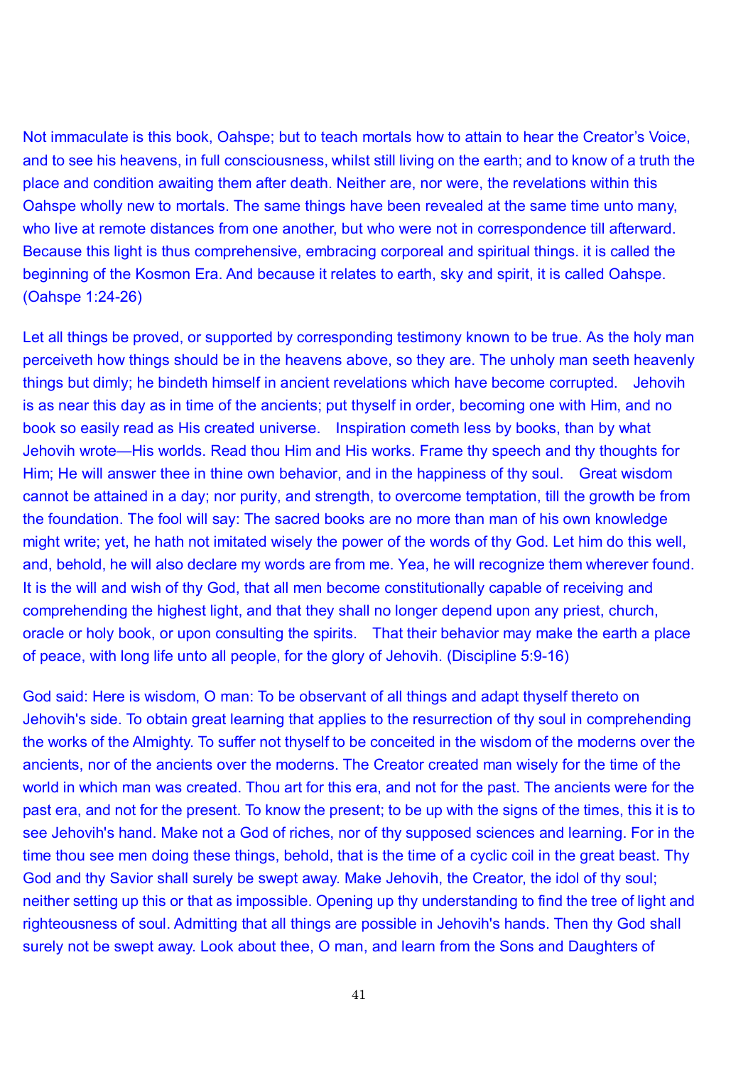Not immaculate is this book, Oahspe; but to teach mortals how to attain to hear the Creator's Voice, and to see his heavens, in full consciousness, whilst still living on the earth; and to know of a truth the place and condition awaiting them after death. Neither are, nor were, the revelations within this Oahspe wholly new to mortals. The same things have been revealed at the same time unto many, who live at remote distances from one another, but who were not in correspondence till afterward. Because this light is thus comprehensive, embracing corporeal and spiritual things. it is called the beginning of the Kosmon Era. And because it relates to earth, sky and spirit, it is called Oahspe. (Oahspe 1:24-26)

Let all things be proved, or supported by corresponding testimony known to be true. As the holy man perceiveth how things should be in the heavens above, so they are. The unholy man seeth heavenly things but dimly; he bindeth himself in ancient revelations which have become corrupted. Jehovih is as near this day as in time of the ancients; put thyself in order, becoming one with Him, and no book so easily read as His created universe. Inspiration cometh less by books, than by what Jehovih wrote—His worlds. Read thou Him and His works. Frame thy speech and thy thoughts for Him; He will answer thee in thine own behavior, and in the happiness of thy soul. Great wisdom cannot be attained in a day; nor purity, and strength, to overcome temptation, till the growth be from the foundation. The fool will say: The sacred books are no more than man of his own knowledge might write; yet, he hath not imitated wisely the power of the words of thy God. Let him do this well, and, behold, he will also declare my words are from me. Yea, he will recognize them wherever found. It is the will and wish of thy God, that all men become constitutionally capable of receiving and comprehending the highest light, and that they shall no longer depend upon any priest, church, oracle or holy book, or upon consulting the spirits. That their behavior may make the earth a place of peace, with long life unto all people, for the glory of Jehovih. (Discipline 5:9-16)

God said: Here is wisdom, O man: To be observant of all things and adapt thyself thereto on Jehovih's side. To obtain great learning that applies to the resurrection of thy soul in comprehending the works of the Almighty. To suffer not thyself to be conceited in the wisdom of the moderns over the ancients, nor of the ancients over the moderns. The Creator created man wisely for the time of the world in which man was created. Thou art for this era, and not for the past. The ancients were for the past era, and not for the present. To know the present; to be up with the signs of the times, this it is to see Jehovih's hand. Make not a God of riches, nor of thy supposed sciences and learning. For in the time thou see men doing these things, behold, that is the time of a cyclic coil in the great beast. Thy God and thy Savior shall surely be swept away. Make Jehovih, the Creator, the idol of thy soul; neither setting up this or that as impossible. Opening up thy understanding to find the tree of light and righteousness of soul. Admitting that all things are possible in Jehovih's hands. Then thy God shall surely not be swept away. Look about thee, O man, and learn from the Sons and Daughters of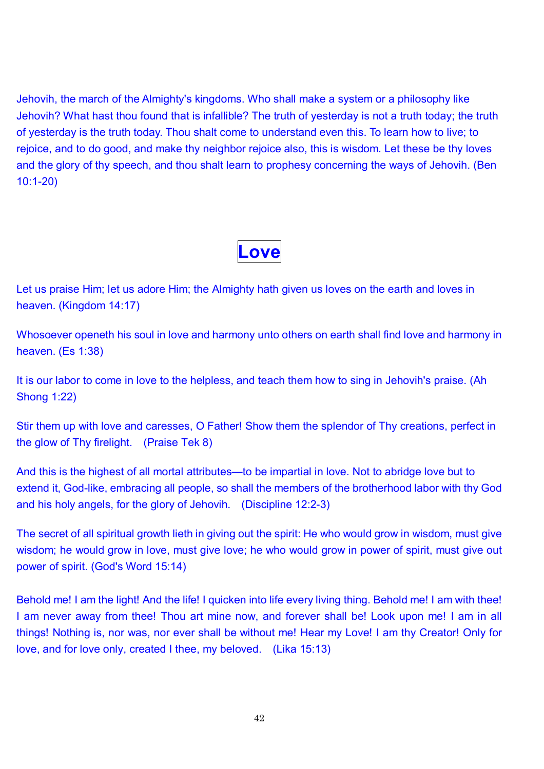Jehovih, the march of the Almighty's kingdoms. Who shall make a system or a philosophy like Jehovih? What hast thou found that is infallible? The truth of yesterday is not a truth today; the truth of yesterday is the truth today. Thou shalt come to understand even this. To learn how to live; to rejoice, and to do good, and make thy neighbor rejoice also, this is wisdom. Let these be thy loves and the glory of thy speech, and thou shalt learn to prophesy concerning the ways of Jehovih. (Ben 10:1-20)

## Love

Let us praise Him; let us adore Him; the Almighty hath given us loves on the earth and loves in heaven. (Kingdom 14:17)

Whosoever openeth his soul in love and harmony unto others on earth shall find love and harmony in heaven. (Es 1:38)

It is our labor to come in love to the helpless, and teach them how to sing in Jehovih's praise. (Ah Shong 1:22)

Stir them up with love and caresses, O Father! Show them the splendor of Thy creations, perfect in the glow of Thy firelight. (Praise Tek 8)

And this is the highest of all mortal attributes—to be impartial in love. Not to abridge love but to extend it, God-like, embracing all people, so shall the members of the brotherhood labor with thy God and his holy angels, for the glory of Jehovih. (Discipline 12:2-3)

The secret of all spiritual growth lieth in giving out the spirit: He who would grow in wisdom, must give wisdom; he would grow in love, must give love; he who would grow in power of spirit, must give out power of spirit. (God's Word 15:14)

Behold me! I am the light! And the life! I quicken into life every living thing. Behold me! I am with thee! I am never away from thee! Thou art mine now, and forever shall be! Look upon me! I am in all things! Nothing is, nor was, nor ever shall be without me! Hear my Love! I am thy Creator! Only for love, and for love only, created I thee, my beloved. (Lika 15:13)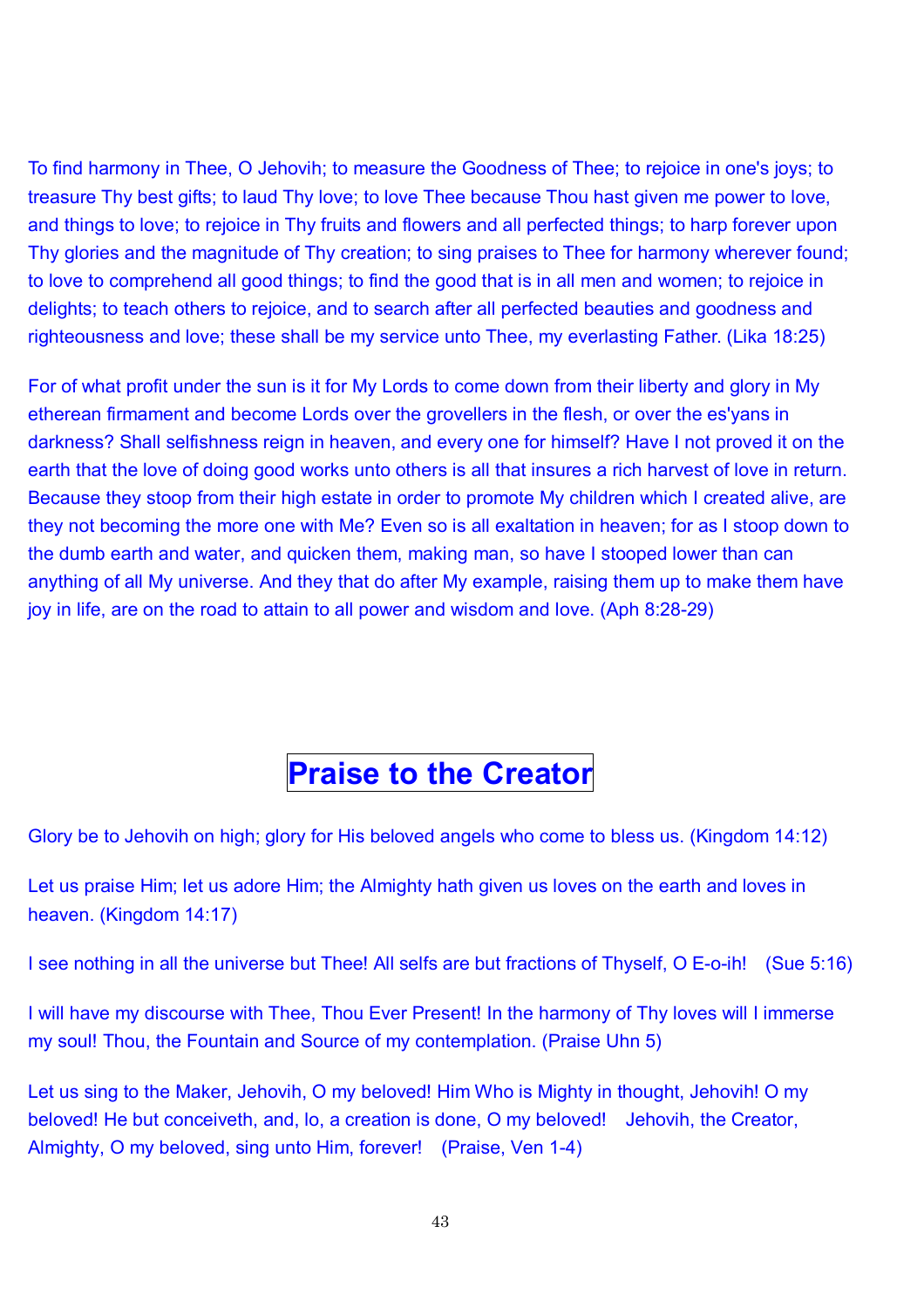To find harmony in Thee, O Jehovih; to measure the Goodness of Thee; to rejoice in one's joys; to treasure Thy best gifts; to laud Thy love; to love Thee because Thou hast given me power to love, and things to love; to rejoice in Thy fruits and flowers and all perfected things; to harp forever upon Thy glories and the magnitude of Thy creation; to sing praises to Thee for harmony wherever found; to love to comprehend all good things; to find the good that is in all men and women; to rejoice in delights; to teach others to rejoice, and to search after all perfected beauties and goodness and righteousness and love; these shall be my service unto Thee, my everlasting Father. (Lika 18:25)

For of what profit under the sun is it for My Lords to come down from their liberty and glory in My etherean firmament and become Lords over the grovellers in the flesh, or over the es'yans in darkness? Shall selfishness reign in heaven, and every one for himself? Have I not proved it on the earth that the love of doing good works unto others is all that insures a rich harvest of love in return. Because they stoop from their high estate in order to promote My children which I created alive, are they not becoming the more one with Me? Even so is all exaltation in heaven; for as I stoop down to the dumb earth and water, and quicken them, making man, so have I stooped lower than can anything of all My universe. And they that do after My example, raising them up to make them have joy in life, are on the road to attain to all power and wisdom and love. (Aph 8:28-29)

# Praise to the Creator

Glory be to Jehovih on high; glory for His beloved angels who come to bless us. (Kingdom 14:12)

Let us praise Him; let us adore Him; the Almighty hath given us loves on the earth and loves in heaven. (Kingdom 14:17)

I see nothing in all the universe but Thee! All selfs are but fractions of Thyself, O E-o-ih! (Sue 5:16)

I will have my discourse with Thee, Thou Ever Present! In the harmony of Thy loves will I immerse my soul! Thou, the Fountain and Source of my contemplation. (Praise Uhn 5)

Let us sing to the Maker, Jehovih, O my beloved! Him Who is Mighty in thought, Jehovih! O my beloved! He but conceiveth, and, lo, a creation is done, O my beloved! Jehovih, the Creator, Almighty, O my beloved, sing unto Him, forever! (Praise, Ven 1-4)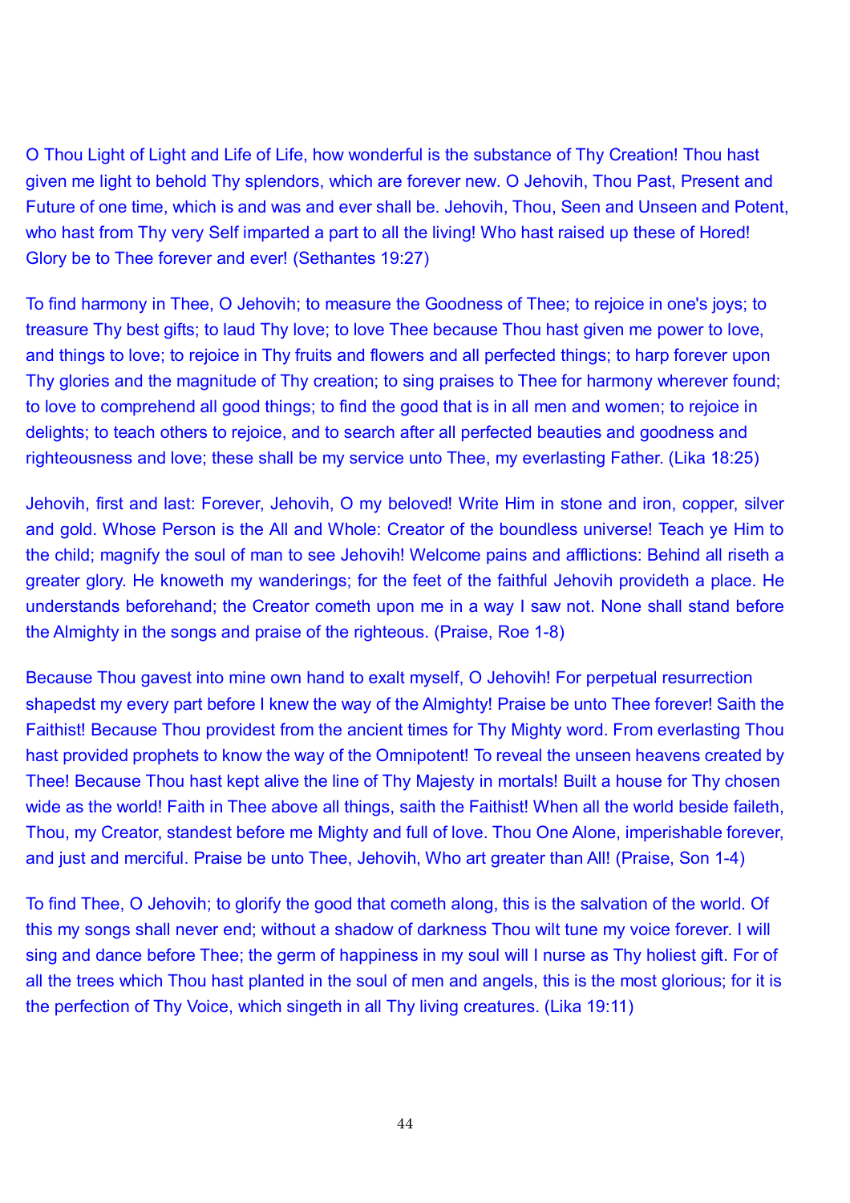O Thou Light of Light and Life of Life, how wonderful is the substance of Thy Creation! Thou hast given me light to behold Thy splendors, which are forever new. O Jehovih, Thou Past, Present and Future of one time, which is and was and ever shall be. Jehovih, Thou, Seen and Unseen and Potent, who hast from Thy very Self imparted a part to all the living! Who hast raised up these of Hored! Glory be to Thee forever and ever! (Sethantes 19:27)

To find harmony in Thee, O Jehovih; to measure the Goodness of Thee; to rejoice in one's joys; to treasure Thy best gifts; to laud Thy love; to love Thee because Thou hast given me power to love, and things to love; to rejoice in Thy fruits and flowers and all perfected things; to harp forever upon Thy glories and the magnitude of Thy creation; to sing praises to Thee for harmony wherever found; to love to comprehend all good things; to find the good that is in all men and women; to rejoice in delights; to teach others to rejoice, and to search after all perfected beauties and goodness and righteousness and love; these shall be my service unto Thee, my everlasting Father. (Lika 18:25)

Jehovih, first and last: Forever, Jehovih, O my beloved! Write Him in stone and iron, copper, silver and gold. Whose Person is the All and Whole: Creator of the boundless universe! Teach ye Him to the child; magnify the soul of man to see Jehovih! Welcome pains and afflictions: Behind all riseth a greater glory. He knoweth my wanderings; for the feet of the faithful Jehovih provideth a place. He understands beforehand; the Creator cometh upon me in a way I saw not. None shall stand before the Almighty in the songs and praise of the righteous. (Praise, Roe 1-8)

Because Thou gavest into mine own hand to exalt myself, O Jehovih! For perpetual resurrection shapedst my every part before I knew the way of the Almighty! Praise be unto Thee forever! Saith the Faithist! Because Thou providest from the ancient times for Thy Mighty word. From everlasting Thou hast provided prophets to know the way of the Omnipotent! To reveal the unseen heavens created by Thee! Because Thou hast kept alive the line of Thy Majesty in mortals! Built a house for Thy chosen wide as the world! Faith in Thee above all things, saith the Faithist! When all the world beside faileth, Thou, my Creator, standest before me Mighty and full of love. Thou One Alone, imperishable forever, and just and merciful. Praise be unto Thee, Jehovih, Who art greater than All! (Praise, Son 1-4)

To find Thee, O Jehovih; to glorify the good that cometh along, this is the salvation of the world. Of this my songs shall never end; without a shadow of darkness Thou wilt tune my voice forever. I will sing and dance before Thee; the germ of happiness in my soul will I nurse as Thy holiest gift. For of all the trees which Thou hast planted in the soul of men and angels, this is the most glorious; for it is the perfection of Thy Voice, which singeth in all Thy living creatures. (Lika 19:11)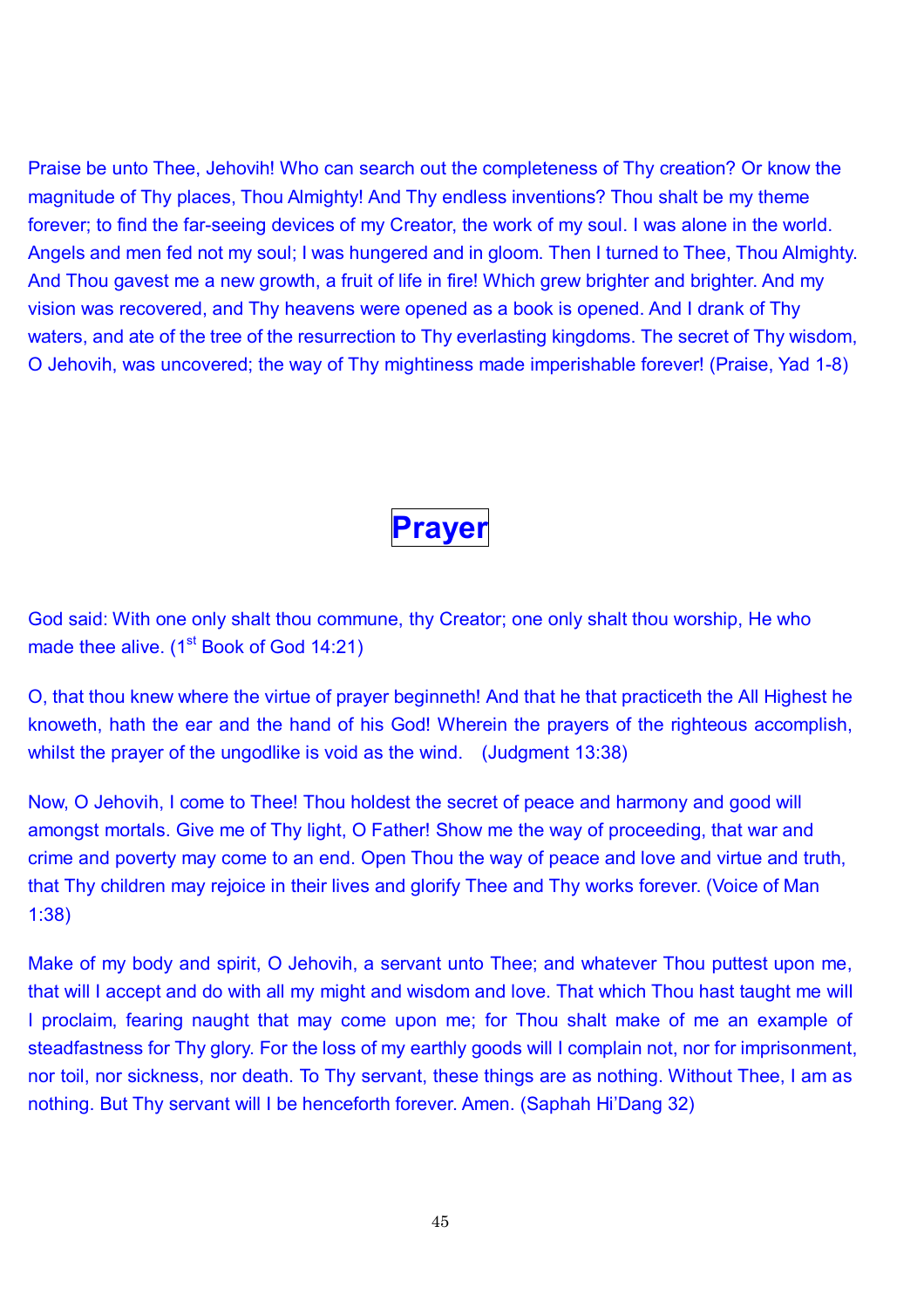Praise be unto Thee, Jehovih! Who can search out the completeness of Thy creation? Or know the magnitude of Thy places, Thou Almighty! And Thy endless inventions? Thou shalt be my theme forever; to find the far-seeing devices of my Creator, the work of my soul. I was alone in the world. Angels and men fed not my soul; I was hungered and in gloom. Then I turned to Thee, Thou Almighty. And Thou gavest me a new growth, a fruit of life in fire! Which grew brighter and brighter. And my vision was recovered, and Thy heavens were opened as a book is opened. And I drank of Thy waters, and ate of the tree of the resurrection to Thy everlasting kingdoms. The secret of Thy wisdom, O Jehovih, was uncovered; the way of Thy mightiness made imperishable forever! (Praise, Yad 1-8)

# Prayer

God said: With one only shalt thou commune, thy Creator; one only shalt thou worship, He who made thee alive. (1st Book of God 14:21)

O, that thou knew where the virtue of prayer beginneth! And that he that practiceth the All Highest he knoweth, hath the ear and the hand of his God! Wherein the prayers of the righteous accomplish, whilst the prayer of the ungodlike is void as the wind. (Judgment 13:38)

Now, O Jehovih, I come to Thee! Thou holdest the secret of peace and harmony and good will amongst mortals. Give me of Thy light, O Father! Show me the way of proceeding, that war and crime and poverty may come to an end. Open Thou the way of peace and love and virtue and truth, that Thy children may rejoice in their lives and glorify Thee and Thy works forever. (Voice of Man 1:38)

Make of my body and spirit, O Jehovih, a servant unto Thee; and whatever Thou puttest upon me, that will I accept and do with all my might and wisdom and love. That which Thou hast taught me will I proclaim, fearing naught that may come upon me; for Thou shalt make of me an example of steadfastness for Thy glory. For the loss of my earthly goods will I complain not, nor for imprisonment, nor toil, nor sickness, nor death. To Thy servant, these things are as nothing. Without Thee, I am as nothing. But Thy servant will I be henceforth forever. Amen. (Saphah Hi'Dang 32)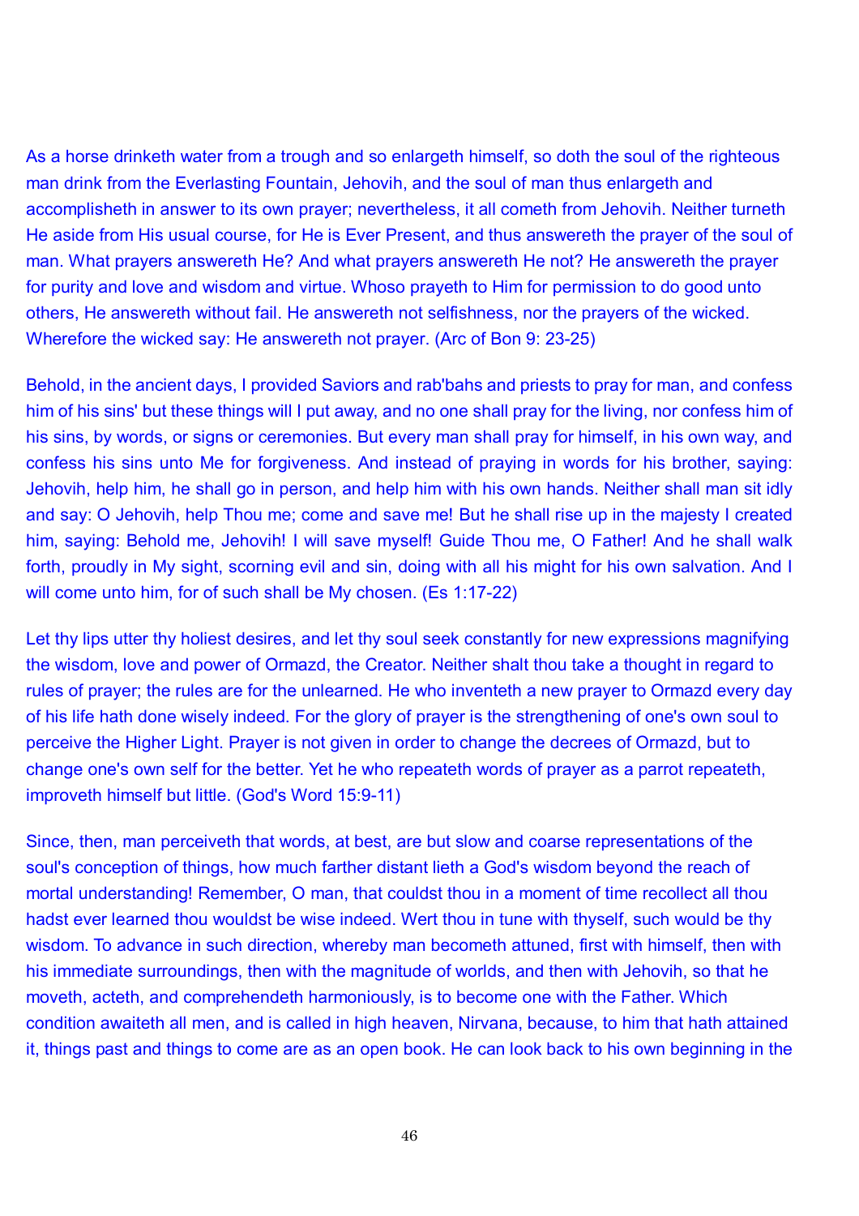As a horse drinketh water from a trough and so enlargeth himself, so doth the soul of the righteous man drink from the Everlasting Fountain, Jehovih, and the soul of man thus enlargeth and accomplisheth in answer to its own prayer; nevertheless, it all cometh from Jehovih. Neither turneth He aside from His usual course, for He is Ever Present, and thus answereth the prayer of the soul of man. What prayers answereth He? And what prayers answereth He not? He answereth the prayer for purity and love and wisdom and virtue. Whoso prayeth to Him for permission to do good unto others, He answereth without fail. He answereth not selfishness, nor the prayers of the wicked. Wherefore the wicked say: He answereth not prayer. (Arc of Bon 9: 23-25)

Behold, in the ancient days, I provided Saviors and rab'bahs and priests to pray for man, and confess him of his sins' but these things will I put away, and no one shall pray for the living, nor confess him of his sins, by words, or signs or ceremonies. But every man shall pray for himself, in his own way, and confess his sins unto Me for forgiveness. And instead of praying in words for his brother, saying: Jehovih, help him, he shall go in person, and help him with his own hands. Neither shall man sit idly and say: O Jehovih, help Thou me; come and save me! But he shall rise up in the majesty I created him, saying: Behold me, Jehovih! I will save myself! Guide Thou me, O Father! And he shall walk forth, proudly in My sight, scorning evil and sin, doing with all his might for his own salvation. And I will come unto him, for of such shall be My chosen. (Es 1:17-22)

Let thy lips utter thy holiest desires, and let thy soul seek constantly for new expressions magnifying the wisdom, love and power of Ormazd, the Creator. Neither shalt thou take a thought in regard to rules of prayer; the rules are for the unlearned. He who inventeth a new prayer to Ormazd every day of his life hath done wisely indeed. For the glory of prayer is the strengthening of one's own soul to perceive the Higher Light. Prayer is not given in order to change the decrees of Ormazd, but to change one's own self for the better. Yet he who repeateth words of prayer as a parrot repeateth, improveth himself but little. (God's Word 15:9-11)

Since, then, man perceiveth that words, at best, are but slow and coarse representations of the soul's conception of things, how much farther distant lieth a God's wisdom beyond the reach of mortal understanding! Remember, O man, that couldst thou in a moment of time recollect all thou hadst ever learned thou wouldst be wise indeed. Wert thou in tune with thyself, such would be thy wisdom. To advance in such direction, whereby man becometh attuned, first with himself, then with his immediate surroundings, then with the magnitude of worlds, and then with Jehovih, so that he moveth, acteth, and comprehendeth harmoniously, is to become one with the Father. Which condition awaiteth all men, and is called in high heaven, Nirvana, because, to him that hath attained it, things past and things to come are as an open book. He can look back to his own beginning in the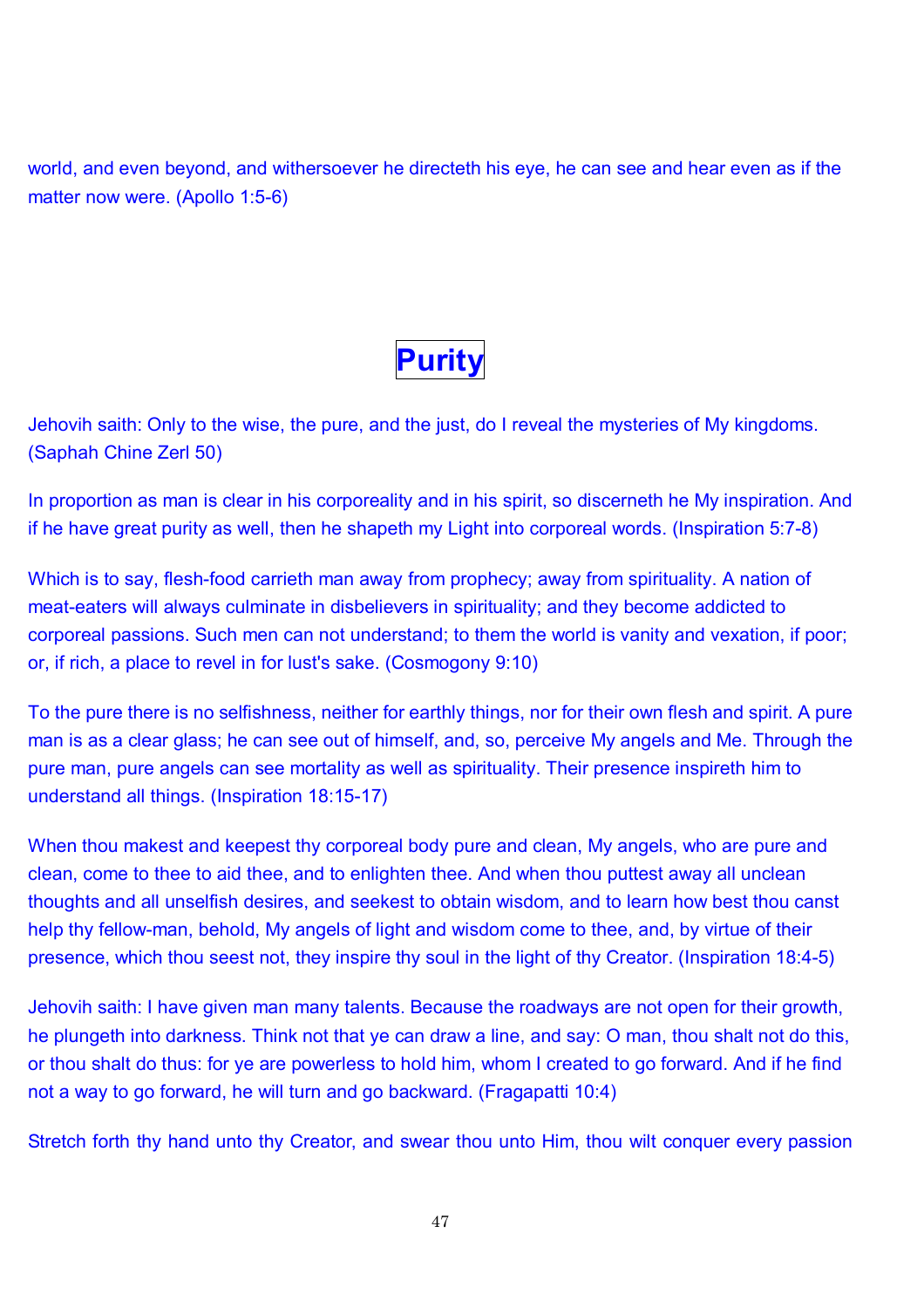world, and even beyond, and withersoever he directeth his eye, he can see and hear even as if the matter now were. (Apollo 1:5-6)

## Purity

Jehovih saith: Only to the wise, the pure, and the just, do I reveal the mysteries of My kingdoms. (Saphah Chine Zerl 50)

In proportion as man is clear in his corporeality and in his spirit, so discerneth he My inspiration. And if he have great purity as well, then he shapeth my Light into corporeal words. (Inspiration 5:7-8)

Which is to say, flesh-food carrieth man away from prophecy; away from spirituality. A nation of meat-eaters will always culminate in disbelievers in spirituality; and they become addicted to corporeal passions. Such men can not understand; to them the world is vanity and vexation, if poor; or, if rich, a place to revel in for lust's sake. (Cosmogony 9:10)

To the pure there is no selfishness, neither for earthly things, nor for their own flesh and spirit. A pure man is as a clear glass; he can see out of himself, and, so, perceive My angels and Me. Through the pure man, pure angels can see mortality as well as spirituality. Their presence inspireth him to understand all things. (Inspiration 18:15-17)

When thou makest and keepest thy corporeal body pure and clean, My angels, who are pure and clean, come to thee to aid thee, and to enlighten thee. And when thou puttest away all unclean thoughts and all unselfish desires, and seekest to obtain wisdom, and to learn how best thou canst help thy fellow-man, behold, My angels of light and wisdom come to thee, and, by virtue of their presence, which thou seest not, they inspire thy soul in the light of thy Creator. (Inspiration 18:4-5)

Jehovih saith: I have given man many talents. Because the roadways are not open for their growth, he plungeth into darkness. Think not that ye can draw a line, and say: O man, thou shalt not do this, or thou shalt do thus: for ye are powerless to hold him, whom I created to go forward. And if he find not a way to go forward, he will turn and go backward. (Fragapatti 10:4)

Stretch forth thy hand unto thy Creator, and swear thou unto Him, thou wilt conquer every passion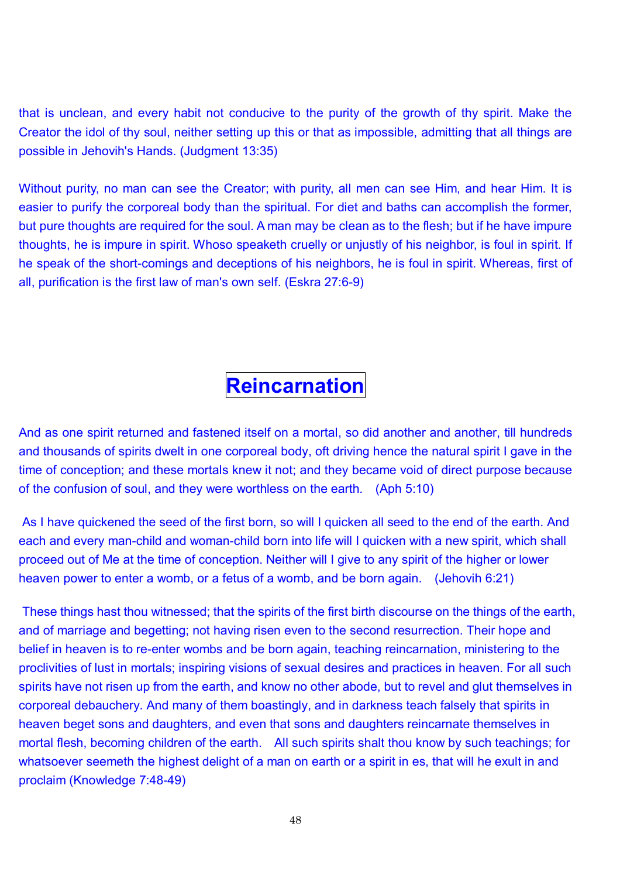that is unclean, and every habit not conducive to the purity of the growth of thy spirit. Make the Creator the idol of thy soul, neither setting up this or that as impossible, admitting that all things are possible in Jehovih's Hands. (Judgment 13:35)

Without purity, no man can see the Creator; with purity, all men can see Him, and hear Him. It is easier to purify the corporeal body than the spiritual. For diet and baths can accomplish the former, but pure thoughts are required for the soul. A man may be clean as to the flesh; but if he have impure thoughts, he is impure in spirit. Whoso speaketh cruelly or unjustly of his neighbor, is foul in spirit. If he speak of the short-comings and deceptions of his neighbors, he is foul in spirit. Whereas, first of all, purification is the first law of man's own self. (Eskra 27:6-9)

# Reincarnation

And as one spirit returned and fastened itself on a mortal, so did another and another, till hundreds and thousands of spirits dwelt in one corporeal body, oft driving hence the natural spirit I gave in the time of conception; and these mortals knew it not; and they became void of direct purpose because of the confusion of soul, and they were worthless on the earth. (Aph 5:10)

As I have quickened the seed of the first born, so will I quicken all seed to the end of the earth. And each and every man-child and woman-child born into life will I quicken with a new spirit, which shall proceed out of Me at the time of conception. Neither will I give to any spirit of the higher or lower heaven power to enter a womb, or a fetus of a womb, and be born again. (Jehovih 6:21)

These things hast thou witnessed; that the spirits of the first birth discourse on the things of the earth, and of marriage and begetting; not having risen even to the second resurrection. Their hope and belief in heaven is to re-enter wombs and be born again, teaching reincarnation, ministering to the proclivities of lust in mortals; inspiring visions of sexual desires and practices in heaven. For all such spirits have not risen up from the earth, and know no other abode, but to revel and glut themselves in corporeal debauchery. And many of them boastingly, and in darkness teach falsely that spirits in heaven beget sons and daughters, and even that sons and daughters reincarnate themselves in mortal flesh, becoming children of the earth. All such spirits shalt thou know by such teachings; for whatsoever seemeth the highest delight of a man on earth or a spirit in es, that will he exult in and proclaim (Knowledge 7:48-49)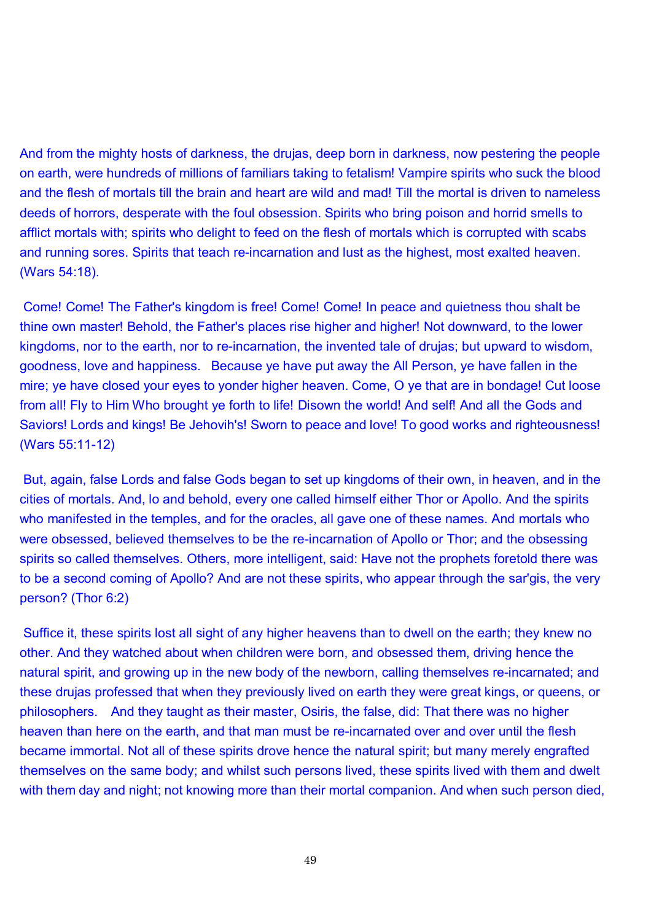And from the mighty hosts of darkness, the drujas, deep born in darkness, now pestering the people on earth, were hundreds of millions of familiars taking to fetalism! Vampire spirits who suck the blood and the flesh of mortals till the brain and heart are wild and mad! Till the mortal is driven to nameless deeds of horrors, desperate with the foul obsession. Spirits who bring poison and horrid smells to afflict mortals with; spirits who delight to feed on the flesh of mortals which is corrupted with scabs and running sores. Spirits that teach re-incarnation and lust as the highest, most exalted heaven. (Wars 54:18).

Come! Come! The Father's kingdom is free! Come! Come! In peace and quietness thou shalt be thine own master! Behold, the Father's places rise higher and higher! Not downward, to the lower kingdoms, nor to the earth, nor to re-incarnation, the invented tale of drujas; but upward to wisdom, goodness, love and happiness. Because ye have put away the All Person, ye have fallen in the mire; ye have closed your eyes to yonder higher heaven. Come, O ye that are in bondage! Cut loose from all! Fly to Him Who brought ye forth to life! Disown the world! And self! And all the Gods and Saviors! Lords and kings! Be Jehovih's! Sworn to peace and love! To good works and righteousness! (Wars 55:11-12)

But, again, false Lords and false Gods began to set up kingdoms of their own, in heaven, and in the cities of mortals. And, lo and behold, every one called himself either Thor or Apollo. And the spirits who manifested in the temples, and for the oracles, all gave one of these names. And mortals who were obsessed, believed themselves to be the re-incarnation of Apollo or Thor; and the obsessing spirits so called themselves. Others, more intelligent, said: Have not the prophets foretold there was to be a second coming of Apollo? And are not these spirits, who appear through the sar'gis, the very person? (Thor 6:2)

Suffice it, these spirits lost all sight of any higher heavens than to dwell on the earth; they knew no other. And they watched about when children were born, and obsessed them, driving hence the natural spirit, and growing up in the new body of the newborn, calling themselves re-incarnated; and these drujas professed that when they previously lived on earth they were great kings, or queens, or philosophers. And they taught as their master, Osiris, the false, did: That there was no higher heaven than here on the earth, and that man must be re-incarnated over and over until the flesh became immortal. Not all of these spirits drove hence the natural spirit; but many merely engrafted themselves on the same body; and whilst such persons lived, these spirits lived with them and dwelt with them day and night; not knowing more than their mortal companion. And when such person died,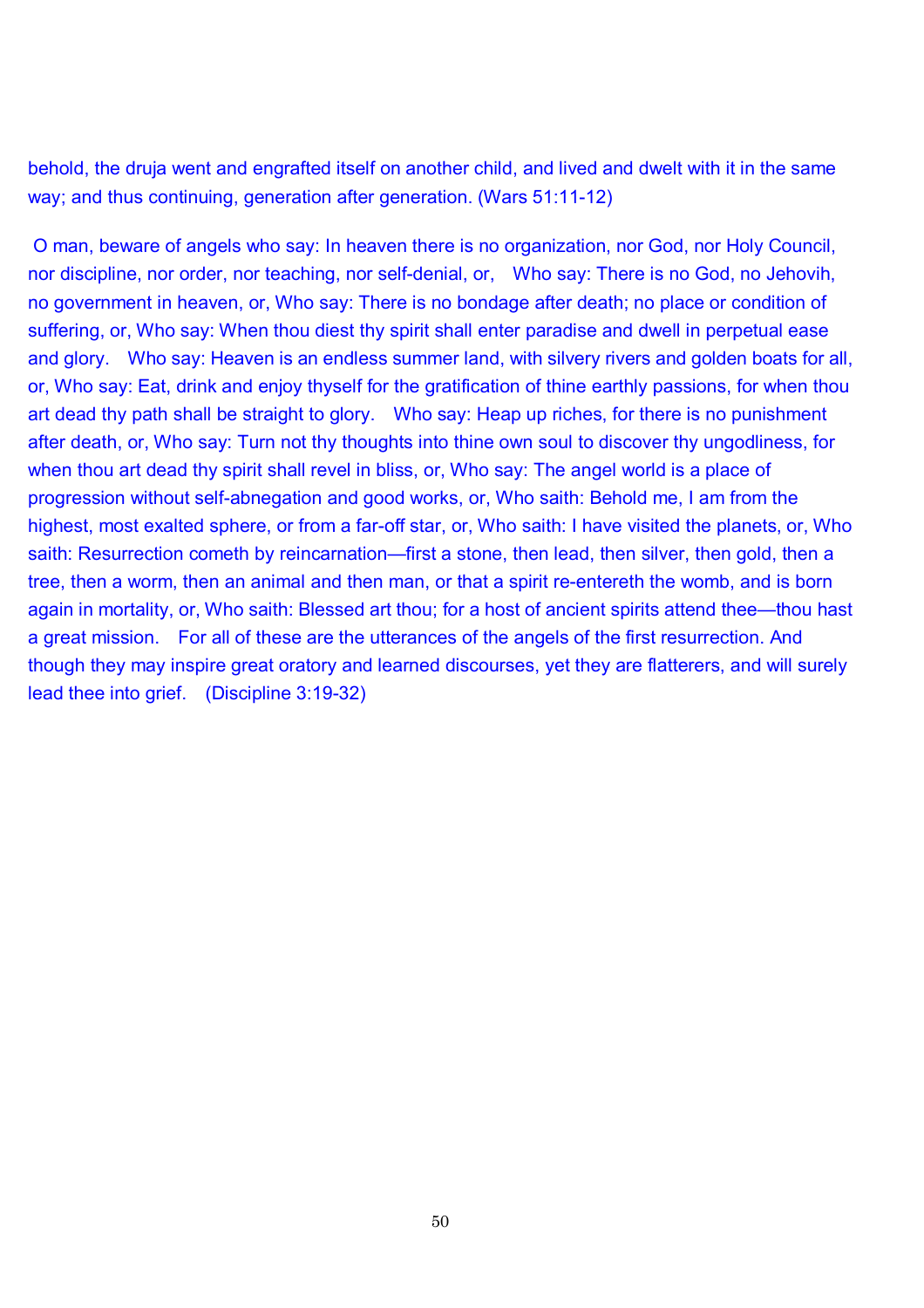behold, the druja went and engrafted itself on another child, and lived and dwelt with it in the same way; and thus continuing, generation after generation. (Wars 51:11-12)

O man, beware of angels who say: In heaven there is no organization, nor God, nor Holy Council, nor discipline, nor order, nor teaching, nor self-denial, or, Who say: There is no God, no Jehovih, no government in heaven, or, Who say: There is no bondage after death; no place or condition of suffering, or, Who say: When thou diest thy spirit shall enter paradise and dwell in perpetual ease and glory. Who say: Heaven is an endless summer land, with silvery rivers and golden boats for all, or, Who say: Eat, drink and enjoy thyself for the gratification of thine earthly passions, for when thou art dead thy path shall be straight to glory. Who say: Heap up riches, for there is no punishment after death, or, Who say: Turn not thy thoughts into thine own soul to discover thy ungodliness, for when thou art dead thy spirit shall revel in bliss, or, Who say: The angel world is a place of progression without self-abnegation and good works, or, Who saith: Behold me, I am from the highest, most exalted sphere, or from a far-off star, or, Who saith: I have visited the planets, or, Who saith: Resurrection cometh by reincarnation—first a stone, then lead, then silver, then gold, then a tree, then a worm, then an animal and then man, or that a spirit re-entereth the womb, and is born again in mortality, or, Who saith: Blessed art thou; for a host of ancient spirits attend thee—thou hast a great mission. For all of these are the utterances of the angels of the first resurrection. And though they may inspire great oratory and learned discourses, yet they are flatterers, and will surely lead thee into grief. (Discipline 3:19-32)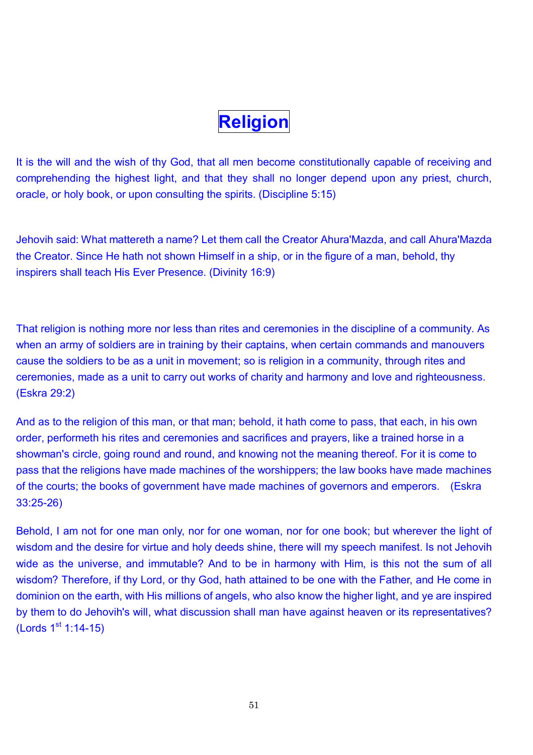# Religion

It is the will and the wish of thy God, that all men become constitutionally capable of receiving and comprehending the highest light, and that they shall no longer depend upon any priest, church, oracle, or holy book, or upon consulting the spirits. (Discipline 5:15)

Jehovih said: What mattereth a name? Let them call the Creator Ahura'Mazda, and call Ahura'Mazda the Creator. Since He hath not shown Himself in a ship, or in the figure of a man, behold, thy inspirers shall teach His Ever Presence. (Divinity 16:9)

That religion is nothing more nor less than rites and ceremonies in the discipline of a community. As when an army of soldiers are in training by their captains, when certain commands and manouvers cause the soldiers to be as a unit in movement; so is religion in a community, through rites and ceremonies, made as a unit to carry out works of charity and harmony and love and righteousness. (Eskra 29:2)

And as to the religion of this man, or that man; behold, it hath come to pass, that each, in his own order, performeth his rites and ceremonies and sacrifices and prayers, like a trained horse in a showman's circle, going round and round, and knowing not the meaning thereof. For it is come to pass that the religions have made machines of the worshippers; the law books have made machines of the courts; the books of government have made machines of governors and emperors. (Eskra 33:25-26)

Behold, I am not for one man only, nor for one woman, nor for one book; but wherever the light of wisdom and the desire for virtue and holy deeds shine, there will my speech manifest. Is not Jehovih wide as the universe, and immutable? And to be in harmony with Him, is this not the sum of all wisdom? Therefore, if thy Lord, or thy God, hath attained to be one with the Father, and He come in dominion on the earth, with His millions of angels, who also know the higher light, and ye are inspired by them to do Jehovih's will, what discussion shall man have against heaven or its representatives? (Lords 1st 1:14-15)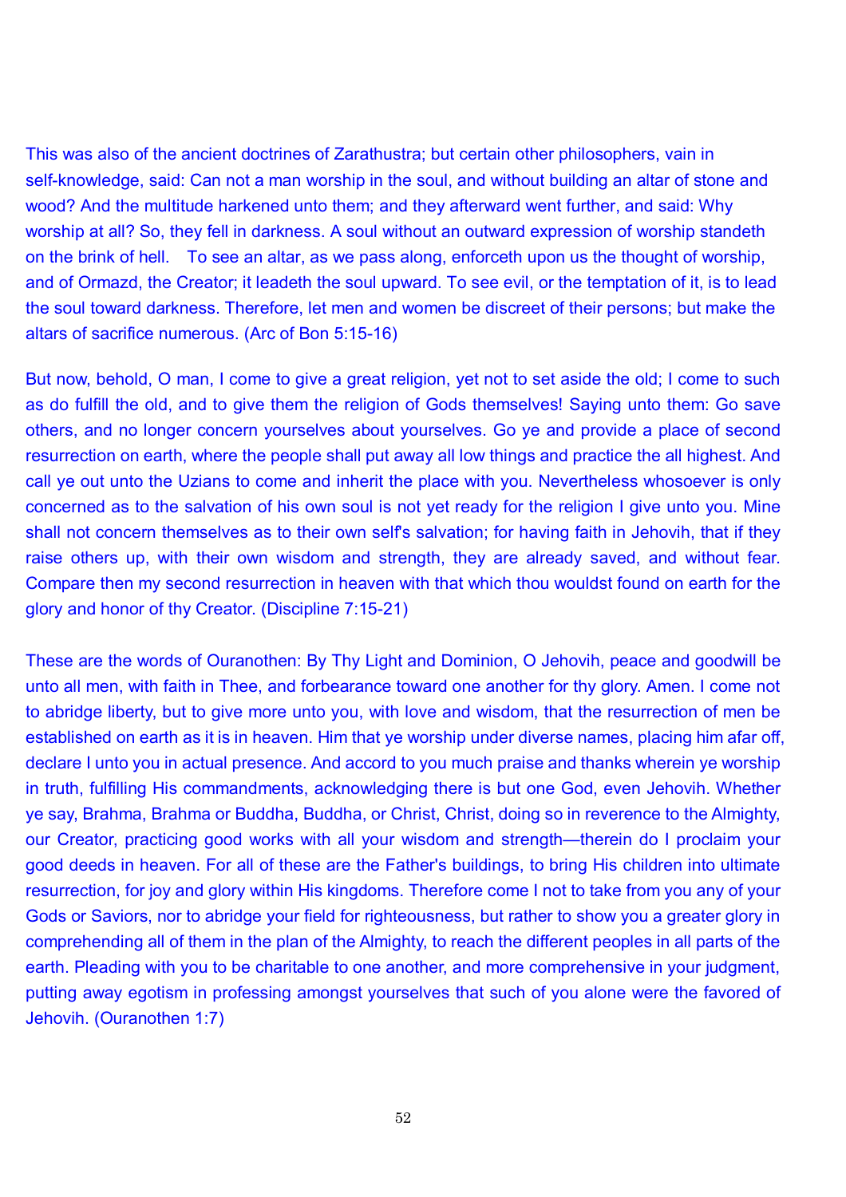This was also of the ancient doctrines of Zarathustra; but certain other philosophers, vain in self-knowledge, said: Can not a man worship in the soul, and without building an altar of stone and wood? And the multitude harkened unto them; and they afterward went further, and said: Why worship at all? So, they fell in darkness. A soul without an outward expression of worship standeth on the brink of hell. To see an altar, as we pass along, enforceth upon us the thought of worship, and of Ormazd, the Creator; it leadeth the soul upward. To see evil, or the temptation of it, is to lead the soul toward darkness. Therefore, let men and women be discreet of their persons; but make the altars of sacrifice numerous. (Arc of Bon 5:15-16)

But now, behold, O man, I come to give a great religion, yet not to set aside the old; I come to such as do fulfill the old, and to give them the religion of Gods themselves! Saying unto them: Go save others, and no longer concern yourselves about yourselves. Go ye and provide a place of second resurrection on earth, where the people shall put away all low things and practice the all highest. And call ye out unto the Uzians to come and inherit the place with you. Nevertheless whosoever is only concerned as to the salvation of his own soul is not yet ready for the religion I give unto you. Mine shall not concern themselves as to their own self's salvation; for having faith in Jehovih, that if they raise others up, with their own wisdom and strength, they are already saved, and without fear. Compare then my second resurrection in heaven with that which thou wouldst found on earth for the glory and honor of thy Creator. (Discipline 7:15-21)

These are the words of Ouranothen: By Thy Light and Dominion, O Jehovih, peace and goodwill be unto all men, with faith in Thee, and forbearance toward one another for thy glory. Amen. I come not to abridge liberty, but to give more unto you, with love and wisdom, that the resurrection of men be established on earth as it is in heaven. Him that ye worship under diverse names, placing him afar off, declare I unto you in actual presence. And accord to you much praise and thanks wherein ye worship in truth, fulfilling His commandments, acknowledging there is but one God, even Jehovih. Whether ye say, Brahma, Brahma or Buddha, Buddha, or Christ, Christ, doing so in reverence to the Almighty, our Creator, practicing good works with all your wisdom and strength—therein do I proclaim your good deeds in heaven. For all of these are the Father's buildings, to bring His children into ultimate resurrection, for joy and glory within His kingdoms. Therefore come I not to take from you any of your Gods or Saviors, nor to abridge your field for righteousness, but rather to show you a greater glory in comprehending all of them in the plan of the Almighty, to reach the different peoples in all parts of the earth. Pleading with you to be charitable to one another, and more comprehensive in your judgment, putting away egotism in professing amongst yourselves that such of you alone were the favored of Jehovih. (Ouranothen 1:7)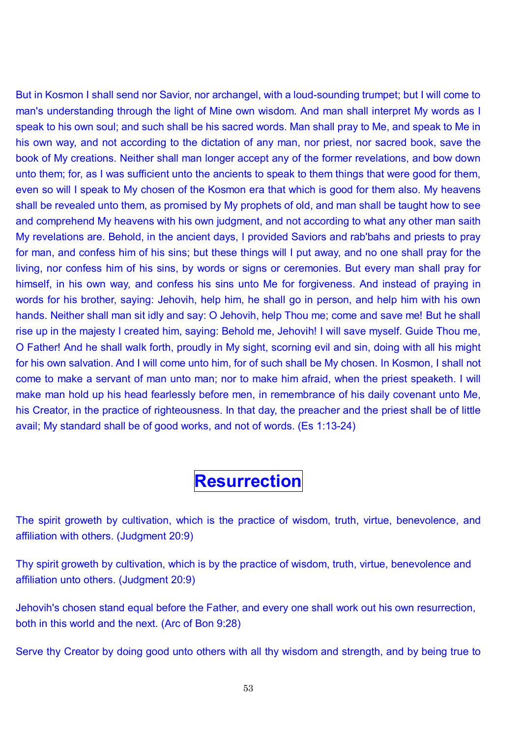But in Kosmon I shall send nor Savior, nor archangel, with a loud-sounding trumpet; but I will come to man's understanding through the light of Mine own wisdom. And man shall interpret My words as I speak to his own soul; and such shall be his sacred words. Man shall pray to Me, and speak to Me in his own way, and not according to the dictation of any man, nor priest, nor sacred book, save the book of My creations. Neither shall man longer accept any of the former revelations, and bow down unto them; for, as I was sufficient unto the ancients to speak to them things that were good for them, even so will I speak to My chosen of the Kosmon era that which is good for them also. My heavens shall be revealed unto them, as promised by My prophets of old, and man shall be taught how to see and comprehend My heavens with his own judgment, and not according to what any other man saith My revelations are. Behold, in the ancient days, I provided Saviors and rab'bahs and priests to pray for man, and confess him of his sins; but these things will I put away, and no one shall pray for the living, nor confess him of his sins, by words or signs or ceremonies. But every man shall pray for himself, in his own way, and confess his sins unto Me for forgiveness. And instead of praying in words for his brother, saying: Jehovih, help him, he shall go in person, and help him with his own hands. Neither shall man sit idly and say: O Jehovih, help Thou me; come and save me! But he shall rise up in the majesty I created him, saying: Behold me, Jehovih! I will save myself. Guide Thou me, O Father! And he shall walk forth, proudly in My sight, scorning evil and sin, doing with all his might for his own salvation. And I will come unto him, for of such shall be My chosen. In Kosmon, I shall not come to make a servant of man unto man; nor to make him afraid, when the priest speaketh. I will make man hold up his head fearlessly before men, in remembrance of his daily covenant unto Me, his Creator, in the practice of righteousness. In that day, the preacher and the priest shall be of little avail; My standard shall be of good works, and not of words. (Es 1:13-24)

# Resurrection

The spirit groweth by cultivation, which is the practice of wisdom, truth, virtue, benevolence, and affiliation with others. (Judgment 20:9)

Thy spirit groweth by cultivation, which is by the practice of wisdom, truth, virtue, benevolence and affiliation unto others. (Judgment 20:9)

Jehovih's chosen stand equal before the Father, and every one shall work out his own resurrection, both in this world and the next. (Arc of Bon 9:28)

Serve thy Creator by doing good unto others with all thy wisdom and strength, and by being true to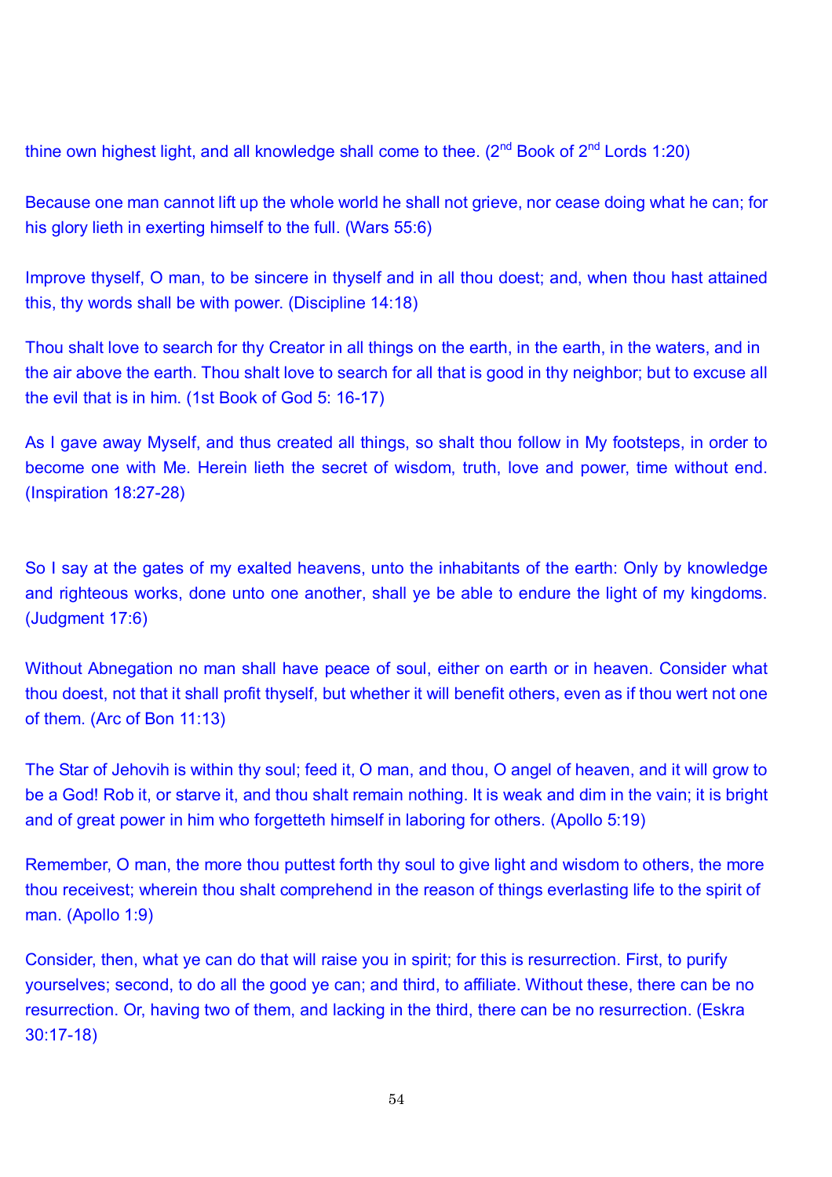thine own highest light, and all knowledge shall come to thee. (2nd Book of 2nd Lords 1:20)

Because one man cannot lift up the whole world he shall not grieve, nor cease doing what he can; for his glory lieth in exerting himself to the full. (Wars 55:6)

Improve thyself, O man, to be sincere in thyself and in all thou doest; and, when thou hast attained this, thy words shall be with power. (Discipline 14:18)

Thou shalt love to search for thy Creator in all things on the earth, in the earth, in the waters, and in the air above the earth. Thou shalt love to search for all that is good in thy neighbor; but to excuse all the evil that is in him. (1st Book of God 5: 16-17)

As I gave away Myself, and thus created all things, so shalt thou follow in My footsteps, in order to become one with Me. Herein lieth the secret of wisdom, truth, love and power, time without end. (Inspiration 18:27-28)

So I say at the gates of my exalted heavens, unto the inhabitants of the earth: Only by knowledge and righteous works, done unto one another, shall ye be able to endure the light of my kingdoms. (Judgment 17:6)

Without Abnegation no man shall have peace of soul, either on earth or in heaven. Consider what thou doest, not that it shall profit thyself, but whether it will benefit others, even as if thou wert not one of them. (Arc of Bon 11:13)

The Star of Jehovih is within thy soul; feed it, O man, and thou, O angel of heaven, and it will grow to be a God! Rob it, or starve it, and thou shalt remain nothing. It is weak and dim in the vain; it is bright and of great power in him who forgetteth himself in laboring for others. (Apollo 5:19)

Remember, O man, the more thou puttest forth thy soul to give light and wisdom to others, the more thou receivest; wherein thou shalt comprehend in the reason of things everlasting life to the spirit of man. (Apollo 1:9)

Consider, then, what ye can do that will raise you in spirit; for this is resurrection. First, to purify yourselves; second, to do all the good ye can; and third, to affiliate. Without these, there can be no resurrection. Or, having two of them, and lacking in the third, there can be no resurrection. (Eskra 30:17-18)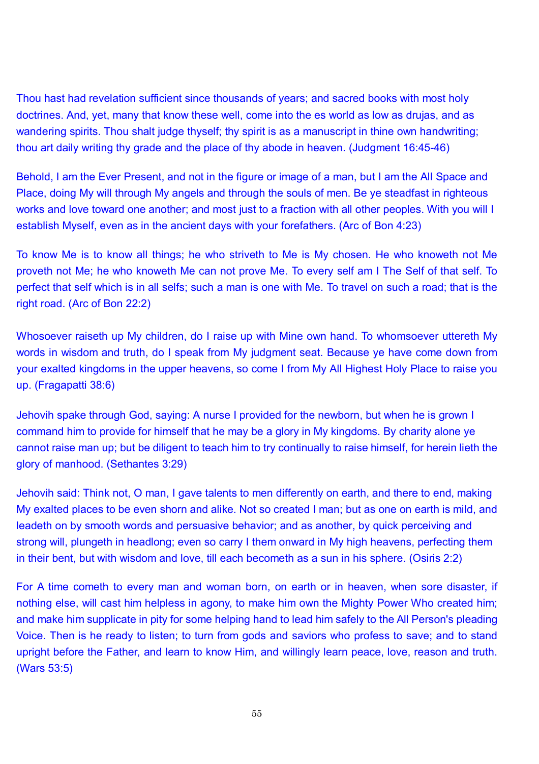Thou hast had revelation sufficient since thousands of years; and sacred books with most holy doctrines. And, yet, many that know these well, come into the es world as low as drujas, and as wandering spirits. Thou shalt judge thyself; thy spirit is as a manuscript in thine own handwriting; thou art daily writing thy grade and the place of thy abode in heaven. (Judgment 16:45-46)

Behold, I am the Ever Present, and not in the figure or image of a man, but I am the All Space and Place, doing My will through My angels and through the souls of men. Be ye steadfast in righteous works and love toward one another; and most just to a fraction with all other peoples. With you will I establish Myself, even as in the ancient days with your forefathers. (Arc of Bon 4:23)

To know Me is to know all things; he who striveth to Me is My chosen. He who knoweth not Me proveth not Me; he who knoweth Me can not prove Me. To every self am I The Self of that self. To perfect that self which is in all selfs; such a man is one with Me. To travel on such a road; that is the right road. (Arc of Bon 22:2)

Whosoever raiseth up My children, do I raise up with Mine own hand. To whomsoever uttereth My words in wisdom and truth, do I speak from My judgment seat. Because ye have come down from your exalted kingdoms in the upper heavens, so come I from My All Highest Holy Place to raise you up. (Fragapatti 38:6)

Jehovih spake through God, saying: A nurse I provided for the newborn, but when he is grown I command him to provide for himself that he may be a glory in My kingdoms. By charity alone ye cannot raise man up; but be diligent to teach him to try continually to raise himself, for herein lieth the glory of manhood. (Sethantes 3:29)

Jehovih said: Think not, O man, I gave talents to men differently on earth, and there to end, making My exalted places to be even shorn and alike. Not so created I man; but as one on earth is mild, and leadeth on by smooth words and persuasive behavior; and as another, by quick perceiving and strong will, plungeth in headlong; even so carry I them onward in My high heavens, perfecting them in their bent, but with wisdom and love, till each becometh as a sun in his sphere. (Osiris 2:2)

For A time cometh to every man and woman born, on earth or in heaven, when sore disaster, if nothing else, will cast him helpless in agony, to make him own the Mighty Power Who created him; and make him supplicate in pity for some helping hand to lead him safely to the All Person's pleading Voice. Then is he ready to listen; to turn from gods and saviors who profess to save; and to stand upright before the Father, and learn to know Him, and willingly learn peace, love, reason and truth. (Wars 53:5)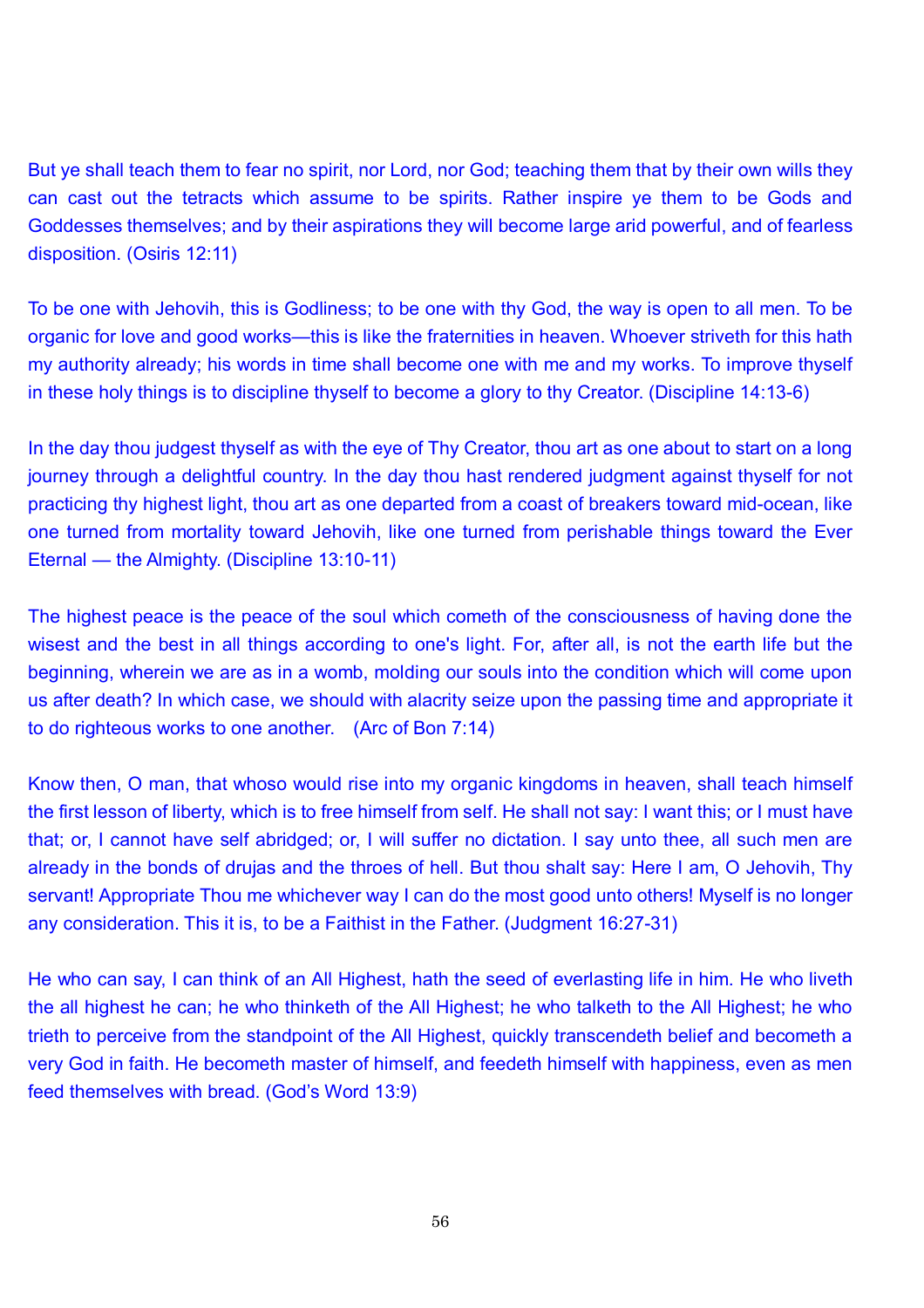But ye shall teach them to fear no spirit, nor Lord, nor God; teaching them that by their own wills they can cast out the tetracts which assume to be spirits. Rather inspire ye them to be Gods and Goddesses themselves; and by their aspirations they will become large arid powerful, and of fearless disposition. (Osiris 12:11)

To be one with Jehovih, this is Godliness; to be one with thy God, the way is open to all men. To be organic for love and good works—this is like the fraternities in heaven. Whoever striveth for this hath my authority already; his words in time shall become one with me and my works. To improve thyself in these holy things is to discipline thyself to become a glory to thy Creator. (Discipline 14:13-6)

In the day thou judgest thyself as with the eye of Thy Creator, thou art as one about to start on a long journey through a delightful country. In the day thou hast rendered judgment against thyself for not practicing thy highest light, thou art as one departed from a coast of breakers toward mid-ocean, like one turned from mortality toward Jehovih, like one turned from perishable things toward the Ever Eternal — the Almighty. (Discipline 13:10-11)

The highest peace is the peace of the soul which cometh of the consciousness of having done the wisest and the best in all things according to one's light. For, after all, is not the earth life but the beginning, wherein we are as in a womb, molding our souls into the condition which will come upon us after death? In which case, we should with alacrity seize upon the passing time and appropriate it to do righteous works to one another. (Arc of Bon 7:14)

Know then, O man, that whoso would rise into my organic kingdoms in heaven, shall teach himself the first lesson of liberty, which is to free himself from self. He shall not say: I want this; or I must have that; or, I cannot have self abridged; or, I will suffer no dictation. I say unto thee, all such men are already in the bonds of drujas and the throes of hell. But thou shalt say: Here I am, O Jehovih, Thy servant! Appropriate Thou me whichever way I can do the most good unto others! Myself is no longer any consideration. This it is, to be a Faithist in the Father. (Judgment 16:27-31)

He who can say, I can think of an All Highest, hath the seed of everlasting life in him. He who liveth the all highest he can; he who thinketh of the All Highest; he who talketh to the All Highest; he who trieth to perceive from the standpoint of the All Highest, quickly transcendeth belief and becometh a very God in faith. He becometh master of himself, and feedeth himself with happiness, even as men feed themselves with bread. (God's Word 13:9)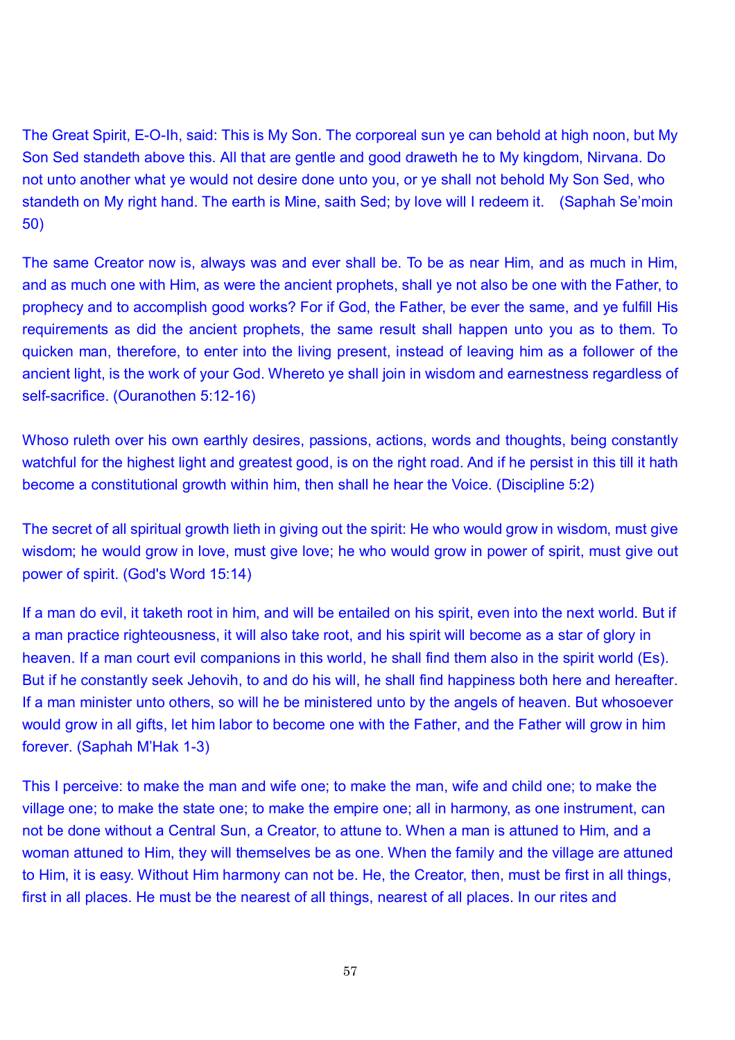The Great Spirit, E-O-Ih, said: This is My Son. The corporeal sun ye can behold at high noon, but My Son Sed standeth above this. All that are gentle and good draweth he to My kingdom, Nirvana. Do not unto another what ye would not desire done unto you, or ye shall not behold My Son Sed, who standeth on My right hand. The earth is Mine, saith Sed; by love will I redeem it. (Saphah Se'moin 50)

The same Creator now is, always was and ever shall be. To be as near Him, and as much in Him, and as much one with Him, as were the ancient prophets, shall ye not also be one with the Father, to prophecy and to accomplish good works? For if God, the Father, be ever the same, and ye fulfill His requirements as did the ancient prophets, the same result shall happen unto you as to them. To quicken man, therefore, to enter into the living present, instead of leaving him as a follower of the ancient light, is the work of your God. Whereto ye shall join in wisdom and earnestness regardless of self-sacrifice. (Ouranothen 5:12-16)

Whoso ruleth over his own earthly desires, passions, actions, words and thoughts, being constantly watchful for the highest light and greatest good, is on the right road. And if he persist in this till it hath become a constitutional growth within him, then shall he hear the Voice. (Discipline 5:2)

The secret of all spiritual growth lieth in giving out the spirit: He who would grow in wisdom, must give wisdom; he would grow in love, must give love; he who would grow in power of spirit, must give out power of spirit. (God's Word 15:14)

If a man do evil, it taketh root in him, and will be entailed on his spirit, even into the next world. But if a man practice righteousness, it will also take root, and his spirit will become as a star of glory in heaven. If a man court evil companions in this world, he shall find them also in the spirit world (Es). But if he constantly seek Jehovih, to and do his will, he shall find happiness both here and hereafter. If a man minister unto others, so will he be ministered unto by the angels of heaven. But whosoever would grow in all gifts, let him labor to become one with the Father, and the Father will grow in him forever. (Saphah M'Hak 1-3)

This I perceive: to make the man and wife one; to make the man, wife and child one; to make the village one; to make the state one; to make the empire one; all in harmony, as one instrument, can not be done without a Central Sun, a Creator, to attune to. When a man is attuned to Him, and a woman attuned to Him, they will themselves be as one. When the family and the village are attuned to Him, it is easy. Without Him harmony can not be. He, the Creator, then, must be first in all things, first in all places. He must be the nearest of all things, nearest of all places. In our rites and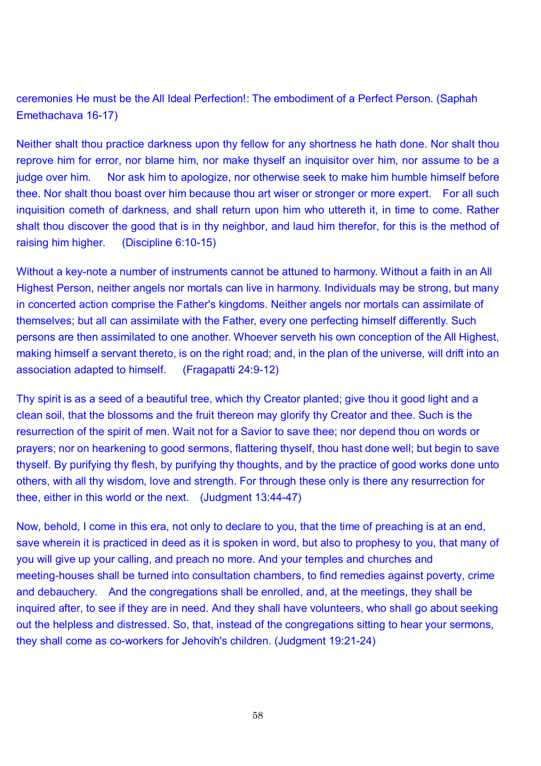ceremonies He must be the All Ideal Perfection!: The embodiment of a Perfect Person. (Saphah Emethachava 16-17)

Neither shalt thou practice darkness upon thy fellow for any shortness he hath done. Nor shalt thou reprove him for error, nor blame him, nor make thyself an inquisitor over him, nor assume to be a judge over him. Nor ask him to apologize, nor otherwise seek to make him humble himself before thee. Nor shalt thou boast over him because thou art wiser or stronger or more expert. For all such inquisition cometh of darkness, and shall return upon him who uttereth it, in time to come. Rather shalt thou discover the good that is in thy neighbor, and laud him therefor, for this is the method of raising him higher. (Discipline 6:10-15)

Without a key-note a number of instruments cannot be attuned to harmony. Without a faith in an All Highest Person, neither angels nor mortals can live in harmony. Individuals may be strong, but many in concerted action comprise the Father's kingdoms. Neither angels nor mortals can assimilate of themselves; but all can assimilate with the Father, every one perfecting himself differently. Such persons are then assimilated to one another. Whoever serveth his own conception of the All Highest, making himself a servant thereto, is on the right road; and, in the plan of the universe, will drift into an association adapted to himself. (Fragapatti 24:9-12)

Thy spirit is as a seed of a beautiful tree, which thy Creator planted; give thou it good light and a clean soil, that the blossoms and the fruit thereon may glorify thy Creator and thee. Such is the resurrection of the spirit of men. Wait not for a Savior to save thee; nor depend thou on words or prayers; nor on hearkening to good sermons, flattering thyself, thou hast done well; but begin to save thyself. By purifying thy flesh, by purifying thy thoughts, and by the practice of good works done unto others, with all thy wisdom, love and strength. For through these only is there any resurrection for thee, either in this world or the next. (Judgment 13:44-47)

Now, behold, I come in this era, not only to declare to you, that the time of preaching is at an end, save wherein it is practiced in deed as it is spoken in word, but also to prophesy to you, that many of you will give up your calling, and preach no more. And your temples and churches and meeting-houses shall be turned into consultation chambers, to find remedies against poverty, crime and debauchery. And the congregations shall be enrolled, and, at the meetings, they shall be inquired after, to see if they are in need. And they shall have volunteers, who shall go about seeking out the helpless and distressed. So, that, instead of the congregations sitting to hear your sermons, they shall come as co-workers for Jehovih's children. (Judgment 19:21-24)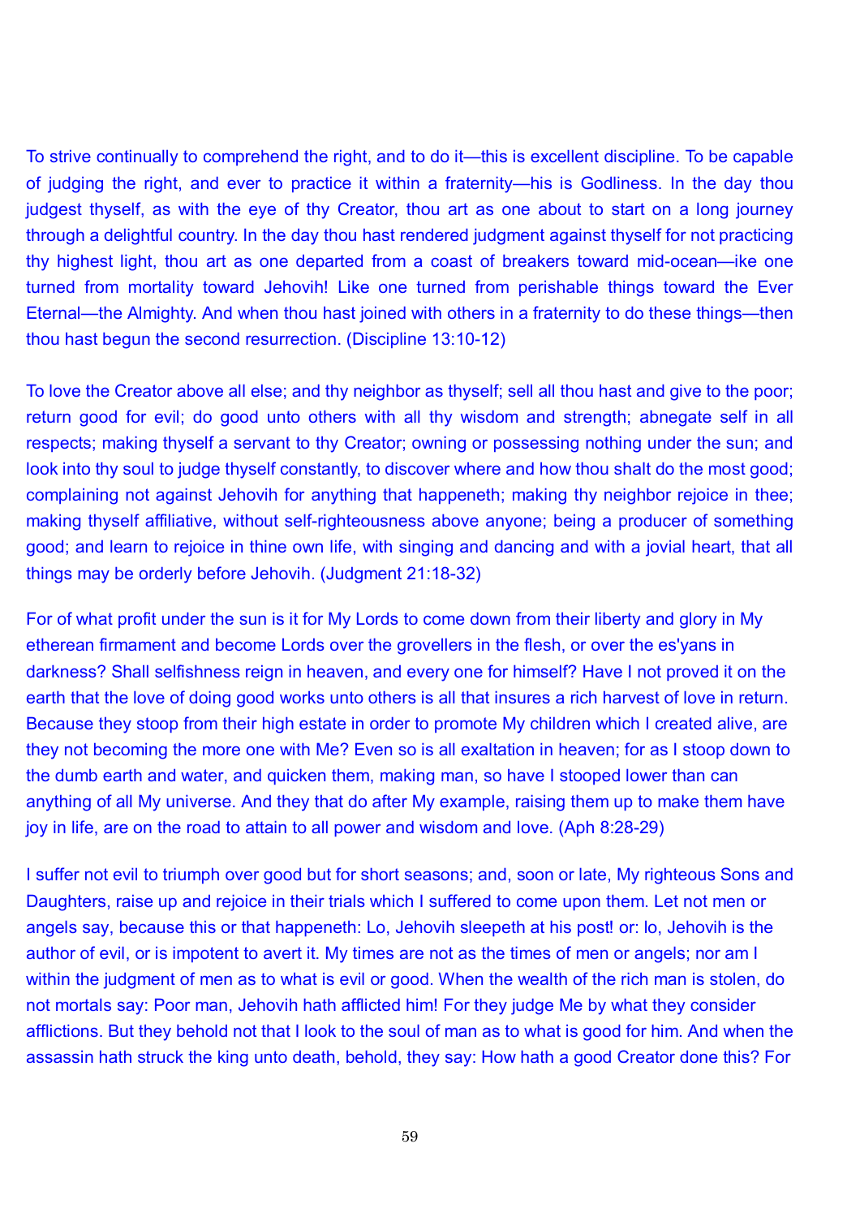To strive continually to comprehend the right, and to do it—this is excellent discipline. To be capable of judging the right, and ever to practice it within a fraternity—his is Godliness. In the day thou judgest thyself, as with the eye of thy Creator, thou art as one about to start on a long journey through a delightful country. In the day thou hast rendered judgment against thyself for not practicing thy highest light, thou art as one departed from a coast of breakers toward mid-ocean—ike one turned from mortality toward Jehovih! Like one turned from perishable things toward the Ever Eternal—the Almighty. And when thou hast joined with others in a fraternity to do these things—then thou hast begun the second resurrection. (Discipline 13:10-12)

To love the Creator above all else; and thy neighbor as thyself; sell all thou hast and give to the poor; return good for evil; do good unto others with all thy wisdom and strength; abnegate self in all respects; making thyself a servant to thy Creator; owning or possessing nothing under the sun; and look into thy soul to judge thyself constantly, to discover where and how thou shalt do the most good; complaining not against Jehovih for anything that happeneth; making thy neighbor rejoice in thee; making thyself affiliative, without self-righteousness above anyone; being a producer of something good; and learn to rejoice in thine own life, with singing and dancing and with a jovial heart, that all things may be orderly before Jehovih. (Judgment 21:18-32)

For of what profit under the sun is it for My Lords to come down from their liberty and glory in My etherean firmament and become Lords over the grovellers in the flesh, or over the es'yans in darkness? Shall selfishness reign in heaven, and every one for himself? Have I not proved it on the earth that the love of doing good works unto others is all that insures a rich harvest of love in return. Because they stoop from their high estate in order to promote My children which I created alive, are they not becoming the more one with Me? Even so is all exaltation in heaven; for as I stoop down to the dumb earth and water, and quicken them, making man, so have I stooped lower than can anything of all My universe. And they that do after My example, raising them up to make them have joy in life, are on the road to attain to all power and wisdom and love. (Aph 8:28-29)

I suffer not evil to triumph over good but for short seasons; and, soon or late, My righteous Sons and Daughters, raise up and rejoice in their trials which I suffered to come upon them. Let not men or angels say, because this or that happeneth: Lo, Jehovih sleepeth at his post! or: lo, Jehovih is the author of evil, or is impotent to avert it. My times are not as the times of men or angels; nor am I within the judgment of men as to what is evil or good. When the wealth of the rich man is stolen, do not mortals say: Poor man, Jehovih hath afflicted him! For they judge Me by what they consider afflictions. But they behold not that I look to the soul of man as to what is good for him. And when the assassin hath struck the king unto death, behold, they say: How hath a good Creator done this? For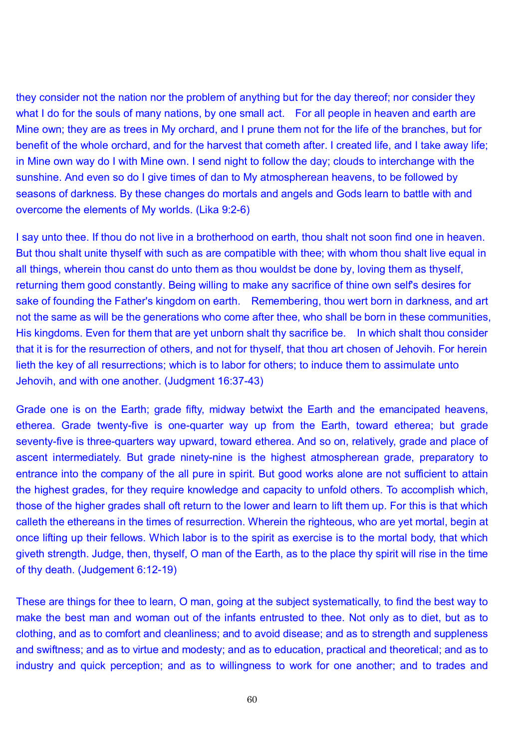they consider not the nation nor the problem of anything but for the day thereof; nor consider they what I do for the souls of many nations, by one small act.   For all people in heaven and earth are Mine own; they are as trees in My orchard, and I prune them not for the life of the branches, but for benefit of the whole orchard, and for the harvest that cometh after. I created life, and I take away life; in Mine own way do I with Mine own. I send night to follow the day; clouds to interchange with the sunshine. And even so do I give times of dan to My atmospherean heavens, to be followed by seasons of darkness. By these changes do mortals and angels and Gods learn to battle with and overcome the elements of My worlds. (Lika 9:2-6)

I say unto thee. If thou do not live in a brotherhood on earth, thou shalt not soon find one in heaven. But thou shalt unite thyself with such as are compatible with thee; with whom thou shalt live equal in all things, wherein thou canst do unto them as thou wouldst be done by, loving them as thyself, returning them good constantly. Being willing to make any sacrifice of thine own self's desires for sake of founding the Father's kingdom on earth.   Remembering, thou wert born in darkness, and art not the same as will be the generations who come after thee, who shall be born in these communities, His kingdoms. Even for them that are yet unborn shalt thy sacrifice be.   In which shalt thou consider that it is for the resurrection of others, and not for thyself, that thou art chosen of Jehovih. For herein lieth the key of all resurrections; which is to labor for others; to induce them to assimulate unto Jehovih, and with one another. (Judgment 16:37-43)

Grade one is on the Earth; grade fifty, midway betwixt the Earth and the emancipated heavens, etherea. Grade twenty-five is one-quarter way up from the Earth, toward etherea; but grade seventy-five is three-quarters way upward, toward etherea. And so on, relatively, grade and place of ascent intermediately. But grade ninety-nine is the highest atmospherean grade, preparatory to entrance into the company of the all pure in spirit. But good works alone are not sufficient to attain the highest grades, for they require knowledge and capacity to unfold others. To accomplish which, those of the higher grades shall oft return to the lower and learn to lift them up. For this is that which calleth the ethereans in the times of resurrection. Wherein the righteous, who are yet mortal, begin at once lifting up their fellows. Which labor is to the spirit as exercise is to the mortal body, that which giveth strength. Judge, then, thyself, O man of the Earth, as to the place thy spirit will rise in the time of thy death. (Judgement 6:12-19)

These are things for thee to learn, O man, going at the subject systematically, to find the best way to make the best man and woman out of the infants entrusted to thee. Not only as to diet, but as to clothing, and as to comfort and cleanliness; and to avoid disease; and as to strength and suppleness and swiftness; and as to virtue and modesty; and as to education, practical and theoretical; and as to industry and quick perception; and as to willingness to work for one another; and to trades and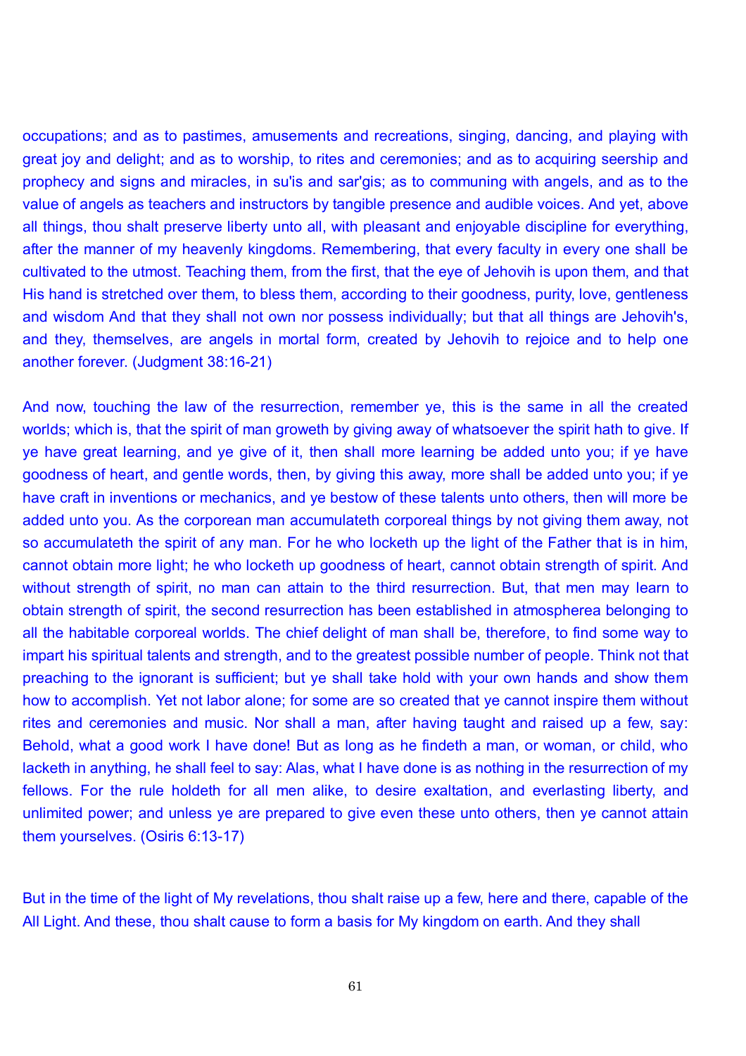occupations; and as to pastimes, amusements and recreations, singing, dancing, and playing with great joy and delight; and as to worship, to rites and ceremonies; and as to acquiring seership and prophecy and signs and miracles, in su'is and sar'gis; as to communing with angels, and as to the value of angels as teachers and instructors by tangible presence and audible voices. And yet, above all things, thou shalt preserve liberty unto all, with pleasant and enjoyable discipline for everything, after the manner of my heavenly kingdoms. Remembering, that every faculty in every one shall be cultivated to the utmost. Teaching them, from the first, that the eye of Jehovih is upon them, and that His hand is stretched over them, to bless them, according to their goodness, purity, love, gentleness and wisdom And that they shall not own nor possess individually; but that all things are Jehovih's, and they, themselves, are angels in mortal form, created by Jehovih to rejoice and to help one another forever. (Judgment 38:16-21)

And now, touching the law of the resurrection, remember ye, this is the same in all the created worlds; which is, that the spirit of man groweth by giving away of whatsoever the spirit hath to give. If ye have great learning, and ye give of it, then shall more learning be added unto you; if ye have goodness of heart, and gentle words, then, by giving this away, more shall be added unto you; if ye have craft in inventions or mechanics, and ye bestow of these talents unto others, then will more be added unto you. As the corporean man accumulateth corporeal things by not giving them away, not so accumulateth the spirit of any man. For he who locketh up the light of the Father that is in him, cannot obtain more light; he who locketh up goodness of heart, cannot obtain strength of spirit. And without strength of spirit, no man can attain to the third resurrection. But, that men may learn to obtain strength of spirit, the second resurrection has been established in atmospherea belonging to all the habitable corporeal worlds. The chief delight of man shall be, therefore, to find some way to impart his spiritual talents and strength, and to the greatest possible number of people. Think not that preaching to the ignorant is sufficient; but ye shall take hold with your own hands and show them how to accomplish. Yet not labor alone; for some are so created that ye cannot inspire them without rites and ceremonies and music. Nor shall a man, after having taught and raised up a few, say: Behold, what a good work I have done! But as long as he findeth a man, or woman, or child, who lacketh in anything, he shall feel to say: Alas, what I have done is as nothing in the resurrection of my fellows. For the rule holdeth for all men alike, to desire exaltation, and everlasting liberty, and unlimited power; and unless ye are prepared to give even these unto others, then ye cannot attain them yourselves. (Osiris 6:13-17)

But in the time of the light of My revelations, thou shalt raise up a few, here and there, capable of the All Light. And these, thou shalt cause to form a basis for My kingdom on earth. And they shall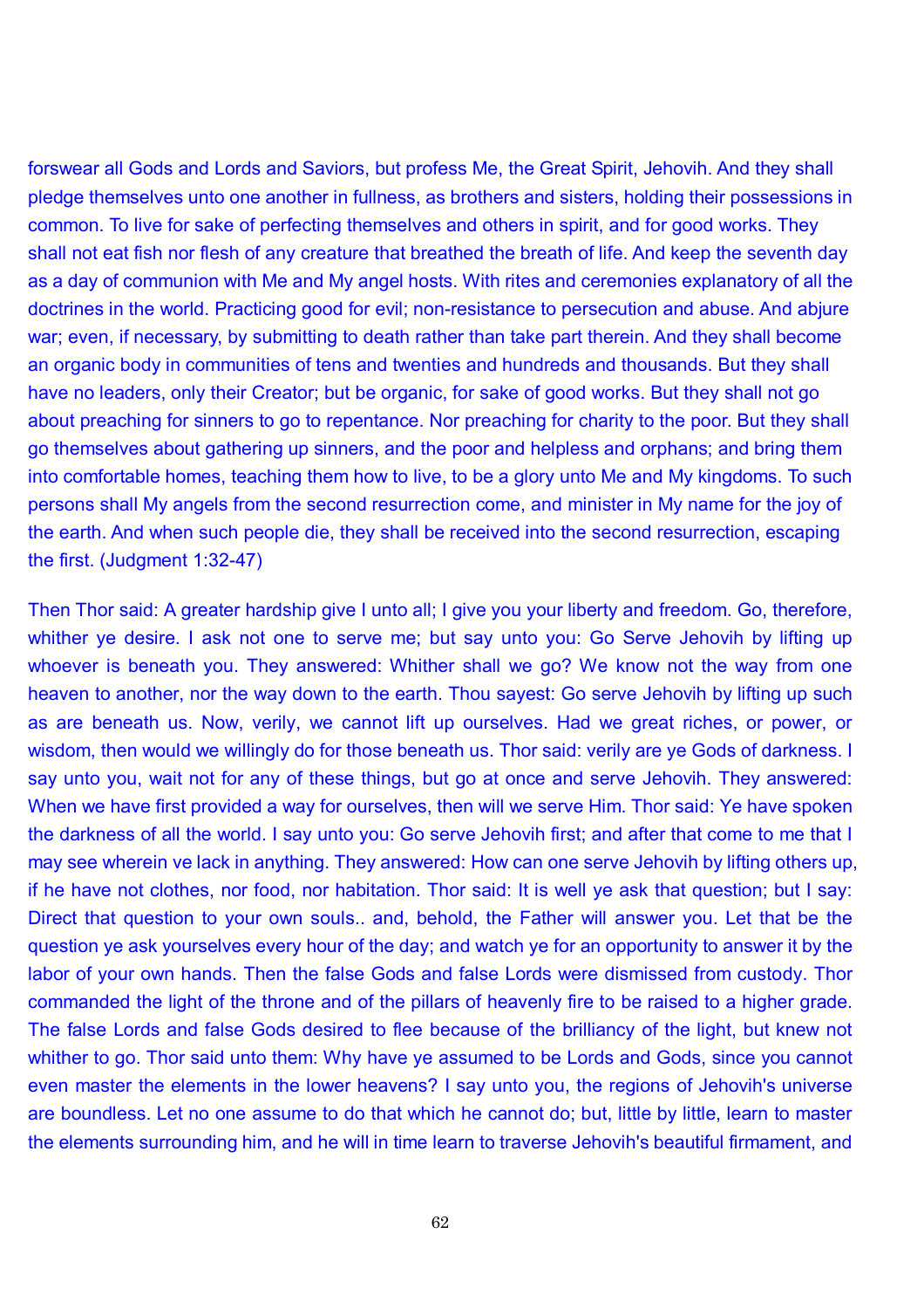forswear all Gods and Lords and Saviors, but profess Me, the Great Spirit, Jehovih. And they shall pledge themselves unto one another in fullness, as brothers and sisters, holding their possessions in common. To live for sake of perfecting themselves and others in spirit, and for good works. They shall not eat fish nor flesh of any creature that breathed the breath of life. And keep the seventh day as a day of communion with Me and My angel hosts. With rites and ceremonies explanatory of all the doctrines in the world. Practicing good for evil; non-resistance to persecution and abuse. And abjure war; even, if necessary, by submitting to death rather than take part therein. And they shall become an organic body in communities of tens and twenties and hundreds and thousands. But they shall have no leaders, only their Creator; but be organic, for sake of good works. But they shall not go about preaching for sinners to go to repentance. Nor preaching for charity to the poor. But they shall go themselves about gathering up sinners, and the poor and helpless and orphans; and bring them into comfortable homes, teaching them how to live, to be a glory unto Me and My kingdoms. To such persons shall My angels from the second resurrection come, and minister in My name for the joy of the earth. And when such people die, they shall be received into the second resurrection, escaping the first. (Judgment 1:32-47)

Then Thor said: A greater hardship give I unto all; I give you your liberty and freedom. Go, therefore, whither ye desire. I ask not one to serve me; but say unto you: Go Serve Jehovih by lifting up whoever is beneath you. They answered: Whither shall we go? We know not the way from one heaven to another, nor the way down to the earth. Thou sayest: Go serve Jehovih by lifting up such as are beneath us. Now, verily, we cannot lift up ourselves. Had we great riches, or power, or wisdom, then would we willingly do for those beneath us. Thor said: verily are ye Gods of darkness. I say unto you, wait not for any of these things, but go at once and serve Jehovih. They answered: When we have first provided a way for ourselves, then will we serve Him. Thor said: Ye have spoken the darkness of all the world. I say unto you: Go serve Jehovih first; and after that come to me that I may see wherein ve lack in anything. They answered: How can one serve Jehovih by lifting others up, if he have not clothes, nor food, nor habitation. Thor said: It is well ye ask that question; but I say: Direct that question to your own souls.. and, behold, the Father will answer you. Let that be the question ye ask yourselves every hour of the day; and watch ye for an opportunity to answer it by the labor of your own hands. Then the false Gods and false Lords were dismissed from custody. Thor commanded the light of the throne and of the pillars of heavenly fire to be raised to a higher grade. The false Lords and false Gods desired to flee because of the brilliancy of the light, but knew not whither to go. Thor said unto them: Why have ye assumed to be Lords and Gods, since you cannot even master the elements in the lower heavens? I say unto you, the regions of Jehovih's universe are boundless. Let no one assume to do that which he cannot do; but, little by little, learn to master the elements surrounding him, and he will in time learn to traverse Jehovih's beautiful firmament, and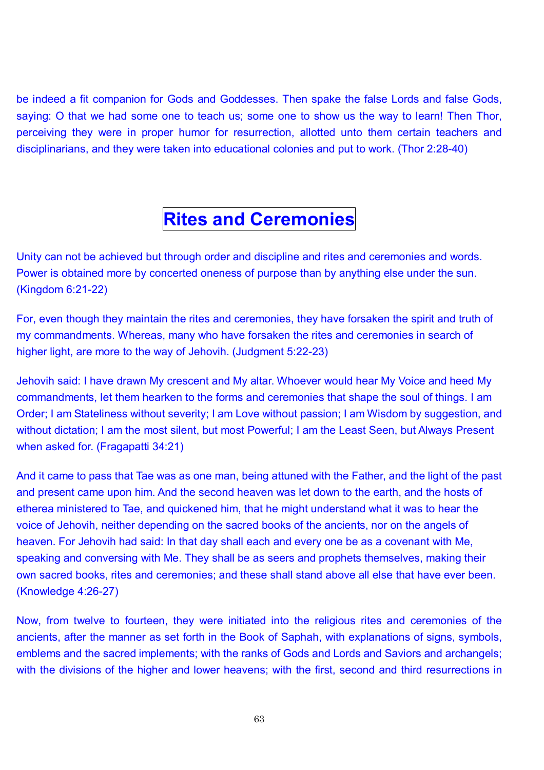be indeed a fit companion for Gods and Goddesses. Then spake the false Lords and false Gods, saying: O that we had some one to teach us; some one to show us the way to learn! Then Thor, perceiving they were in proper humor for resurrection, allotted unto them certain teachers and disciplinarians, and they were taken into educational colonies and put to work. (Thor 2:28-40)

# Rites and Ceremonies

Unity can not be achieved but through order and discipline and rites and ceremonies and words. Power is obtained more by concerted oneness of purpose than by anything else under the sun. (Kingdom 6:21-22)

For, even though they maintain the rites and ceremonies, they have forsaken the spirit and truth of my commandments. Whereas, many who have forsaken the rites and ceremonies in search of higher light, are more to the way of Jehovih. (Judgment 5:22-23)

Jehovih said: I have drawn My crescent and My altar. Whoever would hear My Voice and heed My commandments, let them hearken to the forms and ceremonies that shape the soul of things. I am Order; I am Stateliness without severity; I am Love without passion; I am Wisdom by suggestion, and without dictation; I am the most silent, but most Powerful; I am the Least Seen, but Always Present when asked for. (Fragapatti 34:21)

And it came to pass that Tae was as one man, being attuned with the Father, and the light of the past and present came upon him. And the second heaven was let down to the earth, and the hosts of etherea ministered to Tae, and quickened him, that he might understand what it was to hear the voice of Jehovih, neither depending on the sacred books of the ancients, nor on the angels of heaven. For Jehovih had said: In that day shall each and every one be as a covenant with Me, speaking and conversing with Me. They shall be as seers and prophets themselves, making their own sacred books, rites and ceremonies; and these shall stand above all else that have ever been. (Knowledge 4:26-27)

Now, from twelve to fourteen, they were initiated into the religious rites and ceremonies of the ancients, after the manner as set forth in the Book of Saphah, with explanations of signs, symbols, emblems and the sacred implements; with the ranks of Gods and Lords and Saviors and archangels; with the divisions of the higher and lower heavens; with the first, second and third resurrections in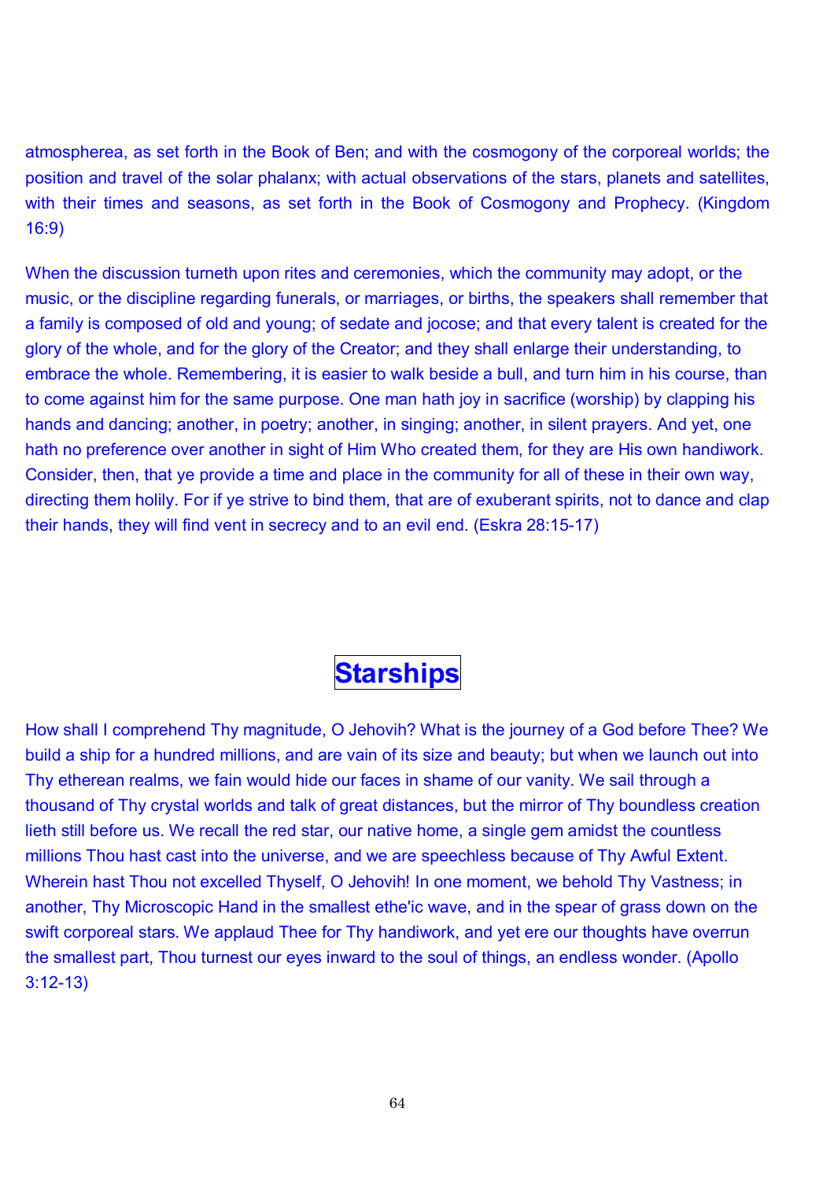atmospherea, as set forth in the Book of Ben; and with the cosmogony of the corporeal worlds; the position and travel of the solar phalanx; with actual observations of the stars, planets and satellites, with their times and seasons, as set forth in the Book of Cosmogony and Prophecy. (Kingdom 16:9)

When the discussion turneth upon rites and ceremonies, which the community may adopt, or the music, or the discipline regarding funerals, or marriages, or births, the speakers shall remember that a family is composed of old and young; of sedate and jocose; and that every talent is created for the glory of the whole, and for the glory of the Creator; and they shall enlarge their understanding, to embrace the whole. Remembering, it is easier to walk beside a bull, and turn him in his course, than to come against him for the same purpose. One man hath joy in sacrifice (worship) by clapping his hands and dancing; another, in poetry; another, in singing; another, in silent prayers. And yet, one hath no preference over another in sight of Him Who created them, for they are His own handiwork. Consider, then, that ye provide a time and place in the community for all of these in their own way, directing them holily. For if ye strive to bind them, that are of exuberant spirits, not to dance and clap their hands, they will find vent in secrecy and to an evil end. (Eskra 28:15-17)

# Starships

How shall I comprehend Thy magnitude, O Jehovih? What is the journey of a God before Thee? We build a ship for a hundred millions, and are vain of its size and beauty; but when we launch out into Thy etherean realms, we fain would hide our faces in shame of our vanity. We sail through a thousand of Thy crystal worlds and talk of great distances, but the mirror of Thy boundless creation lieth still before us. We recall the red star, our native home, a single gem amidst the countless millions Thou hast cast into the universe, and we are speechless because of Thy Awful Extent. Wherein hast Thou not excelled Thyself, O Jehovih! In one moment, we behold Thy Vastness; in another, Thy Microscopic Hand in the smallest ethe'ic wave, and in the spear of grass down on the swift corporeal stars. We applaud Thee for Thy handiwork, and yet ere our thoughts have overrun the smallest part, Thou turnest our eyes inward to the soul of things, an endless wonder. (Apollo 3:12-13)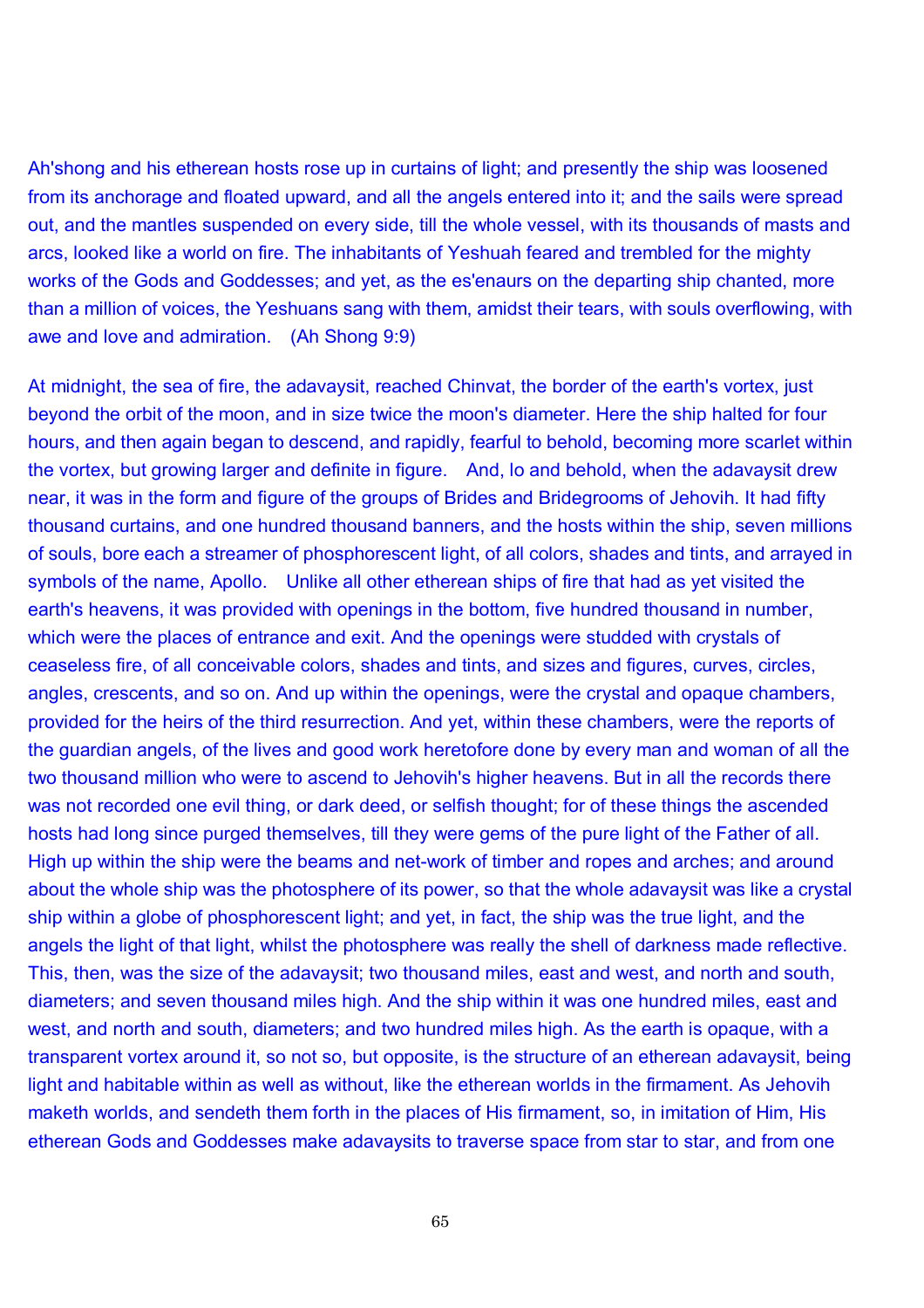Ah'shong and his etherean hosts rose up in curtains of light; and presently the ship was loosened from its anchorage and floated upward, and all the angels entered into it; and the sails were spread out, and the mantles suspended on every side, till the whole vessel, with its thousands of masts and arcs, looked like a world on fire. The inhabitants of Yeshuah feared and trembled for the mighty works of the Gods and Goddesses; and yet, as the es'enaurs on the departing ship chanted, more than a million of voices, the Yeshuans sang with them, amidst their tears, with souls overflowing, with awe and love and admiration. (Ah Shong 9:9)

At midnight, the sea of fire, the adavaysit, reached Chinvat, the border of the earth's vortex, just beyond the orbit of the moon, and in size twice the moon's diameter. Here the ship halted for four hours, and then again began to descend, and rapidly, fearful to behold, becoming more scarlet within the vortex, but growing larger and definite in figure. And, lo and behold, when the adavaysit drew near, it was in the form and figure of the groups of Brides and Bridegrooms of Jehovih. It had fifty thousand curtains, and one hundred thousand banners, and the hosts within the ship, seven millions of souls, bore each a streamer of phosphorescent light, of all colors, shades and tints, and arrayed in symbols of the name, Apollo. Unlike all other etherean ships of fire that had as yet visited the earth's heavens, it was provided with openings in the bottom, five hundred thousand in number, which were the places of entrance and exit. And the openings were studded with crystals of ceaseless fire, of all conceivable colors, shades and tints, and sizes and figures, curves, circles, angles, crescents, and so on. And up within the openings, were the crystal and opaque chambers, provided for the heirs of the third resurrection. And yet, within these chambers, were the reports of the guardian angels, of the lives and good work heretofore done by every man and woman of all the two thousand million who were to ascend to Jehovih's higher heavens. But in all the records there was not recorded one evil thing, or dark deed, or selfish thought; for of these things the ascended hosts had long since purged themselves, till they were gems of the pure light of the Father of all. High up within the ship were the beams and net-work of timber and ropes and arches; and around about the whole ship was the photosphere of its power, so that the whole adavaysit was like a crystal ship within a globe of phosphorescent light; and yet, in fact, the ship was the true light, and the angels the light of that light, whilst the photosphere was really the shell of darkness made reflective. This, then, was the size of the adavaysit; two thousand miles, east and west, and north and south, diameters; and seven thousand miles high. And the ship within it was one hundred miles, east and west, and north and south, diameters; and two hundred miles high. As the earth is opaque, with a transparent vortex around it, so not so, but opposite, is the structure of an etherean adavaysit, being light and habitable within as well as without, like the etherean worlds in the firmament. As Jehovih maketh worlds, and sendeth them forth in the places of His firmament, so, in imitation of Him, His etherean Gods and Goddesses make adavaysits to traverse space from star to star, and from one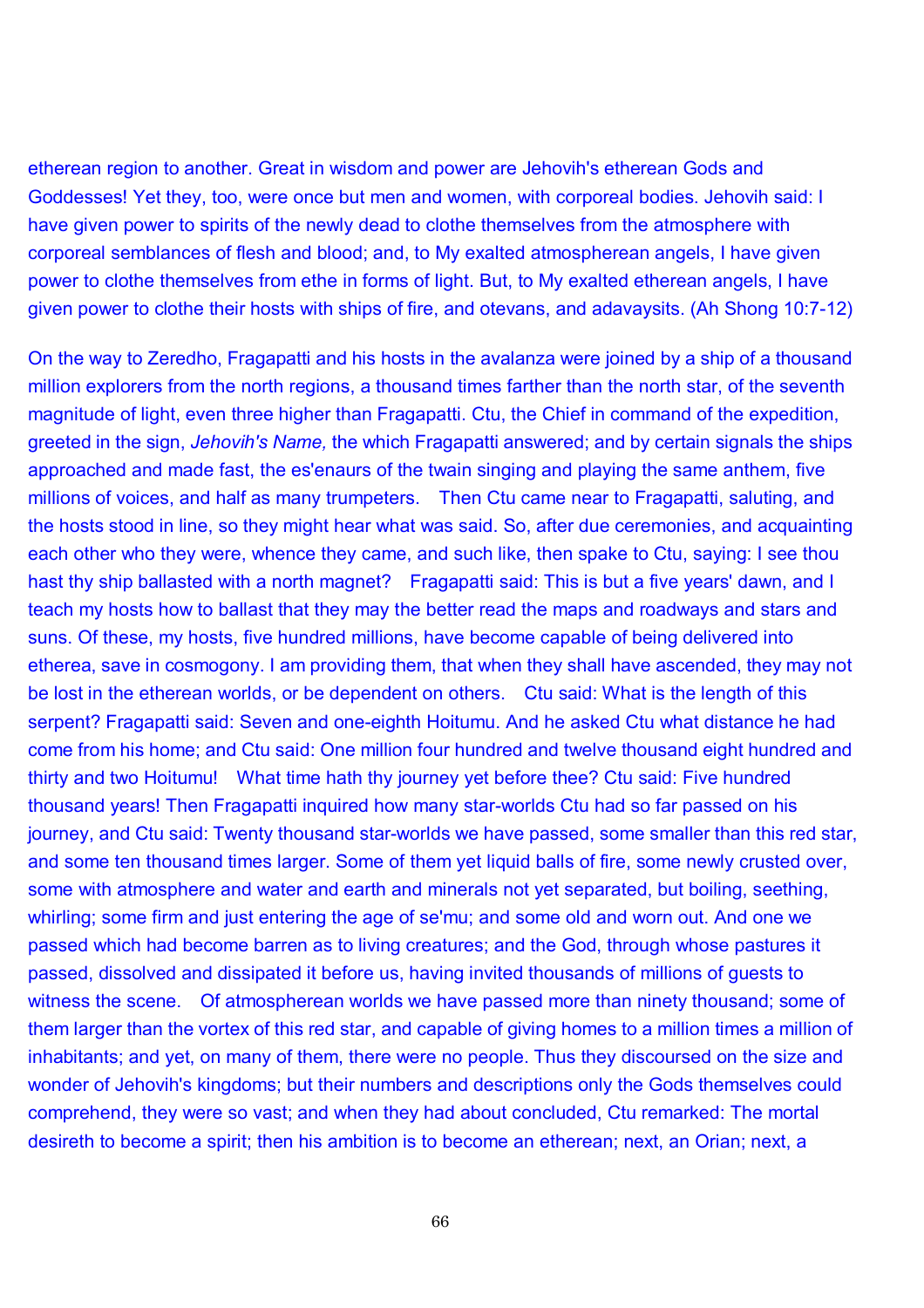etherean region to another. Great in wisdom and power are Jehovih's etherean Gods and Goddesses! Yet they, too, were once but men and women, with corporeal bodies. Jehovih said: I have given power to spirits of the newly dead to clothe themselves from the atmosphere with corporeal semblances of flesh and blood; and, to My exalted atmospherean angels, I have given power to clothe themselves from ethe in forms of light. But, to My exalted etherean angels, I have given power to clothe their hosts with ships of fire, and otevans, and adavaysits. (Ah Shong 10:7-12)

On the way to Zeredho, Fragapatti and his hosts in the avalanza were joined by a ship of a thousand million explorers from the north regions, a thousand times farther than the north star, of the seventh magnitude of light, even three higher than Fragapatti. Ctu, the Chief in command of the expedition, greeted in the sign, *Jehovih's Name,* the which Fragapatti answered; and by certain signals the ships approached and made fast, the es'enaurs of the twain singing and playing the same anthem, five millions of voices, and half as many trumpeters. Then Ctu came near to Fragapatti, saluting, and the hosts stood in line, so they might hear what was said. So, after due ceremonies, and acquainting each other who they were, whence they came, and such like, then spake to Ctu, saying: I see thou hast thy ship ballasted with a north magnet? Fragapatti said: This is but a five years' dawn, and I teach my hosts how to ballast that they may the better read the maps and roadways and stars and suns. Of these, my hosts, five hundred millions, have become capable of being delivered into etherea, save in cosmogony. I am providing them, that when they shall have ascended, they may not be lost in the etherean worlds, or be dependent on others. Ctu said: What is the length of this serpent? Fragapatti said: Seven and one-eighth Hoitumu. And he asked Ctu what distance he had come from his home; and Ctu said: One million four hundred and twelve thousand eight hundred and thirty and two Hoitumu! What time hath thy journey yet before thee? Ctu said: Five hundred thousand years! Then Fragapatti inquired how many star-worlds Ctu had so far passed on his journey, and Ctu said: Twenty thousand star-worlds we have passed, some smaller than this red star, and some ten thousand times larger. Some of them yet liquid balls of fire, some newly crusted over, some with atmosphere and water and earth and minerals not yet separated, but boiling, seething, whirling; some firm and just entering the age of se'mu; and some old and worn out. And one we passed which had become barren as to living creatures; and the God, through whose pastures it passed, dissolved and dissipated it before us, having invited thousands of millions of guests to witness the scene. Of atmospherean worlds we have passed more than ninety thousand; some of them larger than the vortex of this red star, and capable of giving homes to a million times a million of inhabitants; and yet, on many of them, there were no people. Thus they discoursed on the size and wonder of Jehovih's kingdoms; but their numbers and descriptions only the Gods themselves could comprehend, they were so vast; and when they had about concluded, Ctu remarked: The mortal desireth to become a spirit; then his ambition is to become an etherean; next, an Orian; next, a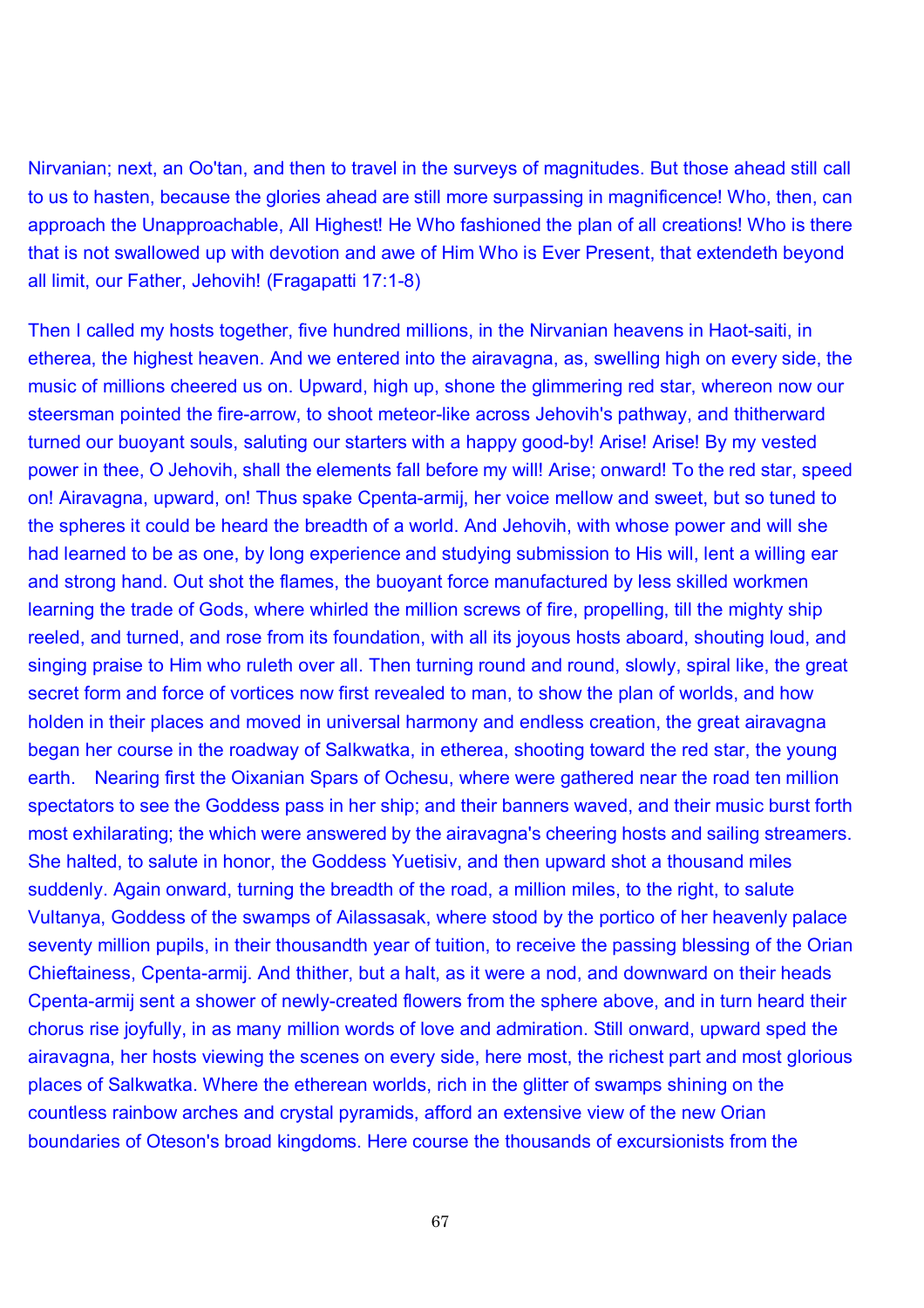Nirvanian; next, an Oo'tan, and then to travel in the surveys of magnitudes. But those ahead still call to us to hasten, because the glories ahead are still more surpassing in magnificence! Who, then, can approach the Unapproachable, All Highest! He Who fashioned the plan of all creations! Who is there that is not swallowed up with devotion and awe of Him Who is Ever Present, that extendeth beyond all limit, our Father, Jehovih! (Fragapatti 17:1-8)

Then I called my hosts together, five hundred millions, in the Nirvanian heavens in Haot-saiti, in etherea, the highest heaven. And we entered into the airavagna, as, swelling high on every side, the music of millions cheered us on. Upward, high up, shone the glimmering red star, whereon now our steersman pointed the fire-arrow, to shoot meteor-like across Jehovih's pathway, and thitherward turned our buoyant souls, saluting our starters with a happy good-by! Arise! Arise! By my vested power in thee, O Jehovih, shall the elements fall before my will! Arise; onward! To the red star, speed on! Airavagna, upward, on! Thus spake Cpenta-armij, her voice mellow and sweet, but so tuned to the spheres it could be heard the breadth of a world. And Jehovih, with whose power and will she had learned to be as one, by long experience and studying submission to His will, lent a willing ear and strong hand. Out shot the flames, the buoyant force manufactured by less skilled workmen learning the trade of Gods, where whirled the million screws of fire, propelling, till the mighty ship reeled, and turned, and rose from its foundation, with all its joyous hosts aboard, shouting loud, and singing praise to Him who ruleth over all. Then turning round and round, slowly, spiral like, the great secret form and force of vortices now first revealed to man, to show the plan of worlds, and how holden in their places and moved in universal harmony and endless creation, the great airavagna began her course in the roadway of Salkwatka, in etherea, shooting toward the red star, the young earth. Nearing first the Oixanian Spars of Ochesu, where were gathered near the road ten million spectators to see the Goddess pass in her ship; and their banners waved, and their music burst forth most exhilarating; the which were answered by the airavagna's cheering hosts and sailing streamers. She halted, to salute in honor, the Goddess Yuetisiv, and then upward shot a thousand miles suddenly. Again onward, turning the breadth of the road, a million miles, to the right, to salute Vultanya, Goddess of the swamps of Ailassasak, where stood by the portico of her heavenly palace seventy million pupils, in their thousandth year of tuition, to receive the passing blessing of the Orian Chieftainess, Cpenta-armij. And thither, but a halt, as it were a nod, and downward on their heads Cpenta-armij sent a shower of newly-created flowers from the sphere above, and in turn heard their chorus rise joyfully, in as many million words of love and admiration. Still onward, upward sped the airavagna, her hosts viewing the scenes on every side, here most, the richest part and most glorious places of Salkwatka. Where the etherean worlds, rich in the glitter of swamps shining on the countless rainbow arches and crystal pyramids, afford an extensive view of the new Orian boundaries of Oteson's broad kingdoms. Here course the thousands of excursionists from the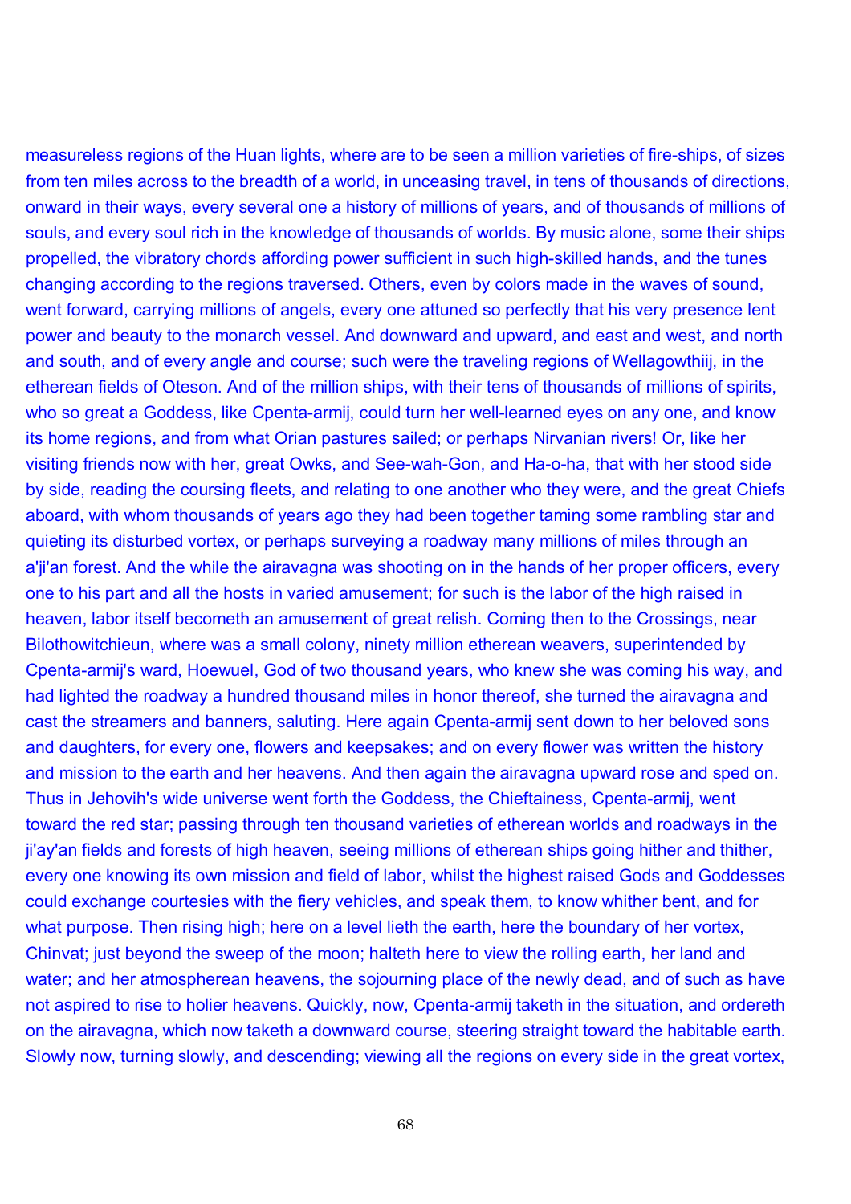measureless regions of the Huan lights, where are to be seen a million varieties of fire-ships, of sizes from ten miles across to the breadth of a world, in unceasing travel, in tens of thousands of directions, onward in their ways, every several one a history of millions of years, and of thousands of millions of souls, and every soul rich in the knowledge of thousands of worlds. By music alone, some their ships propelled, the vibratory chords affording power sufficient in such high-skilled hands, and the tunes changing according to the regions traversed. Others, even by colors made in the waves of sound, went forward, carrying millions of angels, every one attuned so perfectly that his very presence lent power and beauty to the monarch vessel. And downward and upward, and east and west, and north and south, and of every angle and course; such were the traveling regions of Wellagowthiij, in the etherean fields of Oteson. And of the million ships, with their tens of thousands of millions of spirits, who so great a Goddess, like Cpenta-armij, could turn her well-learned eyes on any one, and know its home regions, and from what Orian pastures sailed; or perhaps Nirvanian rivers! Or, like her visiting friends now with her, great Owks, and See-wah-Gon, and Ha-o-ha, that with her stood side by side, reading the coursing fleets, and relating to one another who they were, and the great Chiefs aboard, with whom thousands of years ago they had been together taming some rambling star and quieting its disturbed vortex, or perhaps surveying a roadway many millions of miles through an a'ji'an forest. And the while the airavagna was shooting on in the hands of her proper officers, every one to his part and all the hosts in varied amusement; for such is the labor of the high raised in heaven, labor itself becometh an amusement of great relish. Coming then to the Crossings, near Bilothowitchieun, where was a small colony, ninety million etherean weavers, superintended by Cpenta-armij's ward, Hoewuel, God of two thousand years, who knew she was coming his way, and had lighted the roadway a hundred thousand miles in honor thereof, she turned the airavagna and cast the streamers and banners, saluting. Here again Cpenta-armij sent down to her beloved sons and daughters, for every one, flowers and keepsakes; and on every flower was written the history and mission to the earth and her heavens. And then again the airavagna upward rose and sped on. Thus in Jehovih's wide universe went forth the Goddess, the Chieftainess, Cpenta-armij, went toward the red star; passing through ten thousand varieties of etherean worlds and roadways in the ji'ay'an fields and forests of high heaven, seeing millions of etherean ships going hither and thither, every one knowing its own mission and field of labor, whilst the highest raised Gods and Goddesses could exchange courtesies with the fiery vehicles, and speak them, to know whither bent, and for what purpose. Then rising high; here on a level lieth the earth, here the boundary of her vortex, Chinvat; just beyond the sweep of the moon; halteth here to view the rolling earth, her land and water; and her atmospherean heavens, the sojourning place of the newly dead, and of such as have not aspired to rise to holier heavens. Quickly, now, Cpenta-armij taketh in the situation, and ordereth on the airavagna, which now taketh a downward course, steering straight toward the habitable earth. Slowly now, turning slowly, and descending; viewing all the regions on every side in the great vortex,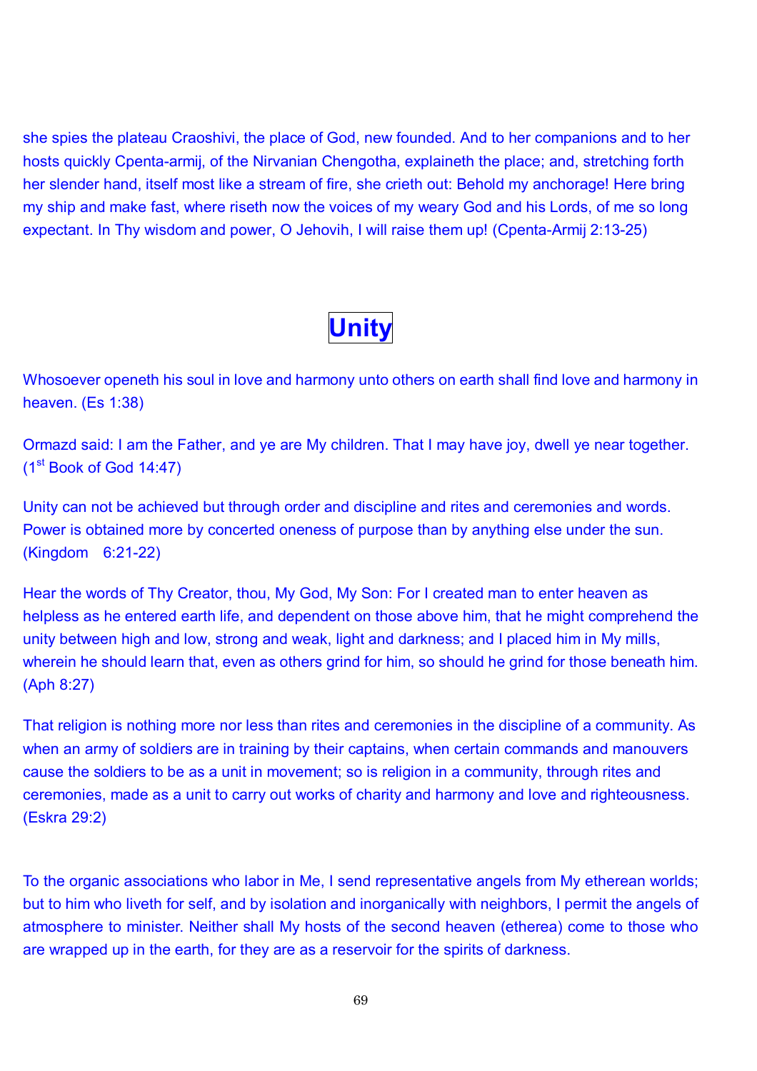she spies the plateau Craoshivi, the place of God, new founded. And to her companions and to her hosts quickly Cpenta-armij, of the Nirvanian Chengotha, explaineth the place; and, stretching forth her slender hand, itself most like a stream of fire, she crieth out: Behold my anchorage! Here bring my ship and make fast, where riseth now the voices of my weary God and his Lords, of me so long expectant. In Thy wisdom and power, O Jehovih, I will raise them up! (Cpenta-Armij 2:13-25)

# Unity

Whosoever openeth his soul in love and harmony unto others on earth shall find love and harmony in heaven. (Es 1:38)

Ormazd said: I am the Father, and ye are My children. That I may have joy, dwell ye near together. (1st Book of God 14:47)

Unity can not be achieved but through order and discipline and rites and ceremonies and words. Power is obtained more by concerted oneness of purpose than by anything else under the sun. (Kingdom 6:21-22)

Hear the words of Thy Creator, thou, My God, My Son: For I created man to enter heaven as helpless as he entered earth life, and dependent on those above him, that he might comprehend the unity between high and low, strong and weak, light and darkness; and I placed him in My mills, wherein he should learn that, even as others grind for him, so should he grind for those beneath him. (Aph 8:27)

That religion is nothing more nor less than rites and ceremonies in the discipline of a community. As when an army of soldiers are in training by their captains, when certain commands and manouvers cause the soldiers to be as a unit in movement; so is religion in a community, through rites and ceremonies, made as a unit to carry out works of charity and harmony and love and righteousness. (Eskra 29:2)

To the organic associations who labor in Me, I send representative angels from My etherean worlds; but to him who liveth for self, and by isolation and inorganically with neighbors, I permit the angels of atmosphere to minister. Neither shall My hosts of the second heaven (etherea) come to those who are wrapped up in the earth, for they are as a reservoir for the spirits of darkness.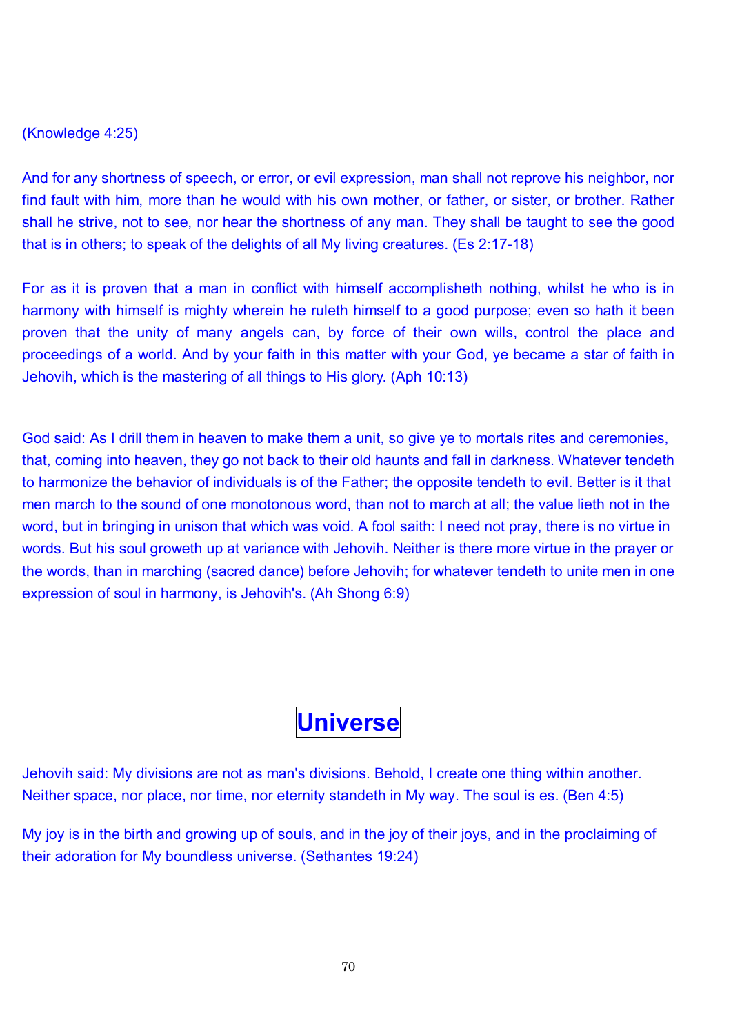(Knowledge 4:25)

And for any shortness of speech, or error, or evil expression, man shall not reprove his neighbor, nor find fault with him, more than he would with his own mother, or father, or sister, or brother. Rather shall he strive, not to see, nor hear the shortness of any man. They shall be taught to see the good that is in others; to speak of the delights of all My living creatures. (Es 2:17-18)

For as it is proven that a man in conflict with himself accomplisheth nothing, whilst he who is in harmony with himself is mighty wherein he ruleth himself to a good purpose; even so hath it been proven that the unity of many angels can, by force of their own wills, control the place and proceedings of a world. And by your faith in this matter with your God, ye became a star of faith in Jehovih, which is the mastering of all things to His glory. (Aph 10:13)

God said: As I drill them in heaven to make them a unit, so give ye to mortals rites and ceremonies, that, coming into heaven, they go not back to their old haunts and fall in darkness. Whatever tendeth to harmonize the behavior of individuals is of the Father; the opposite tendeth to evil. Better is it that men march to the sound of one monotonous word, than not to march at all; the value lieth not in the word, but in bringing in unison that which was void. A fool saith: I need not pray, there is no virtue in words. But his soul groweth up at variance with Jehovih. Neither is there more virtue in the prayer or the words, than in marching (sacred dance) before Jehovih; for whatever tendeth to unite men in one expression of soul in harmony, is Jehovih's. (Ah Shong 6:9)

# Universe

Jehovih said: My divisions are not as man's divisions. Behold, I create one thing within another. Neither space, nor place, nor time, nor eternity standeth in My way. The soul is es. (Ben 4:5)

My joy is in the birth and growing up of souls, and in the joy of their joys, and in the proclaiming of their adoration for My boundless universe. (Sethantes 19:24)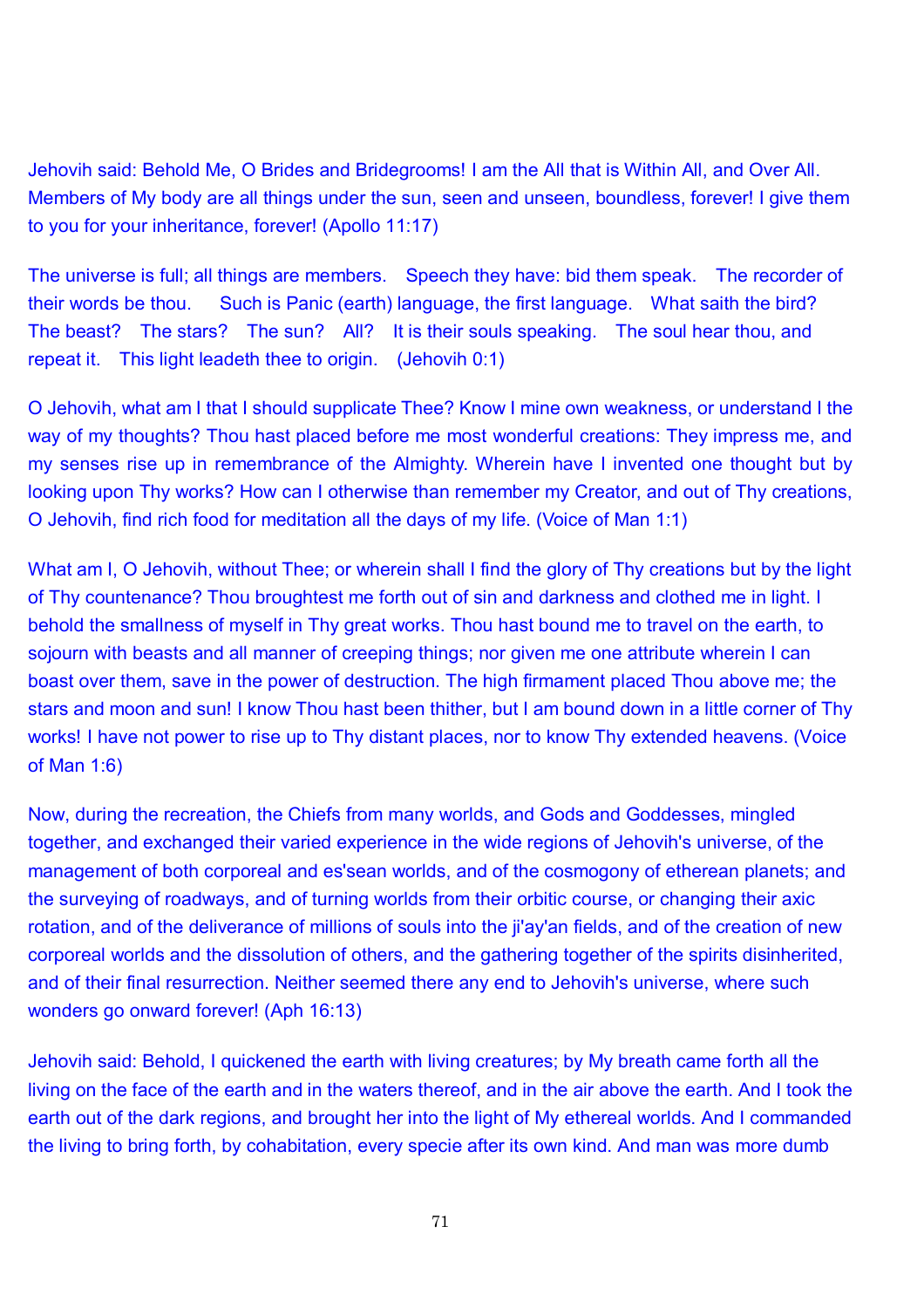Jehovih said: Behold Me, O Brides and Bridegrooms! I am the All that is Within All, and Over All. Members of My body are all things under the sun, seen and unseen, boundless, forever! I give them to you for your inheritance, forever! (Apollo 11:17)

The universe is full; all things are members. Speech they have: bid them speak. The recorder of their words be thou. Such is Panic (earth) language, the first language. What saith the bird? The beast? The stars? The sun? All? It is their souls speaking. The soul hear thou, and repeat it. This light leadeth thee to origin. (Jehovih 0:1)

O Jehovih, what am I that I should supplicate Thee? Know I mine own weakness, or understand I the way of my thoughts? Thou hast placed before me most wonderful creations: They impress me, and my senses rise up in remembrance of the Almighty. Wherein have I invented one thought but by looking upon Thy works? How can I otherwise than remember my Creator, and out of Thy creations, O Jehovih, find rich food for meditation all the days of my life. (Voice of Man 1:1)

What am I, O Jehovih, without Thee; or wherein shall I find the glory of Thy creations but by the light of Thy countenance? Thou broughtest me forth out of sin and darkness and clothed me in light. I behold the smallness of myself in Thy great works. Thou hast bound me to travel on the earth, to sojourn with beasts and all manner of creeping things; nor given me one attribute wherein I can boast over them, save in the power of destruction. The high firmament placed Thou above me; the stars and moon and sun! I know Thou hast been thither, but I am bound down in a little corner of Thy works! I have not power to rise up to Thy distant places, nor to know Thy extended heavens. (Voice of Man 1:6)

Now, during the recreation, the Chiefs from many worlds, and Gods and Goddesses, mingled together, and exchanged their varied experience in the wide regions of Jehovih's universe, of the management of both corporeal and es'sean worlds, and of the cosmogony of etherean planets; and the surveying of roadways, and of turning worlds from their orbitic course, or changing their axic rotation, and of the deliverance of millions of souls into the ji'ay'an fields, and of the creation of new corporeal worlds and the dissolution of others, and the gathering together of the spirits disinherited, and of their final resurrection. Neither seemed there any end to Jehovih's universe, where such wonders go onward forever! (Aph 16:13)

Jehovih said: Behold, I quickened the earth with living creatures; by My breath came forth all the living on the face of the earth and in the waters thereof, and in the air above the earth. And I took the earth out of the dark regions, and brought her into the light of My ethereal worlds. And I commanded the living to bring forth, by cohabitation, every specie after its own kind. And man was more dumb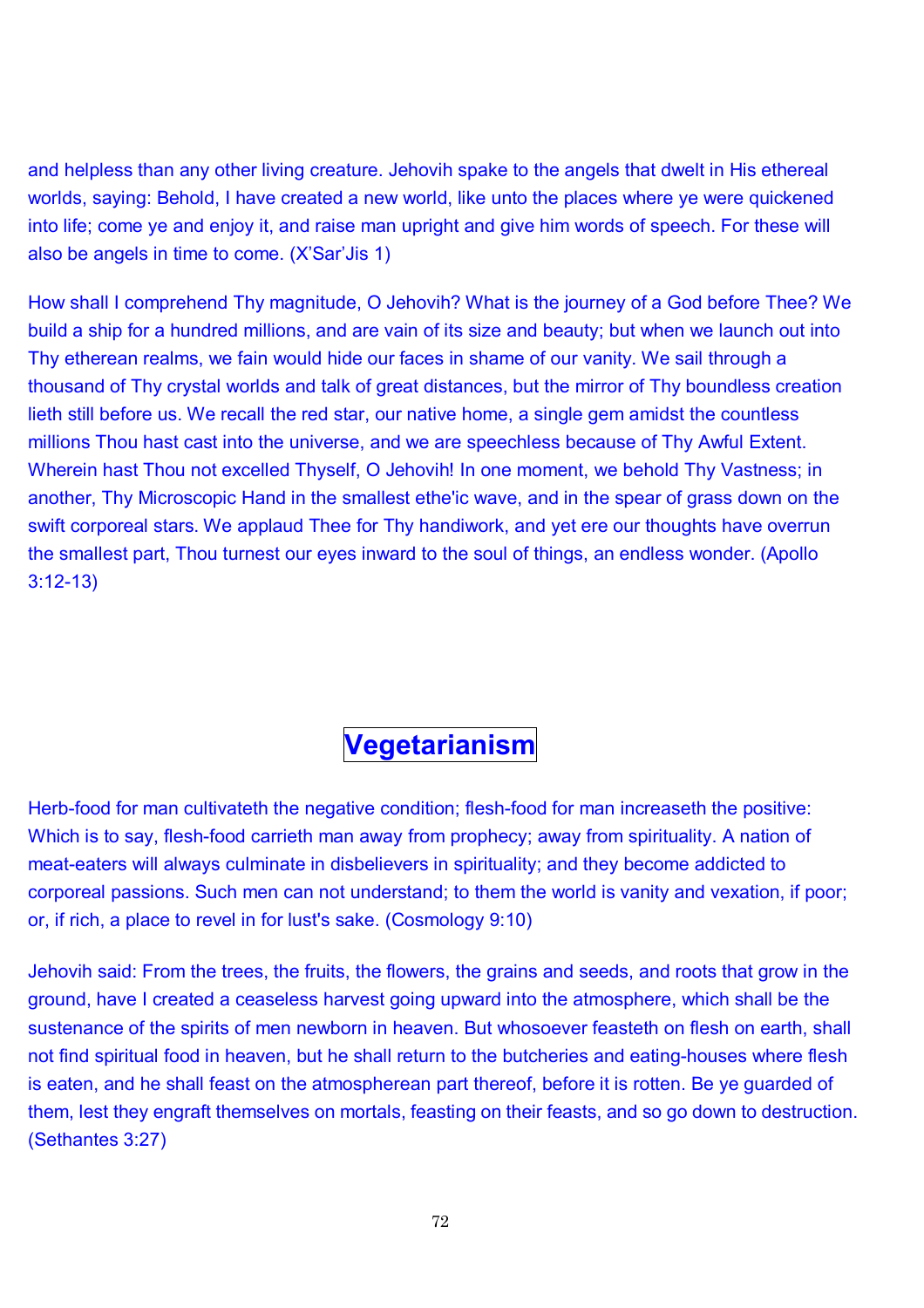and helpless than any other living creature. Jehovih spake to the angels that dwelt in His ethereal worlds, saying: Behold, I have created a new world, like unto the places where ye were quickened into life; come ye and enjoy it, and raise man upright and give him words of speech. For these will also be angels in time to come. (X'Sar'Jis 1)

How shall I comprehend Thy magnitude, O Jehovih? What is the journey of a God before Thee? We build a ship for a hundred millions, and are vain of its size and beauty; but when we launch out into Thy etherean realms, we fain would hide our faces in shame of our vanity. We sail through a thousand of Thy crystal worlds and talk of great distances, but the mirror of Thy boundless creation lieth still before us. We recall the red star, our native home, a single gem amidst the countless millions Thou hast cast into the universe, and we are speechless because of Thy Awful Extent. Wherein hast Thou not excelled Thyself, O Jehovih! In one moment, we behold Thy Vastness; in another, Thy Microscopic Hand in the smallest ethe'ic wave, and in the spear of grass down on the swift corporeal stars. We applaud Thee for Thy handiwork, and yet ere our thoughts have overrun the smallest part, Thou turnest our eyes inward to the soul of things, an endless wonder. (Apollo 3:12-13)

# Vegetarianism

Herb-food for man cultivateth the negative condition; flesh-food for man increaseth the positive: Which is to say, flesh-food carrieth man away from prophecy; away from spirituality. A nation of meat-eaters will always culminate in disbelievers in spirituality; and they become addicted to corporeal passions. Such men can not understand; to them the world is vanity and vexation, if poor; or, if rich, a place to revel in for lust's sake. (Cosmology 9:10)

Jehovih said: From the trees, the fruits, the flowers, the grains and seeds, and roots that grow in the ground, have I created a ceaseless harvest going upward into the atmosphere, which shall be the sustenance of the spirits of men newborn in heaven. But whosoever feasteth on flesh on earth, shall not find spiritual food in heaven, but he shall return to the butcheries and eating-houses where flesh is eaten, and he shall feast on the atmospherean part thereof, before it is rotten. Be ye guarded of them, lest they engraft themselves on mortals, feasting on their feasts, and so go down to destruction. (Sethantes 3:27)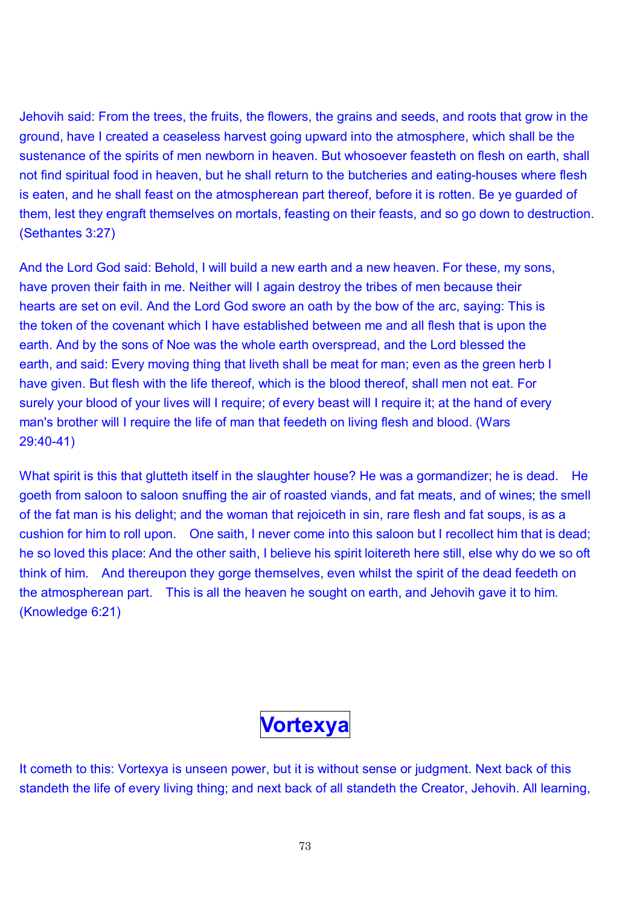Jehovih said: From the trees, the fruits, the flowers, the grains and seeds, and roots that grow in the ground, have I created a ceaseless harvest going upward into the atmosphere, which shall be the sustenance of the spirits of men newborn in heaven. But whosoever feasteth on flesh on earth, shall not find spiritual food in heaven, but he shall return to the butcheries and eating-houses where flesh is eaten, and he shall feast on the atmospherean part thereof, before it is rotten. Be ye guarded of them, lest they engraft themselves on mortals, feasting on their feasts, and so go down to destruction. (Sethantes 3:27)

And the Lord God said: Behold, I will build a new earth and a new heaven. For these, my sons, have proven their faith in me. Neither will I again destroy the tribes of men because their hearts are set on evil. And the Lord God swore an oath by the bow of the arc, saying: This is the token of the covenant which I have established between me and all flesh that is upon the earth. And by the sons of Noe was the whole earth overspread, and the Lord blessed the earth, and said: Every moving thing that liveth shall be meat for man; even as the green herb I have given. But flesh with the life thereof, which is the blood thereof, shall men not eat. For surely your blood of your lives will I require; of every beast will I require it; at the hand of every man's brother will I require the life of man that feedeth on living flesh and blood. (Wars 29:40-41)

What spirit is this that glutteth itself in the slaughter house? He was a gormandizer; he is dead. He goeth from saloon to saloon snuffing the air of roasted viands, and fat meats, and of wines; the smell of the fat man is his delight; and the woman that rejoiceth in sin, rare flesh and fat soups, is as a cushion for him to roll upon. One saith, I never come into this saloon but I recollect him that is dead; he so loved this place: And the other saith, I believe his spirit loitereth here still, else why do we so oft think of him. And thereupon they gorge themselves, even whilst the spirit of the dead feedeth on the atmospherean part. This is all the heaven he sought on earth, and Jehovih gave it to him. (Knowledge 6:21)

# Vortexya

It cometh to this: Vortexya is unseen power, but it is without sense or judgment. Next back of this standeth the life of every living thing; and next back of all standeth the Creator, Jehovih. All learning,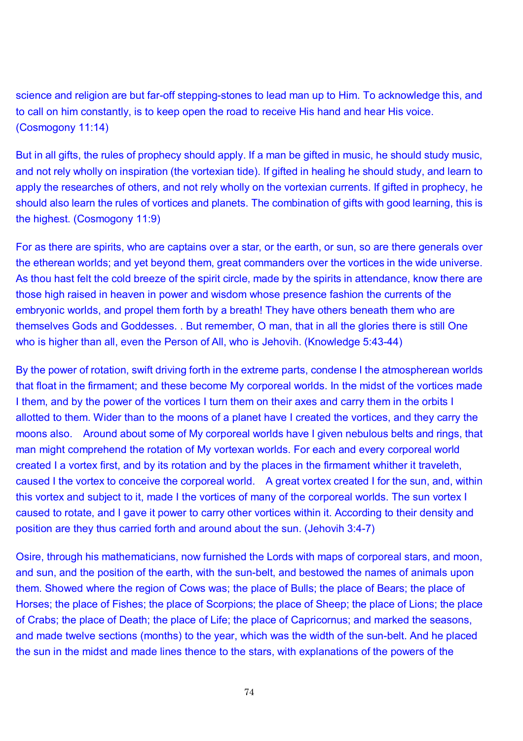science and religion are but far-off stepping-stones to lead man up to Him. To acknowledge this, and to call on him constantly, is to keep open the road to receive His hand and hear His voice. (Cosmogony 11:14)

But in all gifts, the rules of prophecy should apply. If a man be gifted in music, he should study music, and not rely wholly on inspiration (the vortexian tide). If gifted in healing he should study, and learn to apply the researches of others, and not rely wholly on the vortexian currents. If gifted in prophecy, he should also learn the rules of vortices and planets. The combination of gifts with good learning, this is the highest. (Cosmogony 11:9)

For as there are spirits, who are captains over a star, or the earth, or sun, so are there generals over the etherean worlds; and yet beyond them, great commanders over the vortices in the wide universe. As thou hast felt the cold breeze of the spirit circle, made by the spirits in attendance, know there are those high raised in heaven in power and wisdom whose presence fashion the currents of the embryonic worlds, and propel them forth by a breath! They have others beneath them who are themselves Gods and Goddesses. . But remember, O man, that in all the glories there is still One who is higher than all, even the Person of All, who is Jehovih. (Knowledge 5:43-44)

By the power of rotation, swift driving forth in the extreme parts, condense I the atmospherean worlds that float in the firmament; and these become My corporeal worlds. In the midst of the vortices made I them, and by the power of the vortices I turn them on their axes and carry them in the orbits I allotted to them. Wider than to the moons of a planet have I created the vortices, and they carry the moons also. Around about some of My corporeal worlds have I given nebulous belts and rings, that man might comprehend the rotation of My vortexan worlds. For each and every corporeal world created I a vortex first, and by its rotation and by the places in the firmament whither it traveleth, caused I the vortex to conceive the corporeal world. A great vortex created I for the sun, and, within this vortex and subject to it, made I the vortices of many of the corporeal worlds. The sun vortex I caused to rotate, and I gave it power to carry other vortices within it. According to their density and position are they thus carried forth and around about the sun. (Jehovih 3:4-7)

Osire, through his mathematicians, now furnished the Lords with maps of corporeal stars, and moon, and sun, and the position of the earth, with the sun-belt, and bestowed the names of animals upon them. Showed where the region of Cows was; the place of Bulls; the place of Bears; the place of Horses; the place of Fishes; the place of Scorpions; the place of Sheep; the place of Lions; the place of Crabs; the place of Death; the place of Life; the place of Capricornus; and marked the seasons, and made twelve sections (months) to the year, which was the width of the sun-belt. And he placed the sun in the midst and made lines thence to the stars, with explanations of the powers of the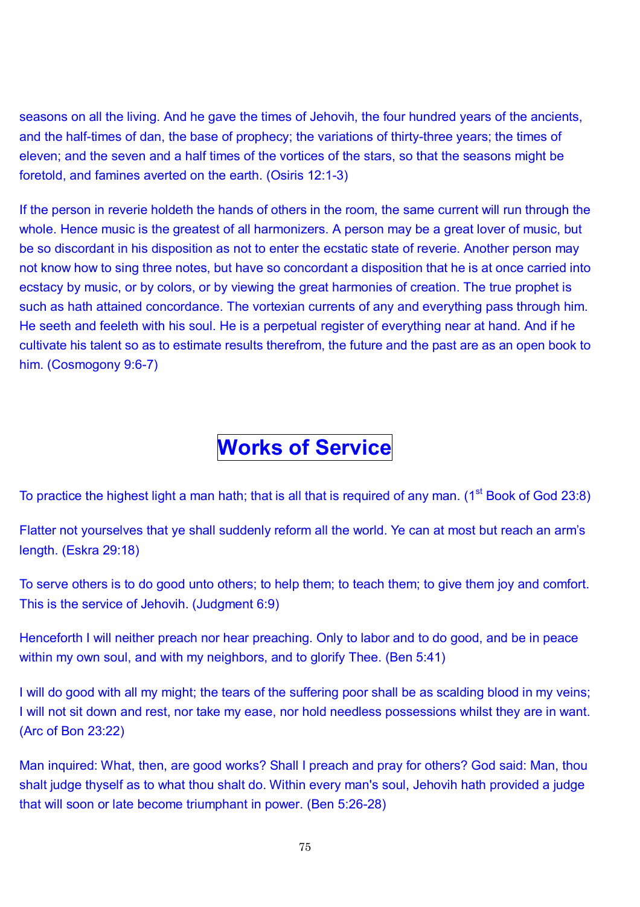seasons on all the living. And he gave the times of Jehovih, the four hundred years of the ancients, and the half-times of dan, the base of prophecy; the variations of thirty-three years; the times of eleven; and the seven and a half times of the vortices of the stars, so that the seasons might be foretold, and famines averted on the earth. (Osiris 12:1-3)

If the person in reverie holdeth the hands of others in the room, the same current will run through the whole. Hence music is the greatest of all harmonizers. A person may be a great lover of music, but be so discordant in his disposition as not to enter the ecstatic state of reverie. Another person may not know how to sing three notes, but have so concordant a disposition that he is at once carried into ecstacy by music, or by colors, or by viewing the great harmonies of creation. The true prophet is such as hath attained concordance. The vortexian currents of any and everything pass through him. He seeth and feeleth with his soul. He is a perpetual register of everything near at hand. And if he cultivate his talent so as to estimate results therefrom, the future and the past are as an open book to him. (Cosmogony 9:6-7)

# Works of Service

To practice the highest light a man hath; that is all that is required of any man. (1st Book of God 23:8)

Flatter not yourselves that ye shall suddenly reform all the world. Ye can at most but reach an arm's length. (Eskra 29:18)

To serve others is to do good unto others; to help them; to teach them; to give them joy and comfort. This is the service of Jehovih. (Judgment 6:9)

Henceforth I will neither preach nor hear preaching. Only to labor and to do good, and be in peace within my own soul, and with my neighbors, and to glorify Thee. (Ben 5:41)

I will do good with all my might; the tears of the suffering poor shall be as scalding blood in my veins; I will not sit down and rest, nor take my ease, nor hold needless possessions whilst they are in want. (Arc of Bon 23:22)

Man inquired: What, then, are good works? Shall I preach and pray for others? God said: Man, thou shalt judge thyself as to what thou shalt do. Within every man's soul, Jehovih hath provided a judge that will soon or late become triumphant in power. (Ben 5:26-28)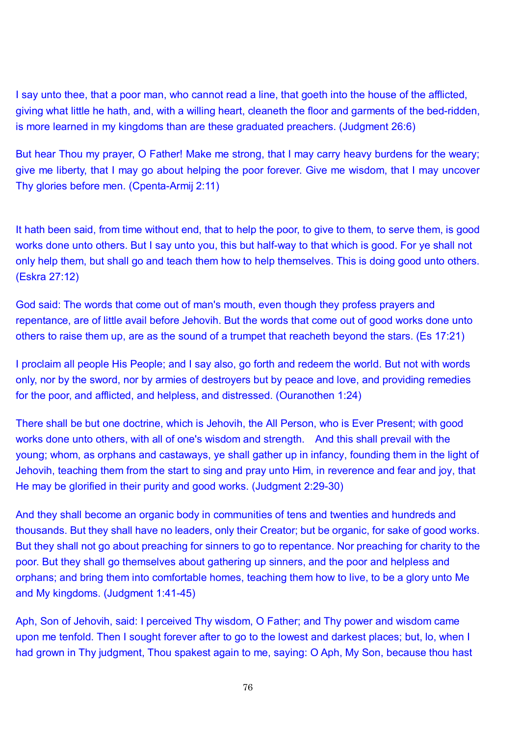I say unto thee, that a poor man, who cannot read a line, that goeth into the house of the afflicted, giving what little he hath, and, with a willing heart, cleaneth the floor and garments of the bed-ridden, is more learned in my kingdoms than are these graduated preachers. (Judgment 26:6)

But hear Thou my prayer, O Father! Make me strong, that I may carry heavy burdens for the weary; give me liberty, that I may go about helping the poor forever. Give me wisdom, that I may uncover Thy glories before men. (Cpenta-Armij 2:11)

It hath been said, from time without end, that to help the poor, to give to them, to serve them, is good works done unto others. But I say unto you, this but half-way to that which is good. For ye shall not only help them, but shall go and teach them how to help themselves. This is doing good unto others. (Eskra 27:12)

God said: The words that come out of man's mouth, even though they profess prayers and repentance, are of little avail before Jehovih. But the words that come out of good works done unto others to raise them up, are as the sound of a trumpet that reacheth beyond the stars. (Es 17:21)

I proclaim all people His People; and I say also, go forth and redeem the world. But not with words only, nor by the sword, nor by armies of destroyers but by peace and love, and providing remedies for the poor, and afflicted, and helpless, and distressed. (Ouranothen 1:24)

There shall be but one doctrine, which is Jehovih, the All Person, who is Ever Present; with good works done unto others, with all of one's wisdom and strength. And this shall prevail with the young; whom, as orphans and castaways, ye shall gather up in infancy, founding them in the light of Jehovih, teaching them from the start to sing and pray unto Him, in reverence and fear and joy, that He may be glorified in their purity and good works. (Judgment 2:29-30)

And they shall become an organic body in communities of tens and twenties and hundreds and thousands. But they shall have no leaders, only their Creator; but be organic, for sake of good works. But they shall not go about preaching for sinners to go to repentance. Nor preaching for charity to the poor. But they shall go themselves about gathering up sinners, and the poor and helpless and orphans; and bring them into comfortable homes, teaching them how to live, to be a glory unto Me and My kingdoms. (Judgment 1:41-45)

Aph, Son of Jehovih, said: I perceived Thy wisdom, O Father; and Thy power and wisdom came upon me tenfold. Then I sought forever after to go to the lowest and darkest places; but, lo, when I had grown in Thy judgment, Thou spakest again to me, saying: O Aph, My Son, because thou hast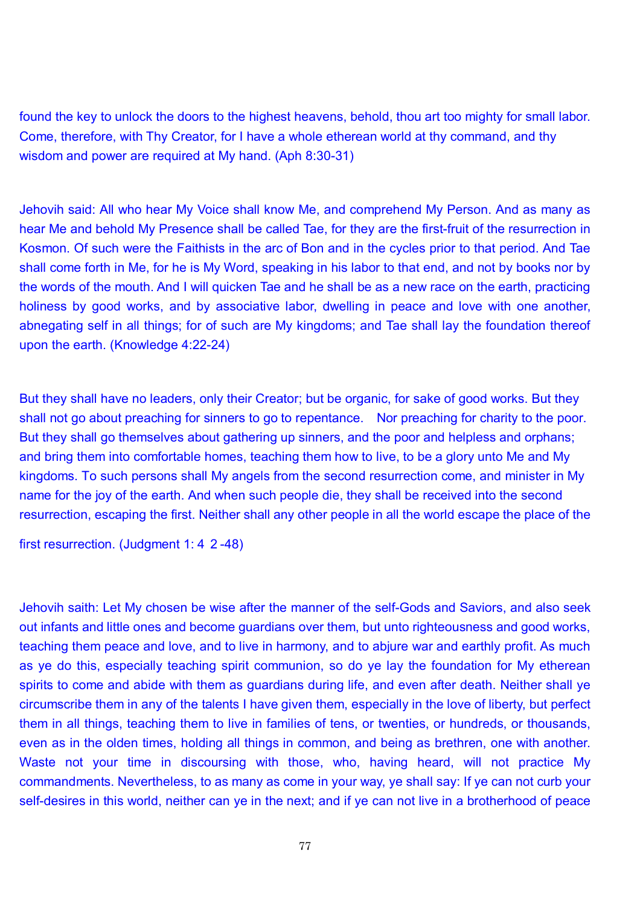found the key to unlock the doors to the highest heavens, behold, thou art too mighty for small labor. Come, therefore, with Thy Creator, for I have a whole etherean world at thy command, and thy wisdom and power are required at My hand. (Aph 8:30-31)

Jehovih said: All who hear My Voice shall know Me, and comprehend My Person. And as many as hear Me and behold My Presence shall be called Tae, for they are the first-fruit of the resurrection in Kosmon. Of such were the Faithists in the arc of Bon and in the cycles prior to that period. And Tae shall come forth in Me, for he is My Word, speaking in his labor to that end, and not by books nor by the words of the mouth. And I will quicken Tae and he shall be as a new race on the earth, practicing holiness by good works, and by associative labor, dwelling in peace and love with one another, abnegating self in all things; for of such are My kingdoms; and Tae shall lay the foundation thereof upon the earth. (Knowledge 4:22-24)

But they shall have no leaders, only their Creator; but be organic, for sake of good works. But they shall not go about preaching for sinners to go to repentance. Nor preaching for charity to the poor. But they shall go themselves about gathering up sinners, and the poor and helpless and orphans; and bring them into comfortable homes, teaching them how to live, to be a glory unto Me and My kingdoms. To such persons shall My angels from the second resurrection come, and minister in My name for the joy of the earth. And when such people die, they shall be received into the second resurrection, escaping the first. Neither shall any other people in all the world escape the place of the first resurrection. (Judgment 1:42-48)

Jehovih saith: Let My chosen be wise after the manner of the self-Gods and Saviors, and also seek out infants and little ones and become guardians over them, but unto righteousness and good works, teaching them peace and love, and to live in harmony, and to abjure war and earthly profit. As much as ye do this, especially teaching spirit communion, so do ye lay the foundation for My etherean spirits to come and abide with them as guardians during life, and even after death. Neither shall ye circumscribe them in any of the talents I have given them, especially in the love of liberty, but perfect them in all things, teaching them to live in families of tens, or twenties, or hundreds, or thousands, even as in the olden times, holding all things in common, and being as brethren, one with another. Waste not your time in discoursing with those, who, having heard, will not practice My commandments. Nevertheless, to as many as come in your way, ye shall say: If ye can not curb your self-desires in this world, neither can ye in the next; and if ye can not live in a brotherhood of peace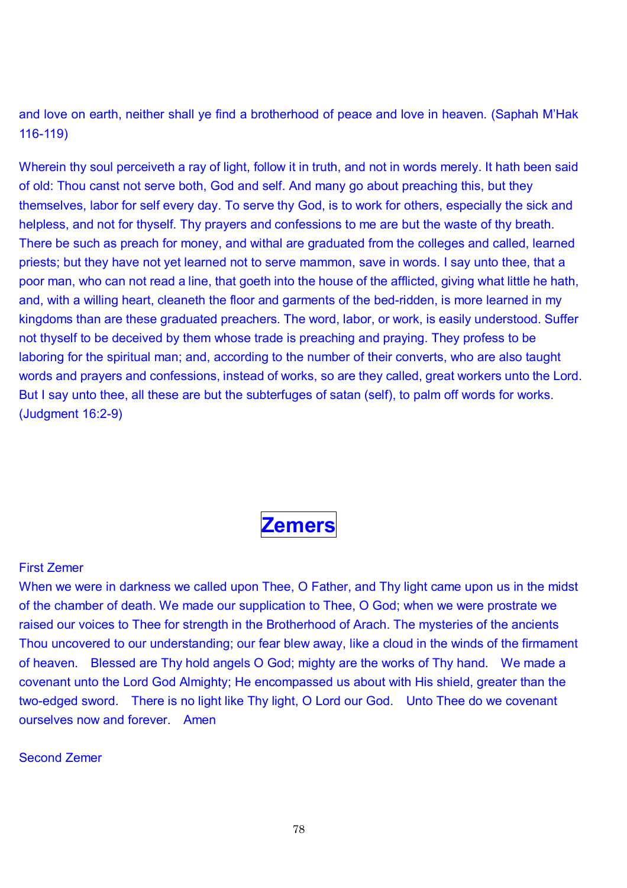and love on earth, neither shall ye find a brotherhood of peace and love in heaven. (Saphah M'Hak 116-119)

Wherein thy soul perceiveth a ray of light, follow it in truth, and not in words merely. It hath been said of old: Thou canst not serve both, God and self. And many go about preaching this, but they themselves, labor for self every day. To serve thy God, is to work for others, especially the sick and helpless, and not for thyself. Thy prayers and confessions to me are but the waste of thy breath. There be such as preach for money, and withal are graduated from the colleges and called, learned priests; but they have not yet learned not to serve mammon, save in words. I say unto thee, that a poor man, who can not read a line, that goeth into the house of the afflicted, giving what little he hath, and, with a willing heart, cleaneth the floor and garments of the bed-ridden, is more learned in my kingdoms than are these graduated preachers. The word, labor, or work, is easily understood. Suffer not thyself to be deceived by them whose trade is preaching and praying. They profess to be laboring for the spiritual man; and, according to the number of their converts, who are also taught words and prayers and confessions, instead of works, so are they called, great workers unto the Lord. But I say unto thee, all these are but the subterfuges of satan (self), to palm off words for works. (Judgment 16:2-9)

# Zemers

First Zemer

When we were in darkness we called upon Thee, O Father, and Thy light came upon us in the midst of the chamber of death. We made our supplication to Thee, O God; when we were prostrate we raised our voices to Thee for strength in the Brotherhood of Arach. The mysteries of the ancients Thou uncovered to our understanding; our fear blew away, like a cloud in the winds of the firmament of heaven. Blessed are Thy hold angels O God; mighty are the works of Thy hand. We made a covenant unto the Lord God Almighty; He encompassed us about with His shield, greater than the two-edged sword. There is no light like Thy light, O Lord our God. Unto Thee do we covenant ourselves now and forever. Amen

Second Zemer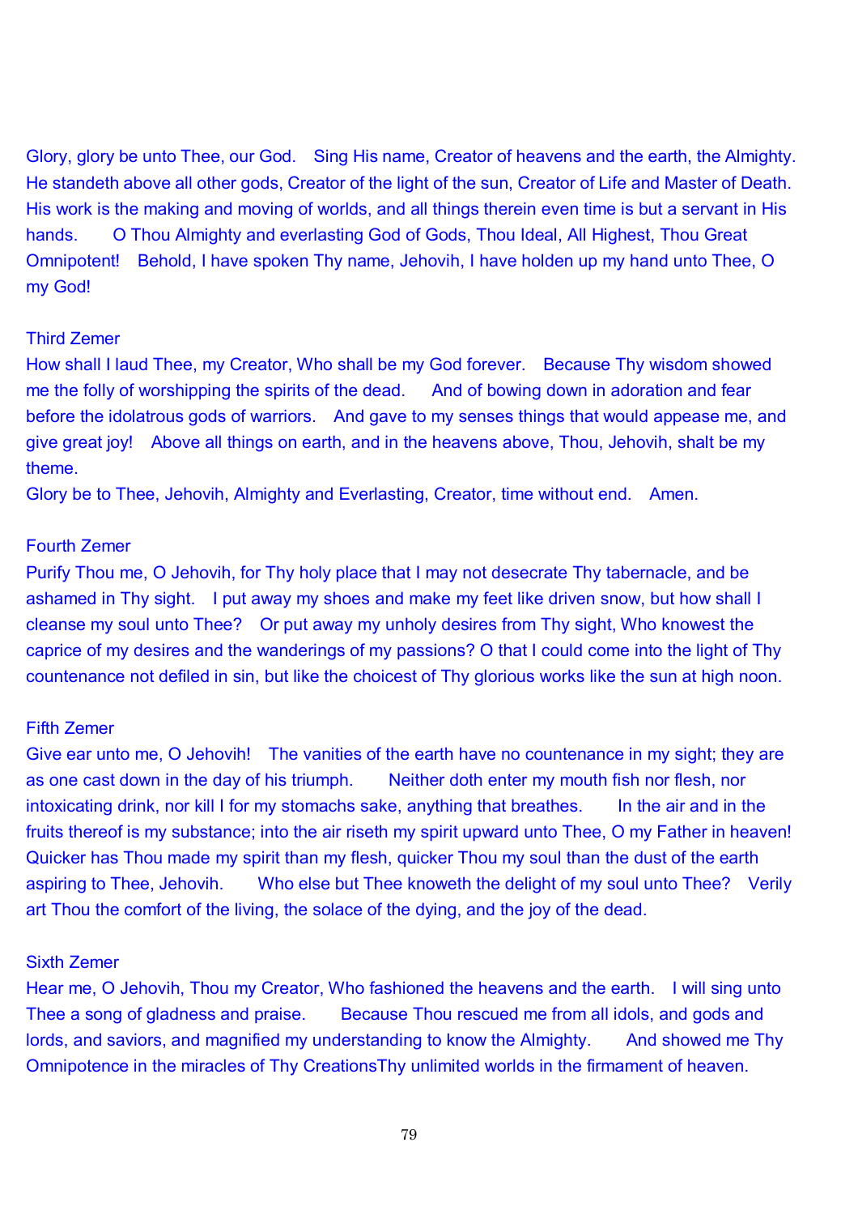Glory, glory be unto Thee, our God. Sing His name, Creator of heavens and the earth, the Almighty. He standeth above all other gods, Creator of the light of the sun, Creator of Life and Master of Death. His work is the making and moving of worlds, and all things therein even time is but a servant in His hands. O Thou Almighty and everlasting God of Gods, Thou Ideal, All Highest, Thou Great Omnipotent! Behold, I have spoken Thy name, Jehovih, I have holden up my hand unto Thee, O my God!

### Third Zemer

How shall I laud Thee, my Creator, Who shall be my God forever. Because Thy wisdom showed me the folly of worshipping the spirits of the dead. And of bowing down in adoration and fear before the idolatrous gods of warriors. And gave to my senses things that would appease me, and give great joy! Above all things on earth, and in the heavens above, Thou, Jehovih, shalt be my theme.
Glory be to Thee, Jehovih, Almighty and Everlasting, Creator, time without end. Amen.

### Fourth Zemer

Purify Thou me, O Jehovih, for Thy holy place that I may not desecrate Thy tabernacle, and be ashamed in Thy sight. I put away my shoes and make my feet like driven snow, but how shall I cleanse my soul unto Thee? Or put away my unholy desires from Thy sight, Who knowest the caprice of my desires and the wanderings of my passions? O that I could come into the light of Thy countenance not defiled in sin, but like the choicest of Thy glorious works like the sun at high noon.

### Fifth Zemer

Give ear unto me, O Jehovih! The vanities of the earth have no countenance in my sight; they are as one cast down in the day of his triumph. Neither doth enter my mouth fish nor flesh, nor intoxicating drink, nor kill I for my stomachs sake, anything that breathes. In the air and in the fruits thereof is my substance; into the air riseth my spirit upward unto Thee, O my Father in heaven! Quicker has Thou made my spirit than my flesh, quicker Thou my soul than the dust of the earth aspiring to Thee, Jehovih. Who else but Thee knoweth the delight of my soul unto Thee? Verily art Thou the comfort of the living, the solace of the dying, and the joy of the dead.

### Sixth Zemer

Hear me, O Jehovih, Thou my Creator, Who fashioned the heavens and the earth. I will sing unto Thee a song of gladness and praise. Because Thou rescued me from all idols, and gods and lords, and saviors, and magnified my understanding to know the Almighty. And showed me Thy Omnipotence in the miracles of Thy CreationsThy unlimited worlds in the firmament of heaven.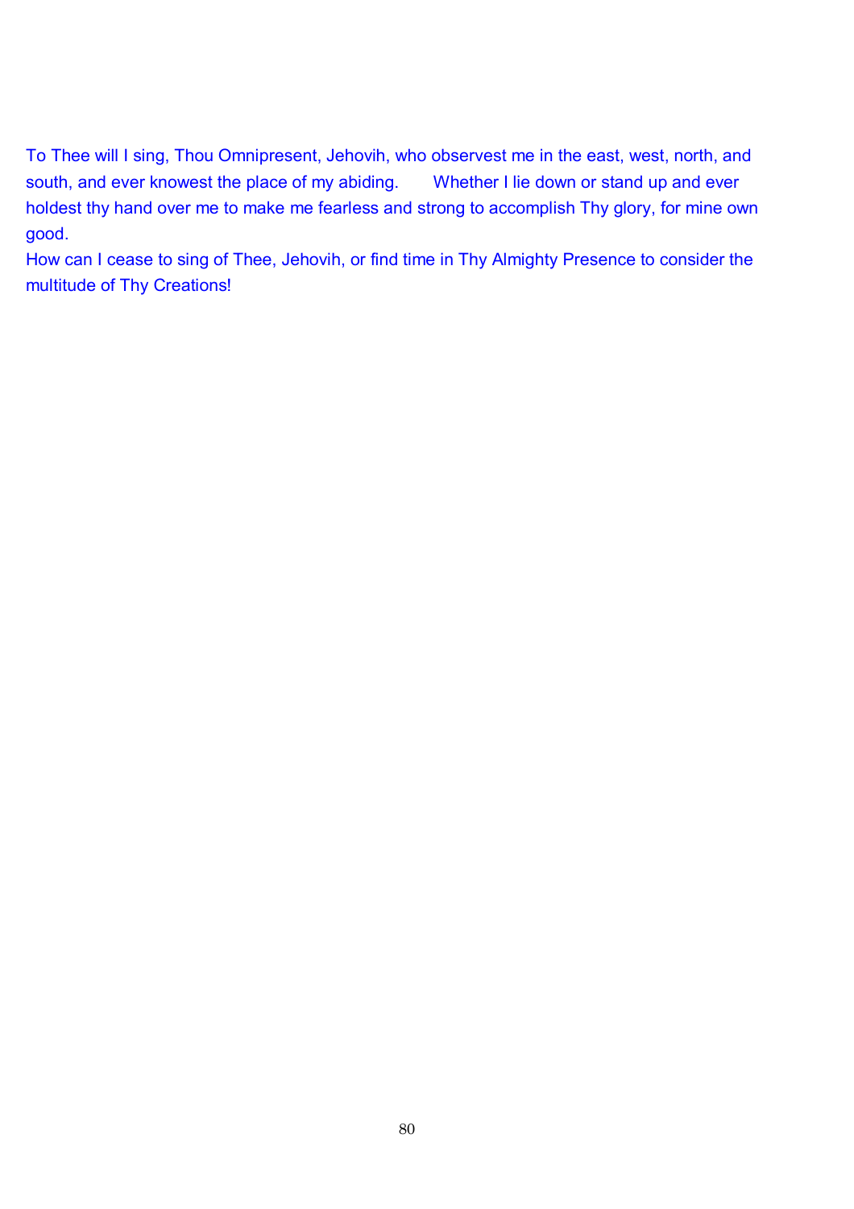To Thee will I sing, Thou Omnipresent, Jehovih, who observest me in the east, west, north, and south, and ever knowest the place of my abiding. Whether I lie down or stand up and ever holdest thy hand over me to make me fearless and strong to accomplish Thy glory, for mine own good.

How can I cease to sing of Thee, Jehovih, or find time in Thy Almighty Presence to consider the multitude of Thy Creations!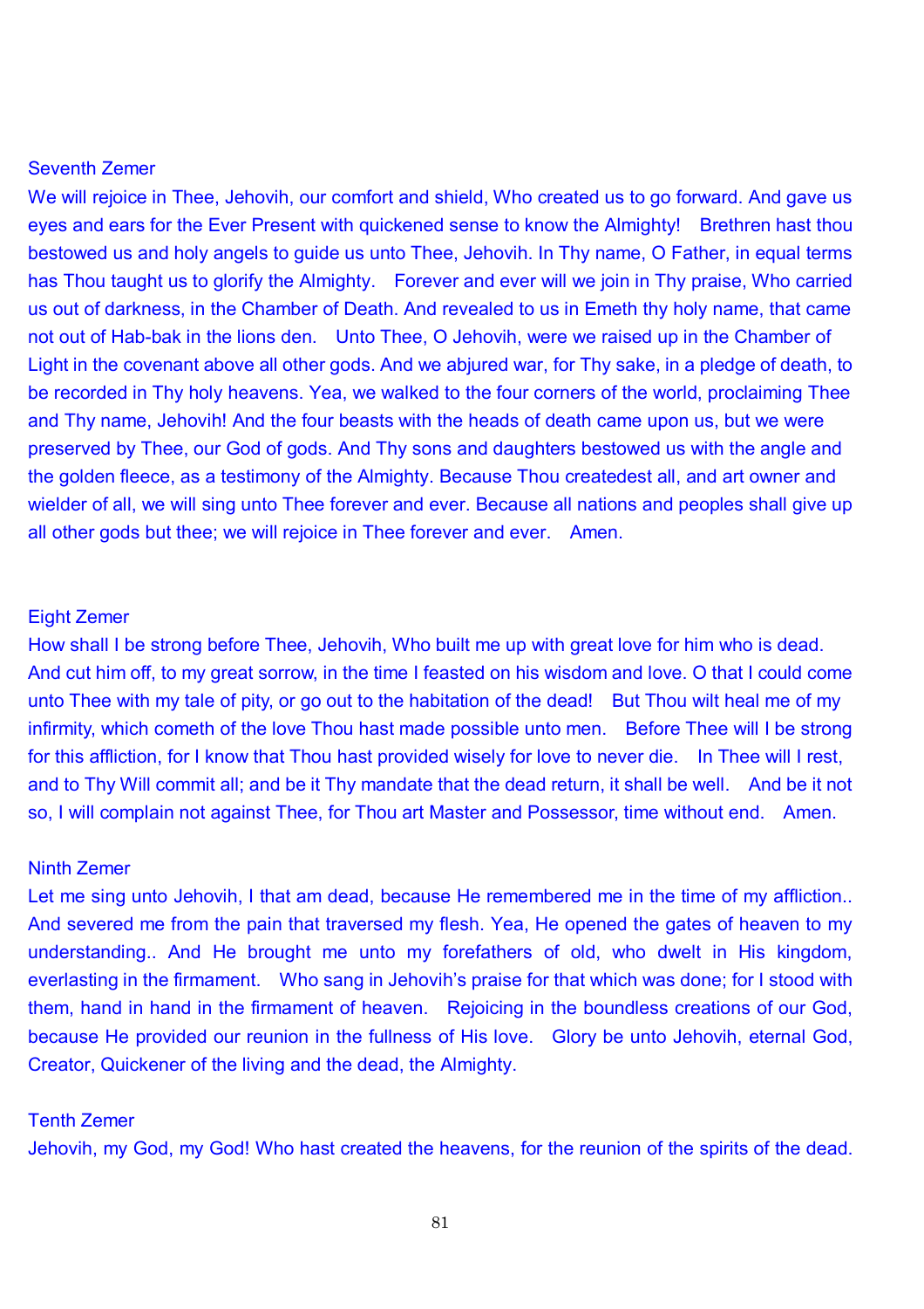## Seventh Zemer

We will rejoice in Thee, Jehovih, our comfort and shield, Who created us to go forward. And gave us eyes and ears for the Ever Present with quickened sense to know the Almighty! Brethren hast thou bestowed us and holy angels to guide us unto Thee, Jehovih. In Thy name, O Father, in equal terms has Thou taught us to glorify the Almighty. Forever and ever will we join in Thy praise, Who carried us out of darkness, in the Chamber of Death. And revealed to us in Emeth thy holy name, that came not out of Hab-bak in the lions den. Unto Thee, O Jehovih, were we raised up in the Chamber of Light in the covenant above all other gods. And we abjured war, for Thy sake, in a pledge of death, to be recorded in Thy holy heavens. Yea, we walked to the four corners of the world, proclaiming Thee and Thy name, Jehovih! And the four beasts with the heads of death came upon us, but we were preserved by Thee, our God of gods. And Thy sons and daughters bestowed us with the angle and the golden fleece, as a testimony of the Almighty. Because Thou createdest all, and art owner and wielder of all, we will sing unto Thee forever and ever. Because all nations and peoples shall give up all other gods but thee; we will rejoice in Thee forever and ever. Amen.

## Eight Zemer

How shall I be strong before Thee, Jehovih, Who built me up with great love for him who is dead. And cut him off, to my great sorrow, in the time I feasted on his wisdom and love. O that I could come unto Thee with my tale of pity, or go out to the habitation of the dead! But Thou wilt heal me of my infirmity, which cometh of the love Thou hast made possible unto men. Before Thee will I be strong for this affliction, for I know that Thou hast provided wisely for love to never die. In Thee will I rest, and to Thy Will commit all; and be it Thy mandate that the dead return, it shall be well. And be it not so, I will complain not against Thee, for Thou art Master and Possessor, time without end. Amen.

## Ninth Zemer

Let me sing unto Jehovih, I that am dead, because He remembered me in the time of my affliction.. And severed me from the pain that traversed my flesh. Yea, He opened the gates of heaven to my understanding.. And He brought me unto my forefathers of old, who dwelt in His kingdom, everlasting in the firmament. Who sang in Jehovih's praise for that which was done; for I stood with them, hand in hand in the firmament of heaven. Rejoicing in the boundless creations of our God, because He provided our reunion in the fullness of His love. Glory be unto Jehovih, eternal God, Creator, Quickener of the living and the dead, the Almighty.

## Tenth Zemer

Jehovih, my God, my God! Who hast created the heavens, for the reunion of the spirits of the dead.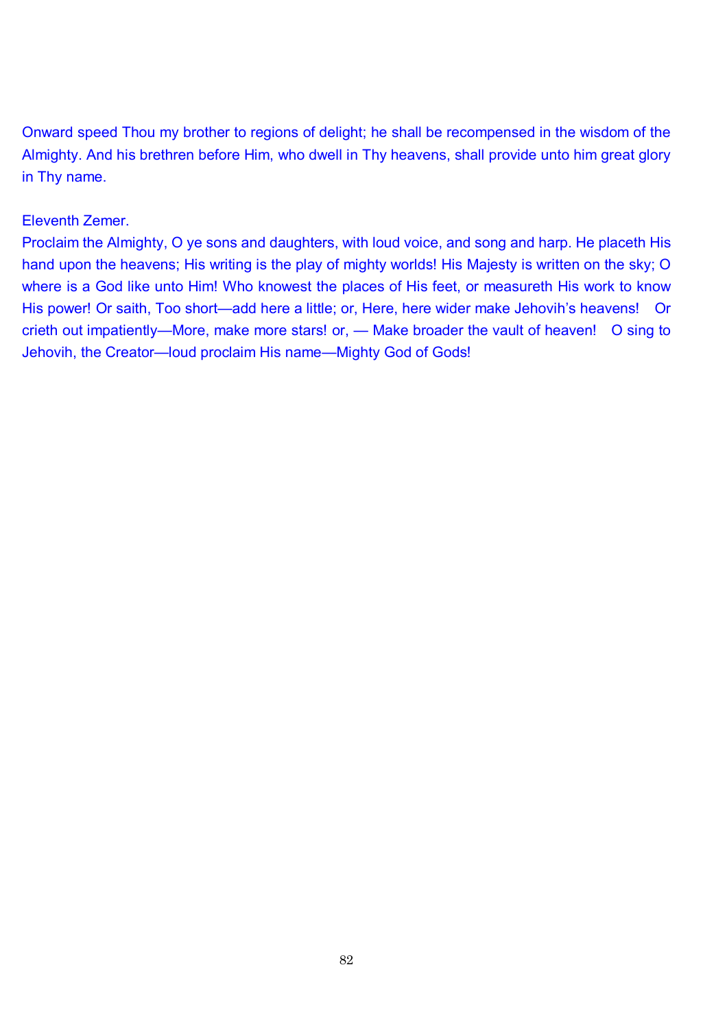Onward speed Thou my brother to regions of delight; he shall be recompensed in the wisdom of the Almighty. And his brethren before Him, who dwell in Thy heavens, shall provide unto him great glory in Thy name.

Eleventh Zemer.

Proclaim the Almighty, O ye sons and daughters, with loud voice, and song and harp. He placeth His hand upon the heavens; His writing is the play of mighty worlds! His Majesty is written on the sky; O where is a God like unto Him! Who knowest the places of His feet, or measureth His work to know His power! Or saith, Too short—add here a little; or, Here, here wider make Jehovih's heavens! Or crieth out impatiently—More, make more stars! or, — Make broader the vault of heaven! O sing to Jehovih, the Creator—loud proclaim His name—Mighty God of Gods!